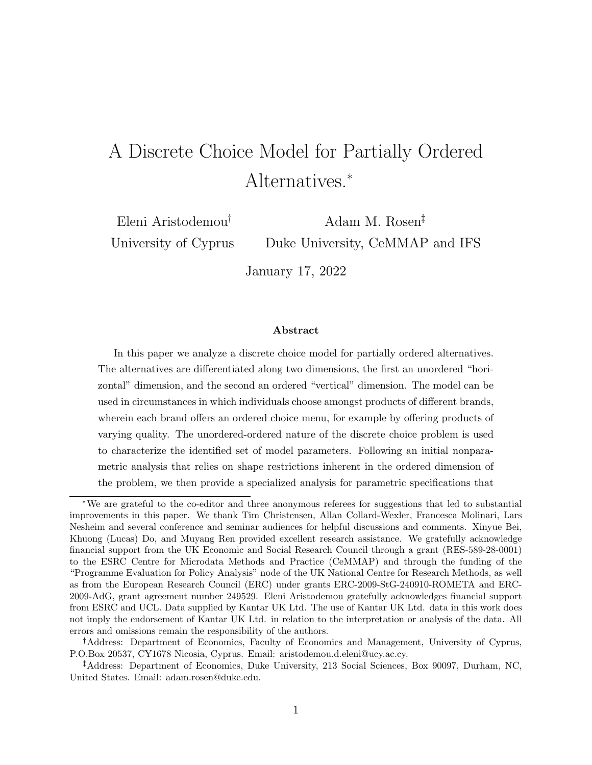# A Discrete Choice Model for Partially Ordered Alternatives.*

Eleni Aristodemou† — University of Cyprus

Adam M. Rosen‡ — Duke University, CeMMAP and IFS

January 17, 2022

### Abstract

In this paper we analyze a discrete choice model for partially ordered alternatives. The alternatives are differentiated along two dimensions, the first an unordered "horizontal" dimension, and the second an ordered "vertical" dimension. The model can be used in circumstances in which individuals choose amongst products of different brands, wherein each brand offers an ordered choice menu, for example by offering products of varying quality. The unordered-ordered nature of the discrete choice problem is used to characterize the identified set of model parameters. Following an initial nonparametric analysis that relies on shape restrictions inherent in the ordered dimension of the problem, we then provide a specialized analysis for parametric specifications that

---

*We are grateful to the co-editor and three anonymous referees for suggestions that led to substantial improvements in this paper. We thank Tim Christensen, Allan Collard-Wexler, Francesca Molinari, Lars Nesheim and several conference and seminar audiences for helpful discussions and comments. Xinyue Bei, Khuong (Lucas) Do, and Muyang Ren provided excellent research assistance. We gratefully acknowledge financial support from the UK Economic and Social Research Council through a grant (RES-589-28-0001) to the ESRC Centre for Microdata Methods and Practice (CeMMAP) and through the funding of the "Programme Evaluation for Policy Analysis" node of the UK National Centre for Research Methods, as well as from the European Research Council (ERC) under grants ERC-2009-StG-240910-ROMETA and ERC-2009-AdG, grant agreement number 249529. Eleni Aristodemou gratefully acknowledges financial support from ESRC and UCL. Data supplied by Kantar UK Ltd. The use of Kantar UK Ltd. data in this work does not imply the endorsement of Kantar UK Ltd. in relation to the interpretation or analysis of the data. All errors and omissions remain the responsibility of the authors.

†Address: Department of Economics, Faculty of Economics and Management, University of Cyprus, P.O.Box 20537, CY1678 Nicosia, Cyprus. Email: aristodemou.d.eleni@ucy.ac.cy.

‡Address: Department of Economics, Duke University, 213 Social Sciences, Box 90097, Durham, NC, United States. Email: adam.rosen@duke.edu.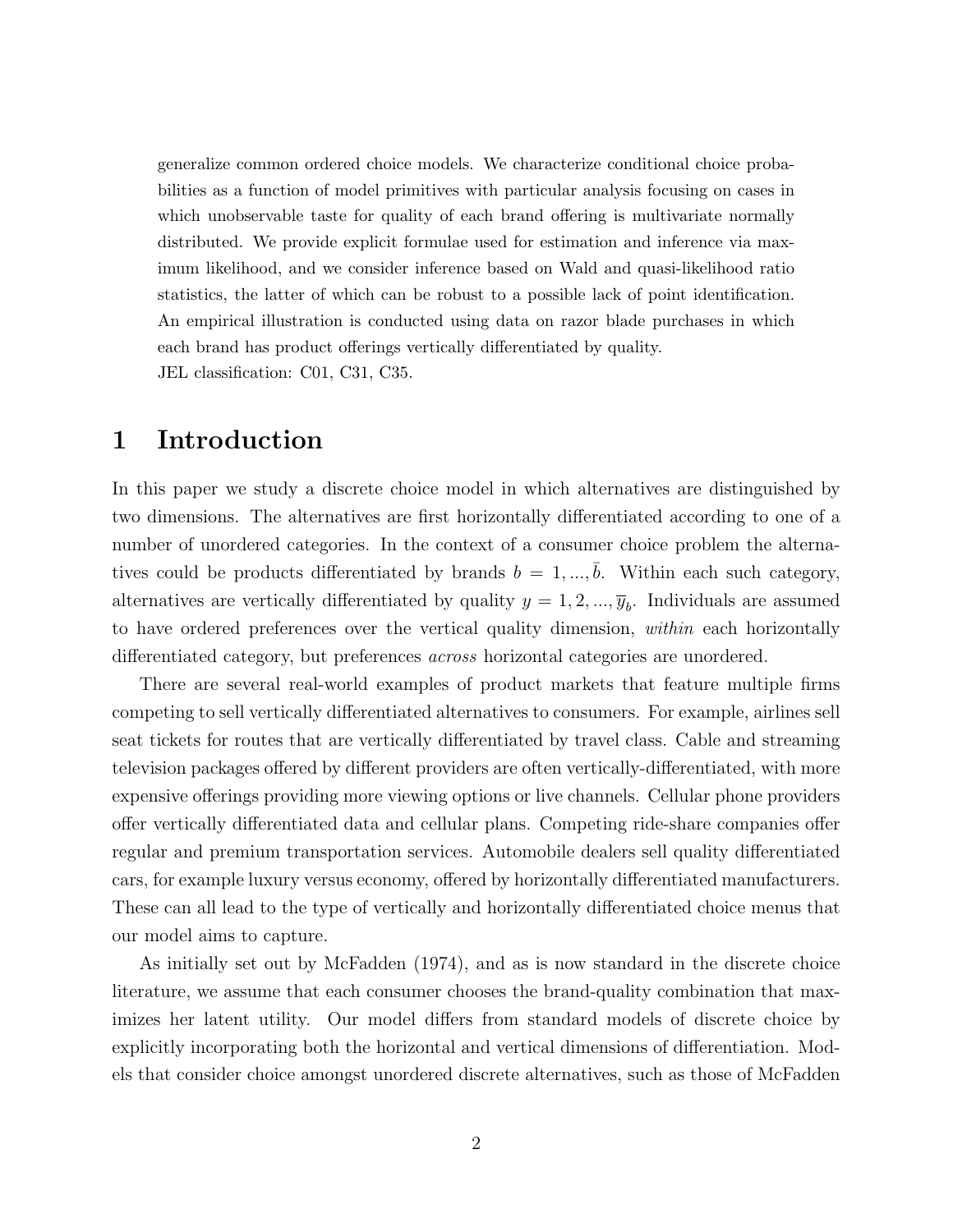generalize common ordered choice models. We characterize conditional choice probabilities as a function of model primitives with particular analysis focusing on cases in which unobservable taste for quality of each brand offering is multivariate normally distributed. We provide explicit formulae used for estimation and inference via maximum likelihood, and we consider inference based on Wald and quasi-likelihood ratio statistics, the latter of which can be robust to a possible lack of point identification. An empirical illustration is conducted using data on razor blade purchases in which each brand has product offerings vertically differentiated by quality.
JEL classification: C01, C31, C35.

# 1 Introduction

In this paper we study a discrete choice model in which alternatives are distinguished by two dimensions. The alternatives are first horizontally differentiated according to one of a number of unordered categories. In the context of a consumer choice problem the alternatives could be products differentiated by brands $b = 1, ..., \bar{b}$. Within each such category, alternatives are vertically differentiated by quality $y = 1, 2, ..., \overline{y}_b$. Individuals are assumed to have ordered preferences over the vertical quality dimension, *within* each horizontally differentiated category, but preferences *across* horizontal categories are unordered.

There are several real-world examples of product markets that feature multiple firms competing to sell vertically differentiated alternatives to consumers. For example, airlines sell seat tickets for routes that are vertically differentiated by travel class. Cable and streaming television packages offered by different providers are often vertically-differentiated, with more expensive offerings providing more viewing options or live channels. Cellular phone providers offer vertically differentiated data and cellular plans. Competing ride-share companies offer regular and premium transportation services. Automobile dealers sell quality differentiated cars, for example luxury versus economy, offered by horizontally differentiated manufacturers. These can all lead to the type of vertically and horizontally differentiated choice menus that our model aims to capture.

As initially set out by McFadden (1974), and as is now standard in the discrete choice literature, we assume that each consumer chooses the brand-quality combination that maximizes her latent utility. Our model differs from standard models of discrete choice by explicitly incorporating both the horizontal and vertical dimensions of differentiation. Models that consider choice amongst unordered discrete alternatives, such as those of McFadden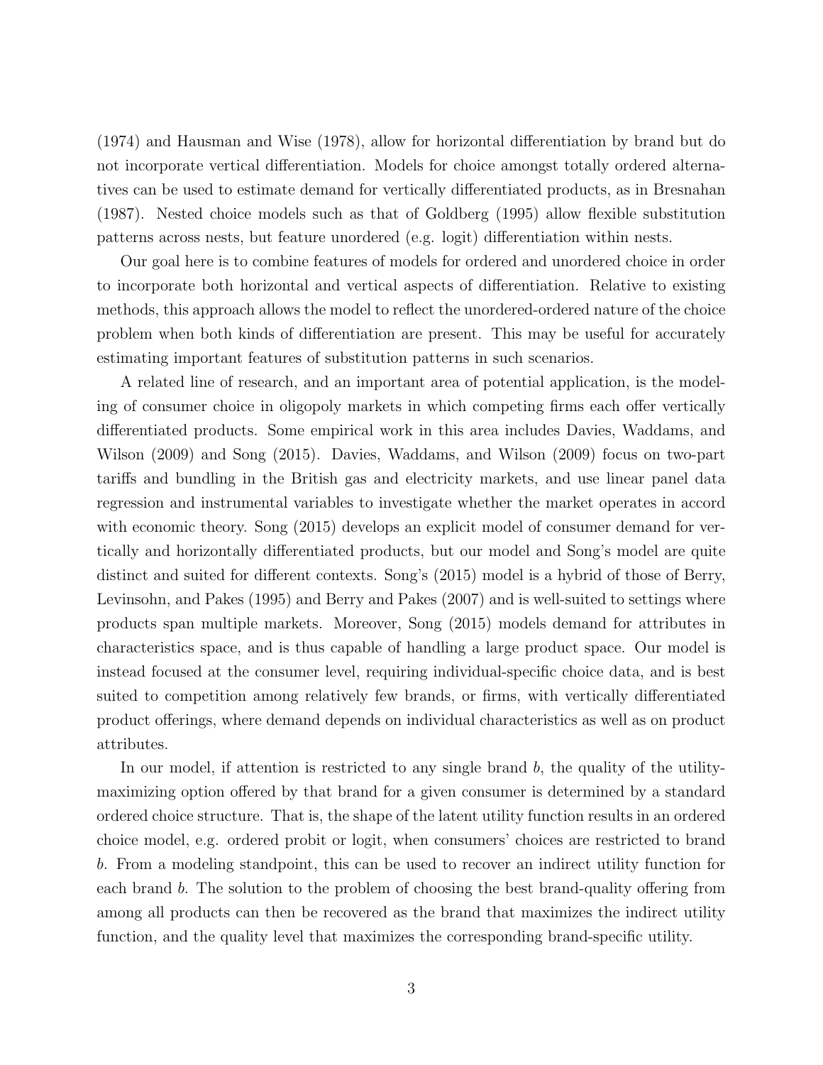(1974) and Hausman and Wise (1978), allow for horizontal differentiation by brand but do not incorporate vertical differentiation. Models for choice amongst totally ordered alternatives can be used to estimate demand for vertically differentiated products, as in Bresnahan (1987). Nested choice models such as that of Goldberg (1995) allow flexible substitution patterns across nests, but feature unordered (e.g. logit) differentiation within nests.

Our goal here is to combine features of models for ordered and unordered choice in order to incorporate both horizontal and vertical aspects of differentiation. Relative to existing methods, this approach allows the model to reflect the unordered-ordered nature of the choice problem when both kinds of differentiation are present. This may be useful for accurately estimating important features of substitution patterns in such scenarios.

A related line of research, and an important area of potential application, is the modeling of consumer choice in oligopoly markets in which competing firms each offer vertically differentiated products. Some empirical work in this area includes Davies, Waddams, and Wilson (2009) and Song (2015). Davies, Waddams, and Wilson (2009) focus on two-part tariffs and bundling in the British gas and electricity markets, and use linear panel data regression and instrumental variables to investigate whether the market operates in accord with economic theory. Song (2015) develops an explicit model of consumer demand for vertically and horizontally differentiated products, but our model and Song's model are quite distinct and suited for different contexts. Song's (2015) model is a hybrid of those of Berry, Levinsohn, and Pakes (1995) and Berry and Pakes (2007) and is well-suited to settings where products span multiple markets. Moreover, Song (2015) models demand for attributes in characteristics space, and is thus capable of handling a large product space. Our model is instead focused at the consumer level, requiring individual-specific choice data, and is best suited to competition among relatively few brands, or firms, with vertically differentiated product offerings, where demand depends on individual characteristics as well as on product attributes.

In our model, if attention is restricted to any single brand $b$, the quality of the utility-maximizing option offered by that brand for a given consumer is determined by a standard ordered choice structure. That is, the shape of the latent utility function results in an ordered choice model, e.g. ordered probit or logit, when consumers' choices are restricted to brand $b$. From a modeling standpoint, this can be used to recover an indirect utility function for each brand $b$. The solution to the problem of choosing the best brand-quality offering from among all products can then be recovered as the brand that maximizes the indirect utility function, and the quality level that maximizes the corresponding brand-specific utility.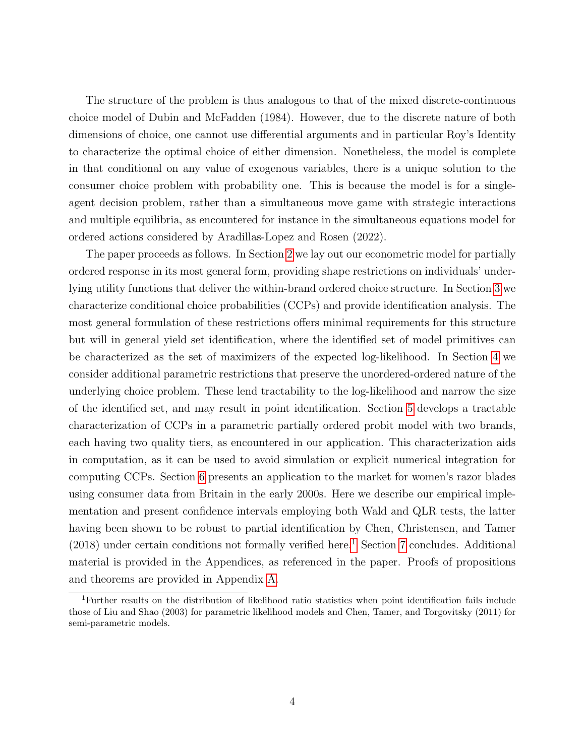The structure of the problem is thus analogous to that of the mixed discrete-continuous choice model of Dubin and McFadden (1984). However, due to the discrete nature of both dimensions of choice, one cannot use differential arguments and in particular Roy's Identity to characterize the optimal choice of either dimension. Nonetheless, the model is complete in that conditional on any value of exogenous variables, there is a unique solution to the consumer choice problem with probability one. This is because the model is for a single-agent decision problem, rather than a simultaneous move game with strategic interactions and multiple equilibria, as encountered for instance in the simultaneous equations model for ordered actions considered by Aradillas-Lopez and Rosen (2022).

The paper proceeds as follows. In Section 2 we lay out our econometric model for partially ordered response in its most general form, providing shape restrictions on individuals' underlying utility functions that deliver the within-brand ordered choice structure. In Section 3 we characterize conditional choice probabilities (CCPs) and provide identification analysis. The most general formulation of these restrictions offers minimal requirements for this structure but will in general yield set identification, where the identified set of model primitives can be characterized as the set of maximizers of the expected log-likelihood. In Section 4 we consider additional parametric restrictions that preserve the unordered-ordered nature of the underlying choice problem. These lend tractability to the log-likelihood and narrow the size of the identified set, and may result in point identification. Section 5 develops a tractable characterization of CCPs in a parametric partially ordered probit model with two brands, each having two quality tiers, as encountered in our application. This characterization aids in computation, as it can be used to avoid simulation or explicit numerical integration for computing CCPs. Section 6 presents an application to the market for women's razor blades using consumer data from Britain in the early 2000s. Here we describe our empirical implementation and present confidence intervals employing both Wald and QLR tests, the latter having been shown to be robust to partial identification by Chen, Christensen, and Tamer (2018) under certain conditions not formally verified here.[1] Section 7 concludes. Additional material is provided in the Appendices, as referenced in the paper. Proofs of propositions and theorems are provided in Appendix A.

[1] Further results on the distribution of likelihood ratio statistics when point identification fails include those of Liu and Shao (2003) for parametric likelihood models and Chen, Tamer, and Torgovitsky (2011) for semi-parametric models.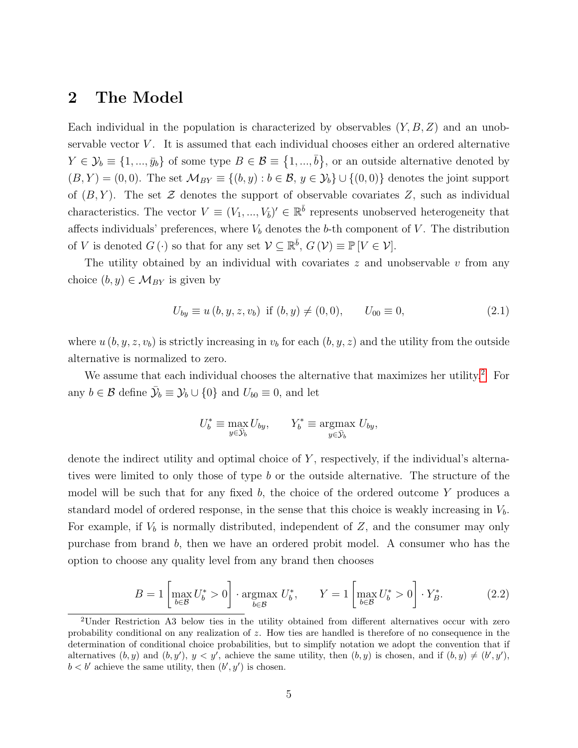## 2 The Model

Each individual in the population is characterized by observables $(Y, B, Z)$ and an unobservable vector $V$. It is assumed that each individual chooses either an ordered alternative $Y \in \mathcal{Y}_b \equiv \{1, ..., \bar{y}_b\}$ of some type $B \in \mathcal{B} \equiv \{1, ..., \bar{b}\}$, or an outside alternative denoted by $(B, Y) = (0, 0)$. The set $\mathcal{M}_{BY} \equiv \{(b, y) : b \in \mathcal{B},\, y \in \mathcal{Y}_b\} \cup \{(0, 0)\}$ denotes the joint support of $(B, Y)$. The set $\mathcal{Z}$ denotes the support of observable covariates $Z$, such as individual characteristics. The vector $V \equiv (V_1, ..., V_{\bar{b}})' \in \mathbb{R}^{\bar{b}}$ represents unobserved heterogeneity that affects individuals' preferences, where $V_b$ denotes the $b$-th component of $V$. The distribution of $V$ is denoted $G(\cdot)$ so that for any set $\mathcal{V} \subseteq \mathbb{R}^{\bar{b}}$, $G(\mathcal{V}) \equiv \mathbb{P}[V \in \mathcal{V}]$.

The utility obtained by an individual with covariates $z$ and unobservable $v$ from any choice $(b, y) \in \mathcal{M}_{BY}$ is given by

$$U_{by} \equiv u(b, y, z, v_b) \text{ if } (b, y) \neq (0, 0), \qquad U_{00} \equiv 0, \tag{2.1}$$

where $u(b, y, z, v_b)$ is strictly increasing in $v_b$ for each $(b, y, z)$ and the utility from the outside alternative is normalized to zero.

We assume that each individual chooses the alternative that maximizes her utility.[2] For any $b \in \mathcal{B}$ define $\bar{\mathcal{Y}}_b \equiv \mathcal{Y}_b \cup \{0\}$ and $U_{b0} \equiv 0$, and let

$$U_b^* \equiv \max_{y \in \bar{\mathcal{Y}}_b} U_{by}, \qquad Y_b^* \equiv \operatorname*{argmax}_{y \in \bar{\mathcal{Y}}_b} U_{by},$$

denote the indirect utility and optimal choice of $Y$, respectively, if the individual's alternatives were limited to only those of type $b$ or the outside alternative. The structure of the model will be such that for any fixed $b$, the choice of the ordered outcome $Y$ produces a standard model of ordered response, in the sense that this choice is weakly increasing in $V_b$. For example, if $V_b$ is normally distributed, independent of $Z$, and the consumer may only purchase from brand $b$, then we have an ordered probit model. A consumer who has the option to choose any quality level from any brand then chooses

$$B = 1\left[\max_{b \in \mathcal{B}} U_b^* > 0\right] \cdot \operatorname*{argmax}_{b \in \mathcal{B}} U_b^*, \qquad Y = 1\left[\max_{b \in \mathcal{B}} U_b^* > 0\right] \cdot Y_B^*. \tag{2.2}$$

[2]Under Restriction A3 below ties in the utility obtained from different alternatives occur with zero probability conditional on any realization of $z$. How ties are handled is therefore of no consequence in the determination of conditional choice probabilities, but to simplify notation we adopt the convention that if alternatives $(b, y)$ and $(b, y')$, $y < y'$, achieve the same utility, then $(b, y)$ is chosen, and if $(b, y) \neq (b', y')$, $b < b'$ achieve the same utility, then $(b', y')$ is chosen.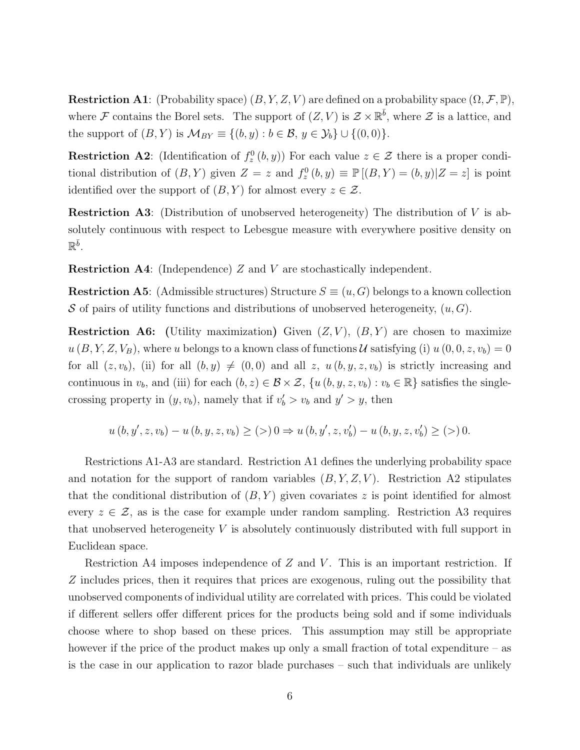**Restriction A1**: (Probability space) $(B, Y, Z, V)$ are defined on a probability space $(\Omega, \mathcal{F}, \mathbb{P})$, where $\mathcal{F}$ contains the Borel sets. The support of $(Z, V)$ is $\mathcal{Z} \times \mathbb{R}^{\bar{b}}$, where $\mathcal{Z}$ is a lattice, and the support of $(B, Y)$ is $\mathcal{M}_{BY} \equiv \{(b, y) : b \in \mathcal{B},\, y \in \mathcal{Y}_b\} \cup \{(0, 0)\}$.

**Restriction A2**: (Identification of $f_z^0(b, y)$) For each value $z \in \mathcal{Z}$ there is a proper conditional distribution of $(B, Y)$ given $Z = z$ and $f_z^0(b, y) \equiv \mathbb{P}[(B, Y) = (b, y) | Z = z]$ is point identified over the support of $(B, Y)$ for almost every $z \in \mathcal{Z}$.

**Restriction A3**: (Distribution of unobserved heterogeneity) The distribution of $V$ is absolutely continuous with respect to Lebesgue measure with everywhere positive density on $\mathbb{R}^{\bar{b}}$.

**Restriction A4**: (Independence) $Z$ and $V$ are stochastically independent.

**Restriction A5**: (Admissible structures) Structure $S \equiv (u, G)$ belongs to a known collection $\mathcal{S}$ of pairs of utility functions and distributions of unobserved heterogeneity, $(u, G)$.

**Restriction A6:** (Utility maximization) Given $(Z, V)$, $(B, Y)$ are chosen to maximize $u(B, Y, Z, V_B)$, where $u$ belongs to a known class of functions $\mathcal{U}$ satisfying (i) $u(0, 0, z, v_b) = 0$ for all $(z, v_b)$, (ii) for all $(b, y) \neq (0, 0)$ and all $z$, $u(b, y, z, v_b)$ is strictly increasing and continuous in $v_b$, and (iii) for each $(b, z) \in \mathcal{B} \times \mathcal{Z}$, $\{u(b, y, z, v_b) : v_b \in \mathbb{R}\}$ satisfies the single-crossing property in $(y, v_b)$, namely that if $v_b' > v_b$ and $y' > y$, then

$$u(b, y', z, v_b) - u(b, y, z, v_b) \geq (>)\, 0 \Rightarrow u(b, y', z, v_b') - u(b, y, z, v_b') \geq (>)\, 0.$$

Restrictions A1-A3 are standard. Restriction A1 defines the underlying probability space and notation for the support of random variables $(B, Y, Z, V)$. Restriction A2 stipulates that the conditional distribution of $(B, Y)$ given covariates $z$ is point identified for almost every $z \in \mathcal{Z}$, as is the case for example under random sampling. Restriction A3 requires that unobserved heterogeneity $V$ is absolutely continuously distributed with full support in Euclidean space.

Restriction A4 imposes independence of $Z$ and $V$. This is an important restriction. If $Z$ includes prices, then it requires that prices are exogenous, ruling out the possibility that unobserved components of individual utility are correlated with prices. This could be violated if different sellers offer different prices for the products being sold and if some individuals choose where to shop based on these prices. This assumption may still be appropriate however if the price of the product makes up only a small fraction of total expenditure – as is the case in our application to razor blade purchases – such that individuals are unlikely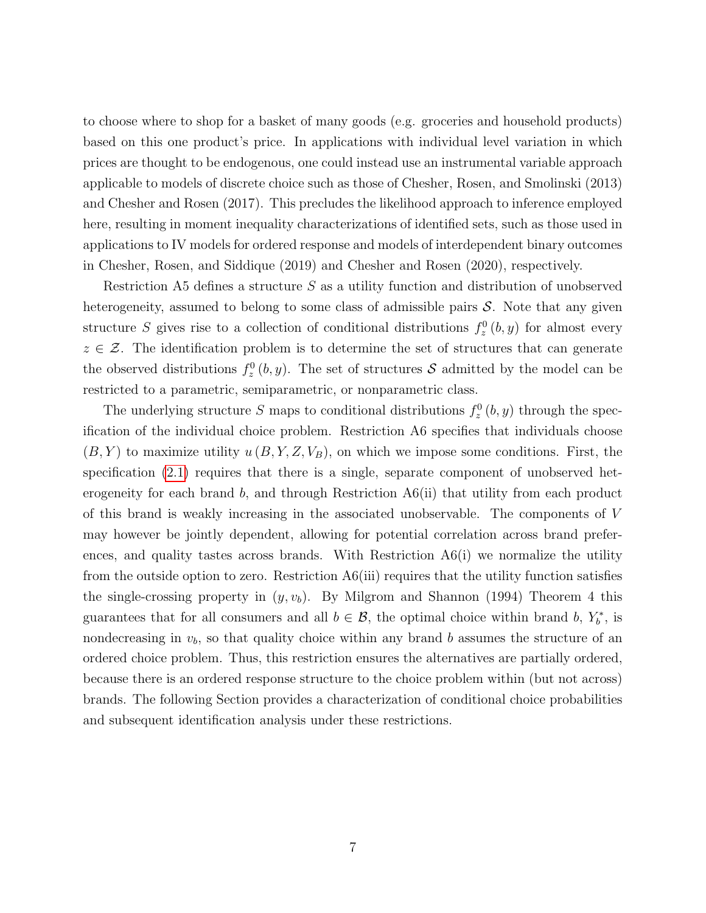to choose where to shop for a basket of many goods (e.g. groceries and household products) based on this one product's price. In applications with individual level variation in which prices are thought to be endogenous, one could instead use an instrumental variable approach applicable to models of discrete choice such as those of Chesher, Rosen, and Smolinski (2013) and Chesher and Rosen (2017). This precludes the likelihood approach to inference employed here, resulting in moment inequality characterizations of identified sets, such as those used in applications to IV models for ordered response and models of interdependent binary outcomes in Chesher, Rosen, and Siddique (2019) and Chesher and Rosen (2020), respectively.

Restriction A5 defines a structure $S$ as a utility function and distribution of unobserved heterogeneity, assumed to belong to some class of admissible pairs $\mathcal{S}$. Note that any given structure $S$ gives rise to a collection of conditional distributions $f_z^0(b, y)$ for almost every $z \in \mathcal{Z}$. The identification problem is to determine the set of structures that can generate the observed distributions $f_z^0(b, y)$. The set of structures $\mathcal{S}$ admitted by the model can be restricted to a parametric, semiparametric, or nonparametric class.

The underlying structure $S$ maps to conditional distributions $f_z^0(b, y)$ through the specification of the individual choice problem. Restriction A6 specifies that individuals choose $(B, Y)$ to maximize utility $u(B, Y, Z, V_B)$, on which we impose some conditions. First, the specification (2.1) requires that there is a single, separate component of unobserved heterogeneity for each brand $b$, and through Restriction A6(ii) that utility from each product of this brand is weakly increasing in the associated unobservable. The components of $V$ may however be jointly dependent, allowing for potential correlation across brand preferences, and quality tastes across brands. With Restriction A6(i) we normalize the utility from the outside option to zero. Restriction A6(iii) requires that the utility function satisfies the single-crossing property in $(y, v_b)$. By Milgrom and Shannon (1994) Theorem 4 this guarantees that for all consumers and all $b \in \mathcal{B}$, the optimal choice within brand $b$, $Y_b^*$, is nondecreasing in $v_b$, so that quality choice within any brand $b$ assumes the structure of an ordered choice problem. Thus, this restriction ensures the alternatives are partially ordered, because there is an ordered response structure to the choice problem within (but not across) brands. The following Section provides a characterization of conditional choice probabilities and subsequent identification analysis under these restrictions.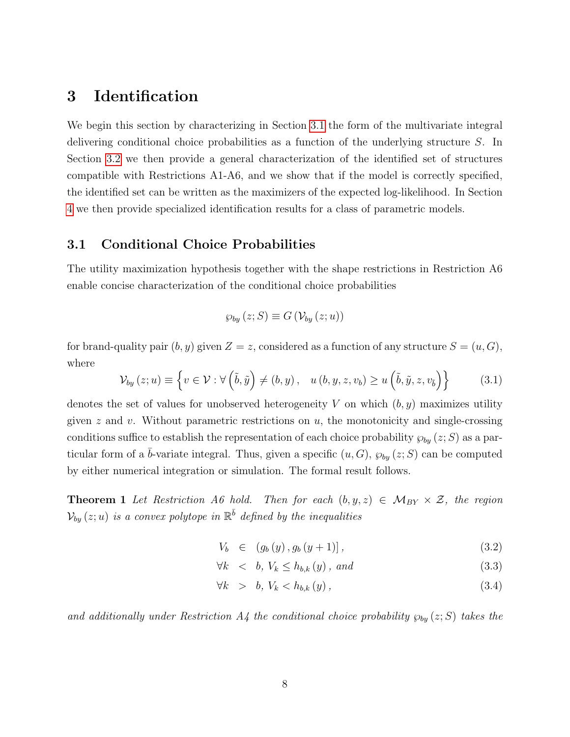# 3 Identification

We begin this section by characterizing in Section 3.1 the form of the multivariate integral delivering conditional choice probabilities as a function of the underlying structure $S$. In Section 3.2 we then provide a general characterization of the identified set of structures compatible with Restrictions A1-A6, and we show that if the model is correctly specified, the identified set can be written as the maximizers of the expected log-likelihood. In Section 4 we then provide specialized identification results for a class of parametric models.

## 3.1 Conditional Choice Probabilities

The utility maximization hypothesis together with the shape restrictions in Restriction A6 enable concise characterization of the conditional choice probabilities

$$\wp_{by}(z; S) \equiv G(\mathcal{V}_{by}(z; u))$$

for brand-quality pair $(b, y)$ given $Z = z$, considered as a function of any structure $S = (u, G)$, where

$$\mathcal{V}_{by}(z; u) \equiv \left\{ v \in \mathcal{V} : \forall \left(\tilde{b}, \tilde{y}\right) \neq (b, y), \quad u(b, y, z, v_b) \geq u\left(\tilde{b}, \tilde{y}, z, v_{\tilde{b}}\right) \right\} \tag{3.1}$$

denotes the set of values for unobserved heterogeneity $V$ on which $(b, y)$ maximizes utility given $z$ and $v$. Without parametric restrictions on $u$, the monotonicity and single-crossing conditions suffice to establish the representation of each choice probability $\wp_{by}(z; S)$ as a particular form of a $\bar{b}$-variate integral. Thus, given a specific $(u, G)$, $\wp_{by}(z; S)$ can be computed by either numerical integration or simulation. The formal result follows.

**Theorem 1** *Let Restriction A6 hold. Then for each $(b, y, z) \in \mathcal{M}_{BY} \times \mathcal{Z}$, the region $\mathcal{V}_{by}(z; u)$ is a convex polytope in $\mathbb{R}^{\bar{b}}$ defined by the inequalities*

$$V_b \in (g_b(y), g_b(y+1)], \tag{3.2}$$

$$\forall k < b, \ V_k \leq h_{b,k}(y), \text{ and} \tag{3.3}$$

$$\forall k > b, \ V_k < h_{b,k}(y), \tag{3.4}$$

*and additionally under Restriction A4 the conditional choice probability $\wp_{by}(z; S)$ takes the*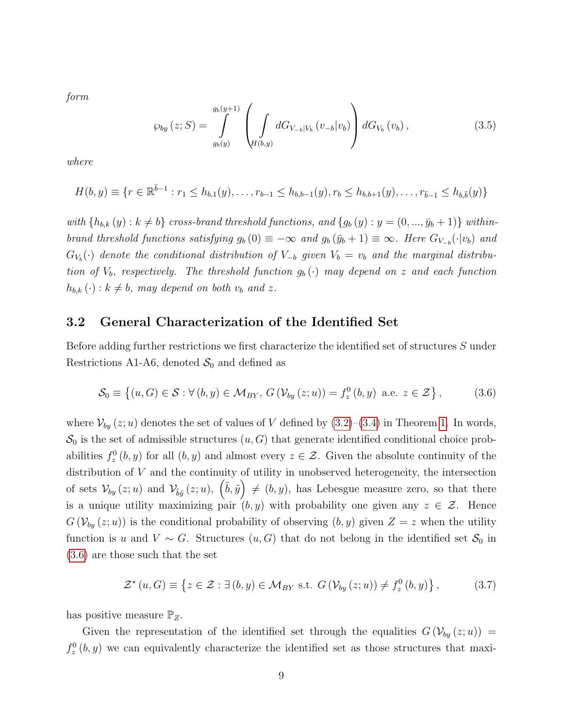*form*

$$\wp_{by}(z;S) = \int_{g_b(y)}^{g_b(y+1)} \left( \int_{H(b,y)} dG_{V_{-b}|V_b}(v_{-b}|v_b) \right) dG_{V_b}(v_b), \tag{3.5}$$

*where*

$$H(b,y) \equiv \{r \in \mathbb{R}^{\bar{b}-1} : r_1 \leq h_{b,1}(y), \ldots, r_{b-1} \leq h_{b,b-1}(y), r_b \leq h_{b,b+1}(y), \ldots, r_{\bar{b}-1} \leq h_{b,\bar{b}}(y)\}$$

*with* $\{h_{b,k}(y) : k \neq b\}$ *cross-brand threshold functions, and* $\{g_b(y) : y = (0, ..., \bar{y}_b + 1)\}$ *within-brand threshold functions satisfying* $g_b(0) \equiv -\infty$ *and* $g_b(\bar{y}_b + 1) \equiv \infty$*. Here* $G_{V_{-b}}(\cdot|v_b)$ *and* $G_{V_b}(\cdot)$ *denote the conditional distribution of* $V_{-b}$ *given* $V_b = v_b$ *and the marginal distribution of* $V_b$*, respectively. The threshold function* $g_b(\cdot)$ *may depend on* $z$ *and each function* $h_{b,k}(\cdot) : k \neq b$*, may depend on both* $v_b$ *and* $z$*.*

## 3.2 General Characterization of the Identified Set

Before adding further restrictions we first characterize the identified set of structures $S$ under Restrictions A1-A6, denoted $\mathcal{S}_0$ and defined as

$$\mathcal{S}_0 \equiv \left\{(u, G) \in \mathcal{S} : \forall (b, y) \in \mathcal{M}_{BY}, \, G(\mathcal{V}_{by}(z; u)) = f_z^0(b, y) \text{ a.e. } z \in \mathcal{Z}\right\}, \tag{3.6}$$

where $\mathcal{V}_{by}(z; u)$ denotes the set of values of $V$ defined by (3.2)–(3.4) in Theorem 1. In words, $\mathcal{S}_0$ is the set of admissible structures $(u, G)$ that generate identified conditional choice probabilities $f_z^0(b, y)$ for all $(b, y)$ and almost every $z \in \mathcal{Z}$. Given the absolute continuity of the distribution of $V$ and the continuity of utility in unobserved heterogeneity, the intersection of sets $\mathcal{V}_{by}(z; u)$ and $\mathcal{V}_{\tilde{b}\tilde{y}}(z; u)$, $(\tilde{b}, \tilde{y}) \neq (b, y)$, has Lebesgue measure zero, so that there is a unique utility maximizing pair $(b, y)$ with probability one given any $z \in \mathcal{Z}$. Hence $G(\mathcal{V}_{by}(z; u))$ is the conditional probability of observing $(b, y)$ given $Z = z$ when the utility function is $u$ and $V \sim G$. Structures $(u, G)$ that do not belong in the identified set $\mathcal{S}_0$ in (3.6) are those such that the set

$$\mathcal{Z}^*(u, G) \equiv \left\{z \in \mathcal{Z} : \exists (b, y) \in \mathcal{M}_{BY} \text{ s.t. } G(\mathcal{V}_{by}(z; u)) \neq f_z^0(b, y)\right\}, \tag{3.7}$$

has positive measure $\mathbb{P}_Z$.

Given the representation of the identified set through the equalities $G(\mathcal{V}_{by}(z; u)) = f_z^0(b, y)$ we can equivalently characterize the identified set as those structures that maxi-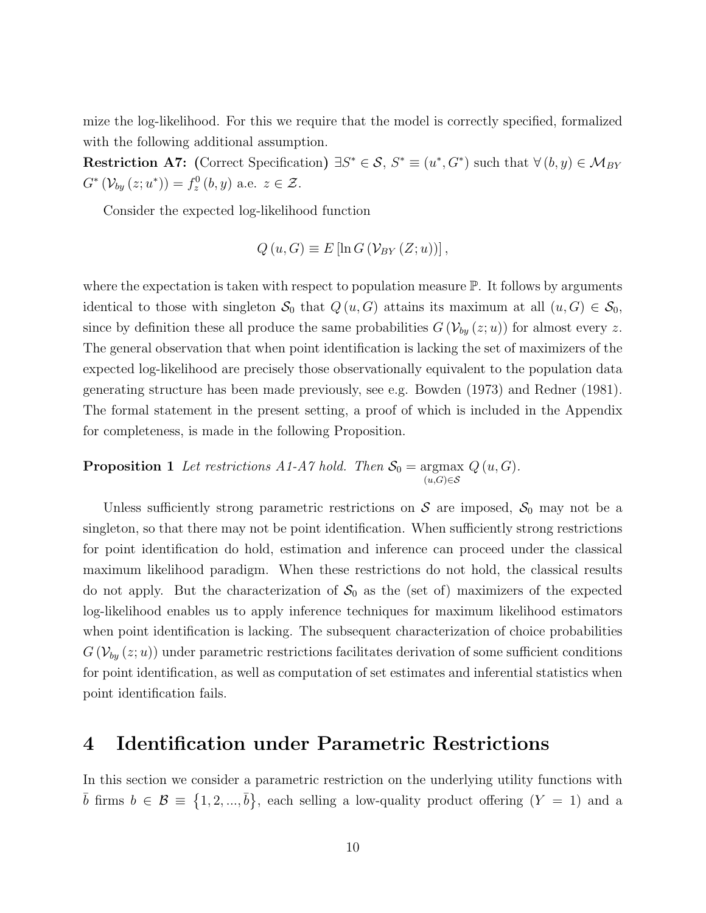mize the log-likelihood. For this we require that the model is correctly specified, formalized with the following additional assumption.

**Restriction A7:** (Correct Specification) $\exists S^* \in \mathcal{S}$, $S^* \equiv (u^*, G^*)$ such that $\forall (b, y) \in \mathcal{M}_{BY}$ $G^* (\mathcal{V}_{by} (z; u^*)) = f_z^0 (b, y)$ a.e. $z \in \mathcal{Z}$.

Consider the expected log-likelihood function

$$Q (u, G) \equiv E [\ln G (\mathcal{V}_{BY} (Z; u))] ,$$

where the expectation is taken with respect to population measure $\mathbb{P}$. It follows by arguments identical to those with singleton $\mathcal{S}_0$ that $Q (u, G)$ attains its maximum at all $(u, G) \in \mathcal{S}_0$, since by definition these all produce the same probabilities $G (\mathcal{V}_{by} (z; u))$ for almost every $z$. The general observation that when point identification is lacking the set of maximizers of the expected log-likelihood are precisely those observationally equivalent to the population data generating structure has been made previously, see e.g. Bowden (1973) and Redner (1981). The formal statement in the present setting, a proof of which is included in the Appendix for completeness, is made in the following Proposition.

**Proposition 1** *Let restrictions A1-A7 hold. Then* $\mathcal{S}_0 = \underset{(u,G) \in \mathcal{S}}{\operatorname{argmax}}\, Q (u, G)$.

Unless sufficiently strong parametric restrictions on $\mathcal{S}$ are imposed, $\mathcal{S}_0$ may not be a singleton, so that there may not be point identification. When sufficiently strong restrictions for point identification do hold, estimation and inference can proceed under the classical maximum likelihood paradigm. When these restrictions do not hold, the classical results do not apply. But the characterization of $\mathcal{S}_0$ as the (set of) maximizers of the expected log-likelihood enables us to apply inference techniques for maximum likelihood estimators when point identification is lacking. The subsequent characterization of choice probabilities $G (\mathcal{V}_{by} (z; u))$ under parametric restrictions facilitates derivation of some sufficient conditions for point identification, as well as computation of set estimates and inferential statistics when point identification fails.

# 4 Identification under Parametric Restrictions

In this section we consider a parametric restriction on the underlying utility functions with $\bar{b}$ firms $b \in \mathcal{B} \equiv \{1, 2, ..., \bar{b}\}$, each selling a low-quality product offering $(Y = 1)$ and a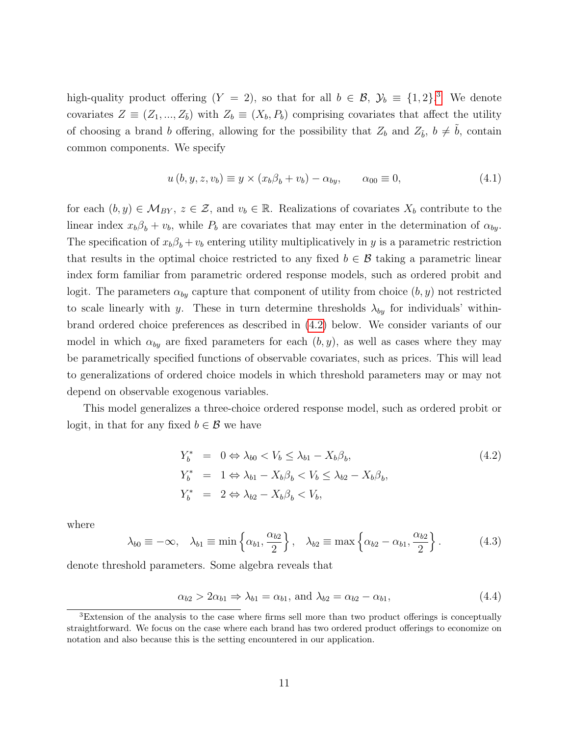high-quality product offering ($Y = 2$), so that for all $b \in \mathcal{B}$, $\mathcal{Y}_b \equiv \{1, 2\}$.[3] We denote covariates $Z \equiv (Z_1, ..., Z_{\bar{b}})$ with $Z_b \equiv (X_b, P_b)$ comprising covariates that affect the utility of choosing a brand $b$ offering, allowing for the possibility that $Z_b$ and $Z_{\tilde{b}}$, $b \neq \tilde{b}$, contain common components. We specify

$$u(b, y, z, v_b) \equiv y \times (x_b \beta_b + v_b) - \alpha_{by}, \qquad \alpha_{00} \equiv 0, \tag{4.1}$$

for each $(b, y) \in \mathcal{M}_{BY}$, $z \in \mathcal{Z}$, and $v_b \in \mathbb{R}$. Realizations of covariates $X_b$ contribute to the linear index $x_b \beta_b + v_b$, while $P_b$ are covariates that may enter in the determination of $\alpha_{by}$. The specification of $x_b \beta_b + v_b$ entering utility multiplicatively in $y$ is a parametric restriction that results in the optimal choice restricted to any fixed $b \in \mathcal{B}$ taking a parametric linear index form familiar from parametric ordered response models, such as ordered probit and logit. The parameters $\alpha_{by}$ capture that component of utility from choice $(b, y)$ not restricted to scale linearly with $y$. These in turn determine thresholds $\lambda_{by}$ for individuals' within-brand ordered choice preferences as described in (4.2) below. We consider variants of our model in which $\alpha_{by}$ are fixed parameters for each $(b, y)$, as well as cases where they may be parametrically specified functions of observable covariates, such as prices. This will lead to generalizations of ordered choice models in which threshold parameters may or may not depend on observable exogenous variables.

This model generalizes a three-choice ordered response model, such as ordered probit or logit, in that for any fixed $b \in \mathcal{B}$ we have

$$\begin{aligned} Y_b^* &= 0 \Leftrightarrow \lambda_{b0} < V_b \leq \lambda_{b1} - X_b \beta_b, \\ Y_b^* &= 1 \Leftrightarrow \lambda_{b1} - X_b \beta_b < V_b \leq \lambda_{b2} - X_b \beta_b, \\ Y_b^* &= 2 \Leftrightarrow \lambda_{b2} - X_b \beta_b < V_b, \end{aligned} \tag{4.2}$$

where

$$\lambda_{b0} \equiv -\infty, \quad \lambda_{b1} \equiv \min\left\{\alpha_{b1}, \frac{\alpha_{b2}}{2}\right\}, \quad \lambda_{b2} \equiv \max\left\{\alpha_{b2} - \alpha_{b1}, \frac{\alpha_{b2}}{2}\right\}. \tag{4.3}$$

denote threshold parameters. Some algebra reveals that

$$\alpha_{b2} > 2\alpha_{b1} \Rightarrow \lambda_{b1} = \alpha_{b1}, \text{ and } \lambda_{b2} = \alpha_{b2} - \alpha_{b1}, \tag{4.4}$$

[3] Extension of the analysis to the case where firms sell more than two product offerings is conceptually straightforward. We focus on the case where each brand has two ordered product offerings to economize on notation and also because this is the setting encountered in our application.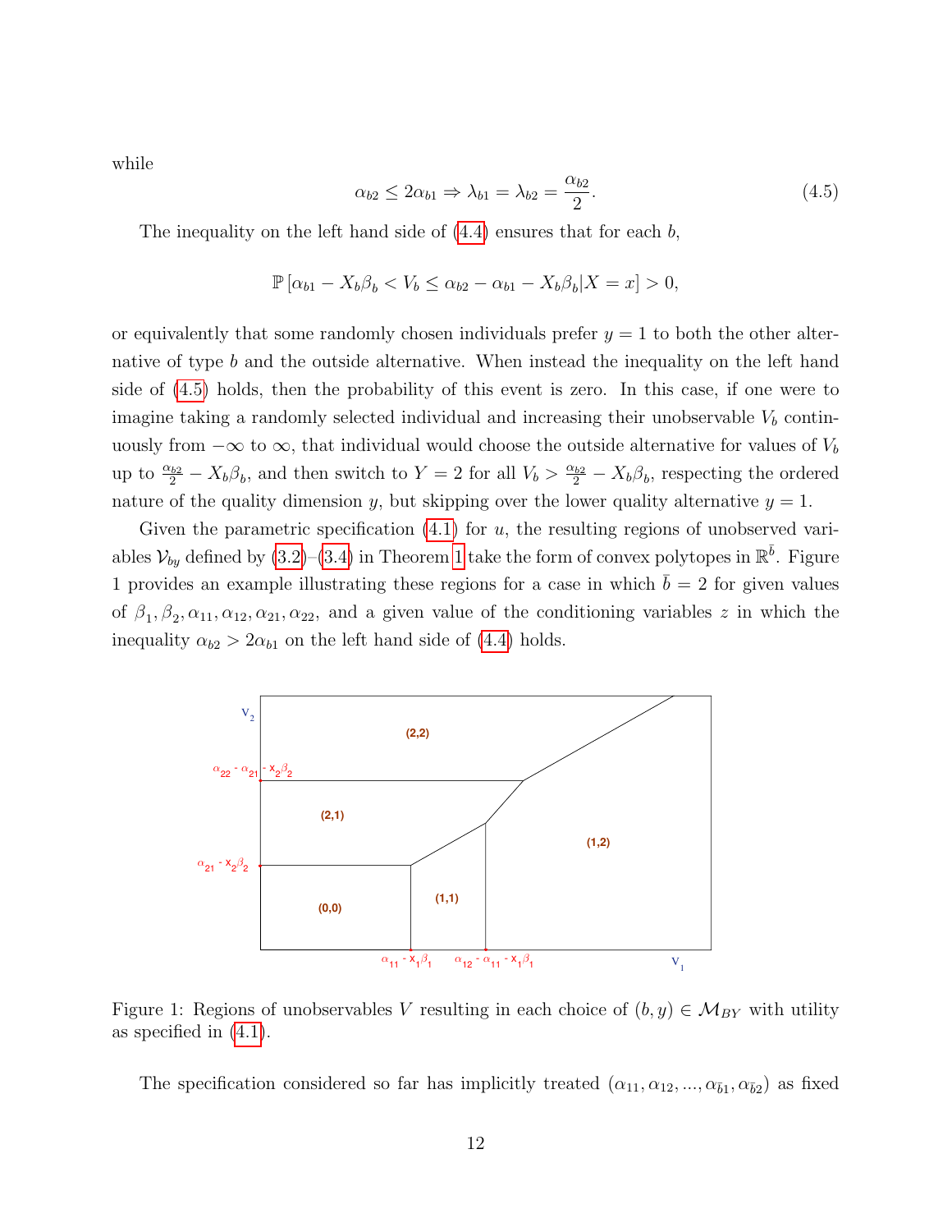while

$$\alpha_{b2} \leq 2\alpha_{b1} \Rightarrow \lambda_{b1} = \lambda_{b2} = \frac{\alpha_{b2}}{2}. \tag{4.5}$$

The inequality on the left hand side of (4.4) ensures that for each $b$,

$$\mathbb{P}\left[\alpha_{b1} - X_b\beta_b < V_b \leq \alpha_{b2} - \alpha_{b1} - X_b\beta_b | X = x\right] > 0,$$

or equivalently that some randomly chosen individuals prefer $y = 1$ to both the other alternative of type $b$ and the outside alternative. When instead the inequality on the left hand side of (4.5) holds, then the probability of this event is zero. In this case, if one were to imagine taking a randomly selected individual and increasing their unobservable $V_b$ continuously from $-\infty$ to $\infty$, that individual would choose the outside alternative for values of $V_b$ up to $\frac{\alpha_{b2}}{2} - X_b\beta_b$, and then switch to $Y = 2$ for all $V_b > \frac{\alpha_{b2}}{2} - X_b\beta_b$, respecting the ordered nature of the quality dimension $y$, but skipping over the lower quality alternative $y = 1$.

Given the parametric specification (4.1) for $u$, the resulting regions of unobserved variables $\mathcal{V}_{by}$ defined by (3.2)–(3.4) in Theorem 1 take the form of convex polytopes in $\mathbb{R}^{\bar{b}}$. Figure 1 provides an example illustrating these regions for a case in which $\bar{b} = 2$ for given values of $\beta_1, \beta_2, \alpha_{11}, \alpha_{12}, \alpha_{21}, \alpha_{22}$, and a given value of the conditioning variables $z$ in which the inequality $\alpha_{b2} > 2\alpha_{b1}$ on the left hand side of (4.4) holds.

Figure 1: Regions of unobservables $V$ resulting in each choice of $(b, y) \in \mathcal{M}_{BY}$ with utility as specified in (4.1).

The specification considered so far has implicitly treated $(\alpha_{11}, \alpha_{12}, ..., \alpha_{\bar{b}1}, \alpha_{\bar{b}2})$ as fixed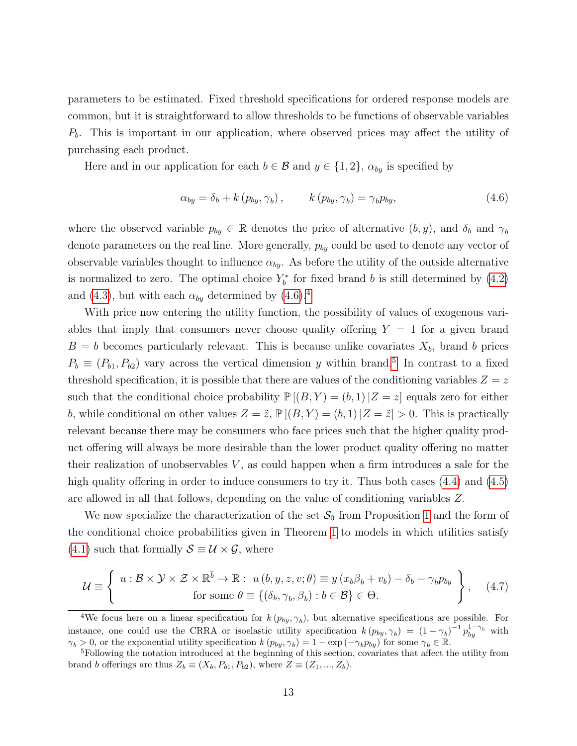parameters to be estimated. Fixed threshold specifications for ordered response models are common, but it is straightforward to allow thresholds to be functions of observable variables $P_b$. This is important in our application, where observed prices may affect the utility of purchasing each product.

Here and in our application for each $b \in \mathcal{B}$ and $y \in \{1,2\}$, $\alpha_{by}$ is specified by

$$\alpha_{by} = \delta_b + k(p_{by}, \gamma_b), \qquad k(p_{by}, \gamma_b) = \gamma_b p_{by}, \tag{4.6}$$

where the observed variable $p_{by} \in \mathbb{R}$ denotes the price of alternative $(b, y)$, and $\delta_b$ and $\gamma_b$ denote parameters on the real line. More generally, $p_{by}$ could be used to denote any vector of observable variables thought to influence $\alpha_{by}$. As before the utility of the outside alternative is normalized to zero. The optimal choice $Y_b^*$ for fixed brand $b$ is still determined by (4.2) and (4.3), but with each $\alpha_{by}$ determined by (4.6).[4]

With price now entering the utility function, the possibility of values of exogenous variables that imply that consumers never choose quality offering $Y = 1$ for a given brand $B = b$ becomes particularly relevant. This is because unlike covariates $X_b$, brand $b$ prices $P_b \equiv (P_{b1}, P_{b2})$ vary across the vertical dimension $y$ within brand.[5] In contrast to a fixed threshold specification, it is possible that there are values of the conditioning variables $Z = z$ such that the conditional choice probability $\mathbb{P}[(B,Y) = (b,1)|Z = z]$ equals zero for either $b$, while conditional on other values $Z = \tilde{z}$, $\mathbb{P}[(B,Y) = (b,1)|Z = \tilde{z}] > 0$. This is practically relevant because there may be consumers who face prices such that the higher quality product offering will always be more desirable than the lower product quality offering no matter their realization of unobservables $V$, as could happen when a firm introduces a sale for the high quality offering in order to induce consumers to try it. Thus both cases (4.4) and (4.5) are allowed in all that follows, depending on the value of conditioning variables $Z$.

We now specialize the characterization of the set $\mathcal{S}_0$ from Proposition 1 and the form of the conditional choice probabilities given in Theorem 1 to models in which utilities satisfy (4.1) such that formally $\mathcal{S} \equiv \mathcal{U} \times \mathcal{G}$, where

$$\mathcal{U} \equiv \left\{ \begin{array}{c} u : \mathcal{B} \times \mathcal{Y} \times \mathcal{Z} \times \mathbb{R}^{\bar{b}} \to \mathbb{R} : \ u(b, y, z, v; \theta) \equiv y(x_b \beta_b + v_b) - \delta_b - \gamma_b p_{by} \\ \text{for some } \theta \equiv \{(\delta_b, \gamma_b, \beta_b) : b \in \mathcal{B}\} \in \Theta. \end{array} \right\}, \tag{4.7}$$

[4] We focus here on a linear specification for $k(p_{by}, \gamma_b)$, but alternative specifications are possible. For instance, one could use the CRRA or isoelastic utility specification $k(p_{by}, \gamma_b) = (1-\gamma_b)^{-1} p_{by}^{1-\gamma_b}$ with $\gamma_b > 0$, or the exponential utility specification $k(p_{by}, \gamma_b) = 1 - \exp(-\gamma_b p_{by})$ for some $\gamma_b \in \mathbb{R}$.

[5] Following the notation introduced at the beginning of this section, covariates that affect the utility from brand $b$ offerings are thus $Z_b \equiv (X_b, P_{b1}, P_{b2})$, where $Z \equiv (Z_1, ..., Z_b)$.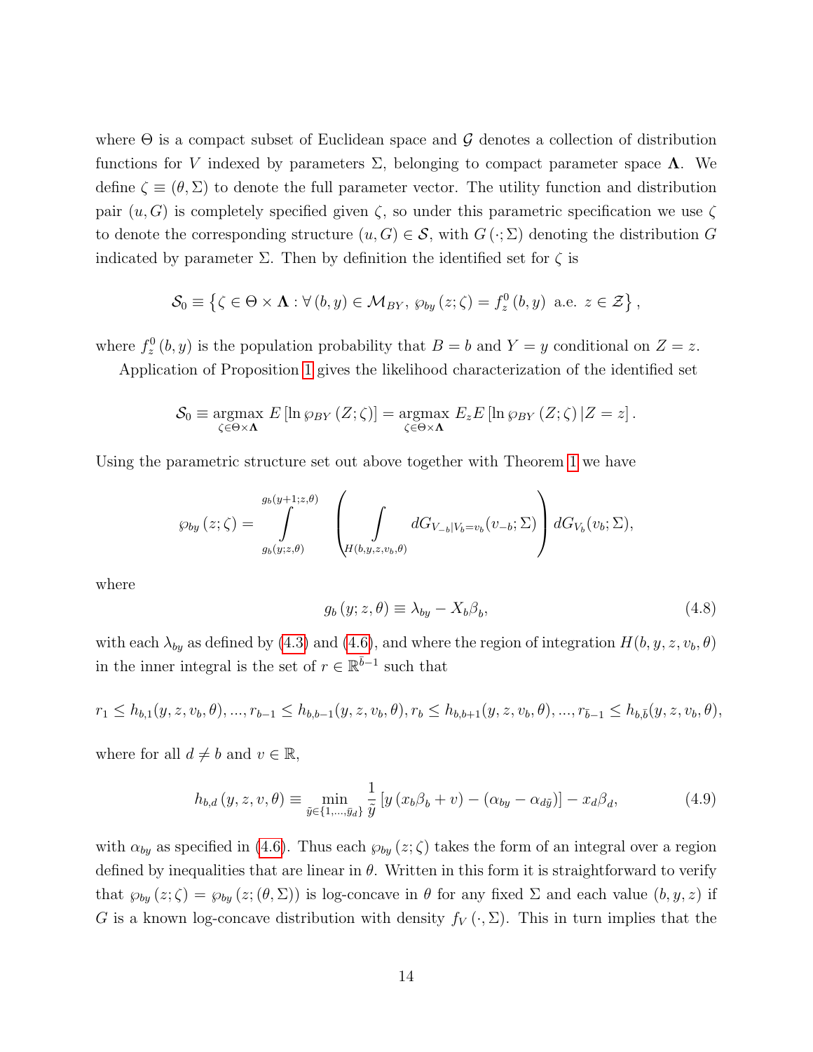where $\Theta$ is a compact subset of Euclidean space and $\mathcal{G}$ denotes a collection of distribution functions for $V$ indexed by parameters $\Sigma$, belonging to compact parameter space $\mathbf{\Lambda}$. We define $\zeta \equiv (\theta, \Sigma)$ to denote the full parameter vector. The utility function and distribution pair $(u, G)$ is completely specified given $\zeta$, so under this parametric specification we use $\zeta$ to denote the corresponding structure $(u, G) \in \mathcal{S}$, with $G(\cdot; \Sigma)$ denoting the distribution $G$ indicated by parameter $\Sigma$. Then by definition the identified set for $\zeta$ is

$$\mathcal{S}_0 \equiv \left\{ \zeta \in \Theta \times \mathbf{\Lambda} : \forall (b, y) \in \mathcal{M}_{BY},\ \wp_{by}(z; \zeta) = f_z^0(b, y) \text{ a.e. } z \in \mathcal{Z} \right\},$$

where $f_z^0(b, y)$ is the population probability that $B = b$ and $Y = y$ conditional on $Z = z$.

Application of Proposition 1 gives the likelihood characterization of the identified set

$$\mathcal{S}_0 \equiv \underset{\zeta \in \Theta \times \mathbf{\Lambda}}{\operatorname{argmax}}\ E\left[\ln \wp_{BY}(Z; \zeta)\right] = \underset{\zeta \in \Theta \times \mathbf{\Lambda}}{\operatorname{argmax}}\ E_z E\left[\ln \wp_{BY}(Z; \zeta) \mid Z = z\right].$$

Using the parametric structure set out above together with Theorem 1 we have

$$\wp_{by}(z; \zeta) = \int_{g_b(y; z, \theta)}^{g_b(y+1; z, \theta)} \left( \int_{H(b, y, z, v_b, \theta)} dG_{V_{-b} | V_b = v_b}(v_{-b}; \Sigma) \right) dG_{V_b}(v_b; \Sigma),$$

where

$$g_b(y; z, \theta) \equiv \lambda_{by} - X_b \beta_b, \tag{4.8}$$

with each $\lambda_{by}$ as defined by (4.3) and (4.6), and where the region of integration $H(b, y, z, v_b, \theta)$ in the inner integral is the set of $r \in \mathbb{R}^{\bar{b}-1}$ such that

$$r_1 \leq h_{b,1}(y, z, v_b, \theta), ..., r_{b-1} \leq h_{b,b-1}(y, z, v_b, \theta), r_b \leq h_{b,b+1}(y, z, v_b, \theta), ..., r_{\bar{b}-1} \leq h_{b,\bar{b}}(y, z, v_b, \theta),$$

where for all $d \neq b$ and $v \in \mathbb{R}$,

$$h_{b,d}(y, z, v, \theta) \equiv \min_{\tilde{y} \in \{1, ..., \bar{y}_d\}} \frac{1}{\tilde{y}} \left[ y \left( x_b \beta_b + v \right) - \left( \alpha_{by} - \alpha_{d\tilde{y}} \right) \right] - x_d \beta_d, \tag{4.9}$$

with $\alpha_{by}$ as specified in (4.6). Thus each $\wp_{by}(z; \zeta)$ takes the form of an integral over a region defined by inequalities that are linear in $\theta$. Written in this form it is straightforward to verify that $\wp_{by}(z; \zeta) = \wp_{by}(z; (\theta, \Sigma))$ is log-concave in $\theta$ for any fixed $\Sigma$ and each value $(b, y, z)$ if $G$ is a known log-concave distribution with density $f_V(\cdot, \Sigma)$. This in turn implies that the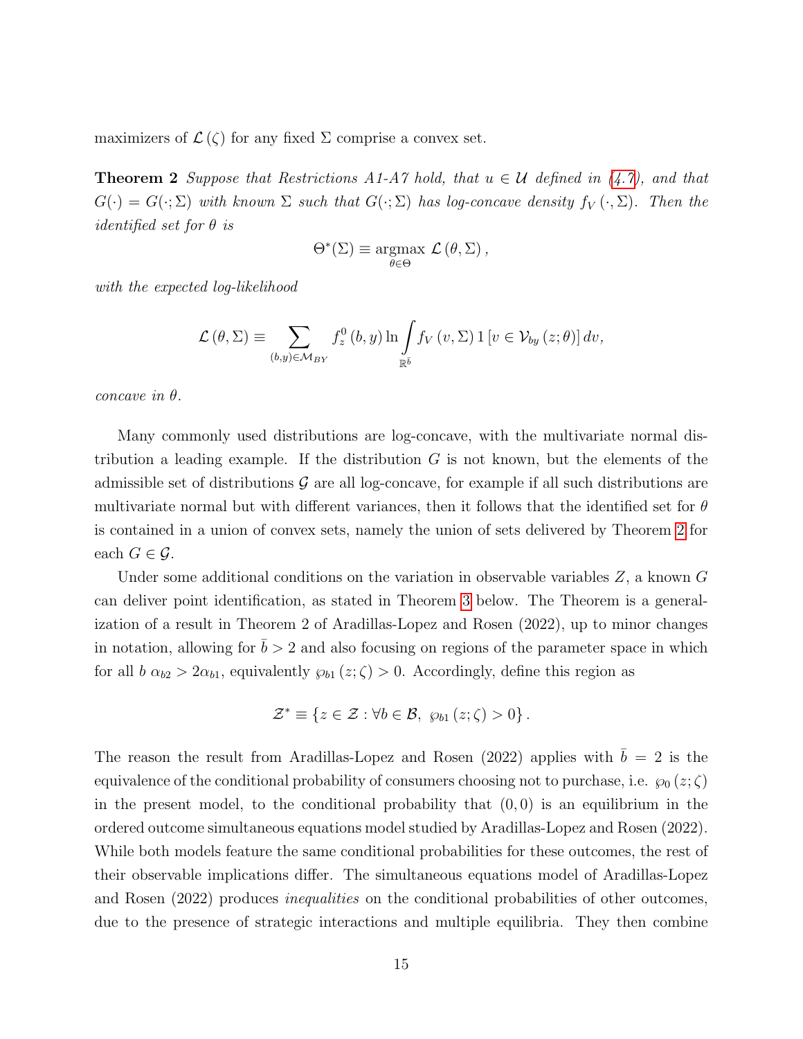maximizers of $\mathcal{L}(\zeta)$ for any fixed $\Sigma$ comprise a convex set.

**Theorem 2** *Suppose that Restrictions A1-A7 hold, that $u \in \mathcal{U}$ defined in (4.7), and that $G(\cdot) = G(\cdot;\Sigma)$ with known $\Sigma$ such that $G(\cdot;\Sigma)$ has log-concave density $f_V(\cdot,\Sigma)$. Then the identified set for $\theta$ is*

$$\Theta^*(\Sigma) \equiv \underset{\theta \in \Theta}{\operatorname{argmax}} \ \mathcal{L}(\theta, \Sigma),$$

*with the expected log-likelihood*

$$\mathcal{L}(\theta, \Sigma) \equiv \sum_{(b,y)\in\mathcal{M}_{BY}} f_z^0(b,y) \ln \int_{\mathbb{R}^{\bar{b}}} f_V(v,\Sigma)\, 1\left[v \in \mathcal{V}_{by}(z;\theta)\right] dv,$$

*concave in $\theta$.*

Many commonly used distributions are log-concave, with the multivariate normal distribution a leading example. If the distribution $G$ is not known, but the elements of the admissible set of distributions $\mathcal{G}$ are all log-concave, for example if all such distributions are multivariate normal but with different variances, then it follows that the identified set for $\theta$ is contained in a union of convex sets, namely the union of sets delivered by Theorem 2 for each $G \in \mathcal{G}$.

Under some additional conditions on the variation in observable variables $Z$, a known $G$ can deliver point identification, as stated in Theorem 3 below. The Theorem is a generalization of a result in Theorem 2 of Aradillas-Lopez and Rosen (2022), up to minor changes in notation, allowing for $\bar{b} > 2$ and also focusing on regions of the parameter space in which for all $b$ $\alpha_{b2} > 2\alpha_{b1}$, equivalently $\wp_{b1}(z;\zeta) > 0$. Accordingly, define this region as

$$\mathcal{Z}^* \equiv \left\{z \in \mathcal{Z} : \forall b \in \mathcal{B},\ \wp_{b1}(z;\zeta) > 0\right\}.$$

The reason the result from Aradillas-Lopez and Rosen (2022) applies with $\bar{b} = 2$ is the equivalence of the conditional probability of consumers choosing not to purchase, i.e. $\wp_0(z;\zeta)$ in the present model, to the conditional probability that $(0,0)$ is an equilibrium in the ordered outcome simultaneous equations model studied by Aradillas-Lopez and Rosen (2022). While both models feature the same conditional probabilities for these outcomes, the rest of their observable implications differ. The simultaneous equations model of Aradillas-Lopez and Rosen (2022) produces *inequalities* on the conditional probabilities of other outcomes, due to the presence of strategic interactions and multiple equilibria. They then combine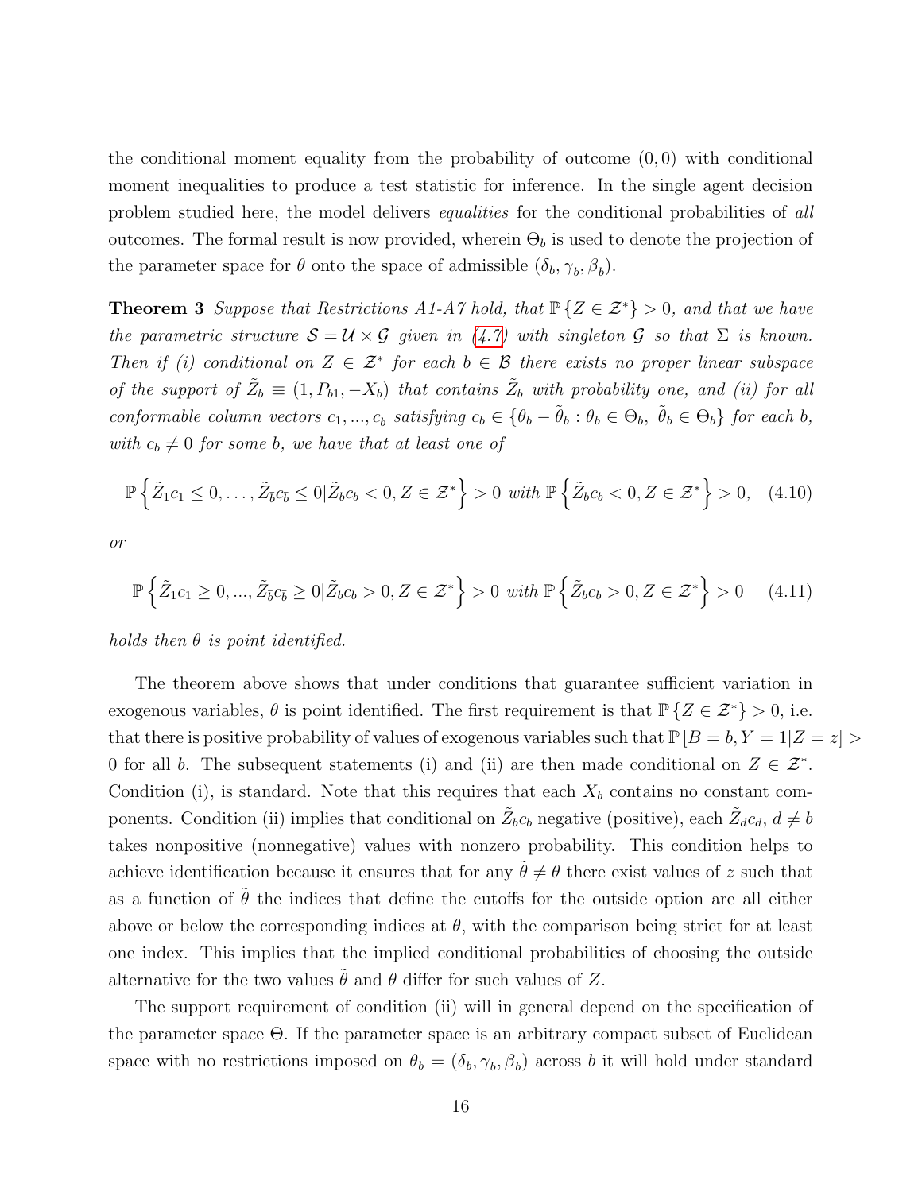the conditional moment equality from the probability of outcome $(0,0)$ with conditional moment inequalities to produce a test statistic for inference. In the single agent decision problem studied here, the model delivers *equalities* for the conditional probabilities of *all* outcomes. The formal result is now provided, wherein $\Theta_b$ is used to denote the projection of the parameter space for $\theta$ onto the space of admissible $(\delta_b, \gamma_b, \beta_b)$.

**Theorem 3** *Suppose that Restrictions A1-A7 hold, that $\mathbb{P}\{Z \in \mathcal{Z}^*\} > 0$, and that we have the parametric structure $\mathcal{S} = \mathcal{U} \times \mathcal{G}$ given in (4.7) with singleton $\mathcal{G}$ so that $\Sigma$ is known. Then if (i) conditional on $Z \in \mathcal{Z}^*$ for each $b \in \mathcal{B}$ there exists no proper linear subspace of the support of $\tilde{Z}_b \equiv (1, P_{b1}, -X_b)$ that contains $\tilde{Z}_b$ with probability one, and (ii) for all conformable column vectors $c_1, ..., c_{\bar{b}}$ satisfying $c_b \in \{\theta_b - \tilde{\theta}_b : \theta_b \in \Theta_b, \ \tilde{\theta}_b \in \Theta_b\}$ for each $b$, with $c_b \neq 0$ for some $b$, we have that at least one of*

$$
\mathbb{P}\left\{\tilde{Z}_1 c_1 \leq 0, \ldots, \tilde{Z}_{\bar{b}} c_{\bar{b}} \leq 0 | \tilde{Z}_b c_b < 0, Z \in \mathcal{Z}^*\right\} > 0 \text{ with } \mathbb{P}\left\{\tilde{Z}_b c_b < 0, Z \in \mathcal{Z}^*\right\} > 0, \quad (4.10)
$$

*or*

$$
\mathbb{P}\left\{\tilde{Z}_1 c_1 \geq 0, ..., \tilde{Z}_{\bar{b}} c_{\bar{b}} \geq 0 | \tilde{Z}_b c_b > 0, Z \in \mathcal{Z}^*\right\} > 0 \text{ with } \mathbb{P}\left\{\tilde{Z}_b c_b > 0, Z \in \mathcal{Z}^*\right\} > 0 \quad (4.11)
$$

*holds then $\theta$ is point identified.*

The theorem above shows that under conditions that guarantee sufficient variation in exogenous variables, $\theta$ is point identified. The first requirement is that $\mathbb{P}\{Z \in \mathcal{Z}^*\} > 0$, i.e. that there is positive probability of values of exogenous variables such that $\mathbb{P}[B = b, Y = 1 | Z = z] > 0$ for all $b$. The subsequent statements (i) and (ii) are then made conditional on $Z \in \mathcal{Z}^*$. Condition (i), is standard. Note that this requires that each $X_b$ contains no constant components. Condition (ii) implies that conditional on $\tilde{Z}_b c_b$ negative (positive), each $\tilde{Z}_d c_d$, $d \neq b$ takes nonpositive (nonnegative) values with nonzero probability. This condition helps to achieve identification because it ensures that for any $\tilde{\theta} \neq \theta$ there exist values of $z$ such that as a function of $\tilde{\theta}$ the indices that define the cutoffs for the outside option are all either above or below the corresponding indices at $\theta$, with the comparison being strict for at least one index. This implies that the implied conditional probabilities of choosing the outside alternative for the two values $\tilde{\theta}$ and $\theta$ differ for such values of $Z$.

The support requirement of condition (ii) will in general depend on the specification of the parameter space $\Theta$. If the parameter space is an arbitrary compact subset of Euclidean space with no restrictions imposed on $\theta_b = (\delta_b, \gamma_b, \beta_b)$ across $b$ it will hold under standard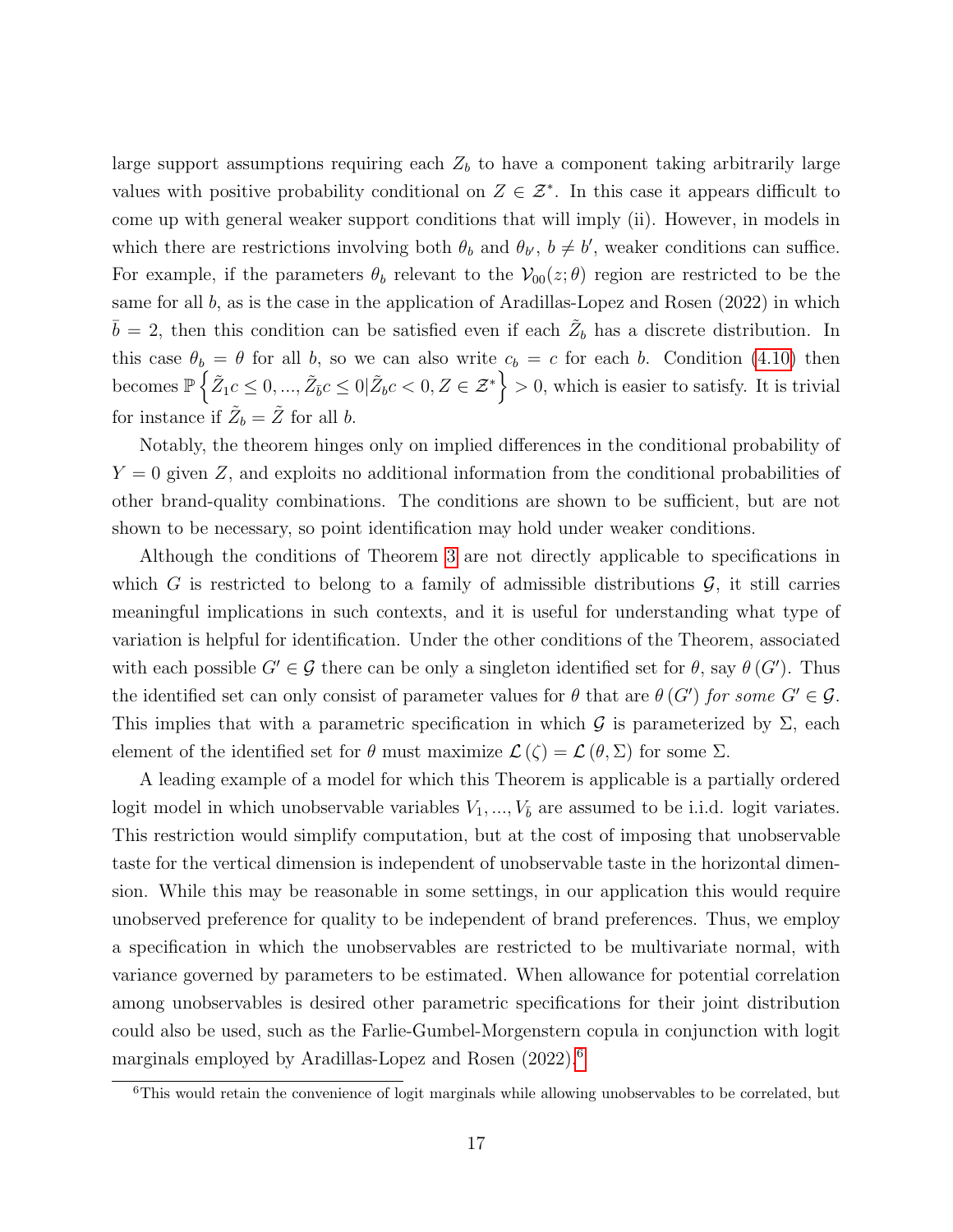large support assumptions requiring each $Z_b$ to have a component taking arbitrarily large values with positive probability conditional on $Z \in \mathcal{Z}^*$. In this case it appears difficult to come up with general weaker support conditions that will imply (ii). However, in models in which there are restrictions involving both $\theta_b$ and $\theta_{b'}$, $b \neq b'$, weaker conditions can suffice. For example, if the parameters $\theta_b$ relevant to the $\mathcal{V}_{00}(z;\theta)$ region are restricted to be the same for all $b$, as is the case in the application of Aradillas-Lopez and Rosen (2022) in which $\bar{b} = 2$, then this condition can be satisfied even if each $\tilde{Z}_b$ has a discrete distribution. In this case $\theta_b = \theta$ for all $b$, so we can also write $c_b = c$ for each $b$. Condition (4.10) then becomes $\mathbb{P}\left\{\tilde{Z}_1 c \leq 0, ..., \tilde{Z}_{\bar{b}} c \leq 0 | \tilde{Z}_b c < 0, Z \in \mathcal{Z}^*\right\} > 0$, which is easier to satisfy. It is trivial for instance if $\tilde{Z}_b = \tilde{Z}$ for all $b$.

Notably, the theorem hinges only on implied differences in the conditional probability of $Y = 0$ given $Z$, and exploits no additional information from the conditional probabilities of other brand-quality combinations. The conditions are shown to be sufficient, but are not shown to be necessary, so point identification may hold under weaker conditions.

Although the conditions of Theorem 3 are not directly applicable to specifications in which $G$ is restricted to belong to a family of admissible distributions $\mathcal{G}$, it still carries meaningful implications in such contexts, and it is useful for understanding what type of variation is helpful for identification. Under the other conditions of the Theorem, associated with each possible $G' \in \mathcal{G}$ there can be only a singleton identified set for $\theta$, say $\theta(G')$. Thus the identified set can only consist of parameter values for $\theta$ that are $\theta(G')$ *for some* $G' \in \mathcal{G}$. This implies that with a parametric specification in which $\mathcal{G}$ is parameterized by $\Sigma$, each element of the identified set for $\theta$ must maximize $\mathcal{L}(\zeta) = \mathcal{L}(\theta, \Sigma)$ for some $\Sigma$.

A leading example of a model for which this Theorem is applicable is a partially ordered logit model in which unobservable variables $V_1, ..., V_{\bar{b}}$ are assumed to be i.i.d. logit variates. This restriction would simplify computation, but at the cost of imposing that unobservable taste for the vertical dimension is independent of unobservable taste in the horizontal dimension. While this may be reasonable in some settings, in our application this would require unobserved preference for quality to be independent of brand preferences. Thus, we employ a specification in which the unobservables are restricted to be multivariate normal, with variance governed by parameters to be estimated. When allowance for potential correlation among unobservables is desired other parametric specifications for their joint distribution could also be used, such as the Farlie-Gumbel-Morgenstern copula in conjunction with logit marginals employed by Aradillas-Lopez and Rosen (2022).[6]

[6]This would retain the convenience of logit marginals while allowing unobservables to be correlated, but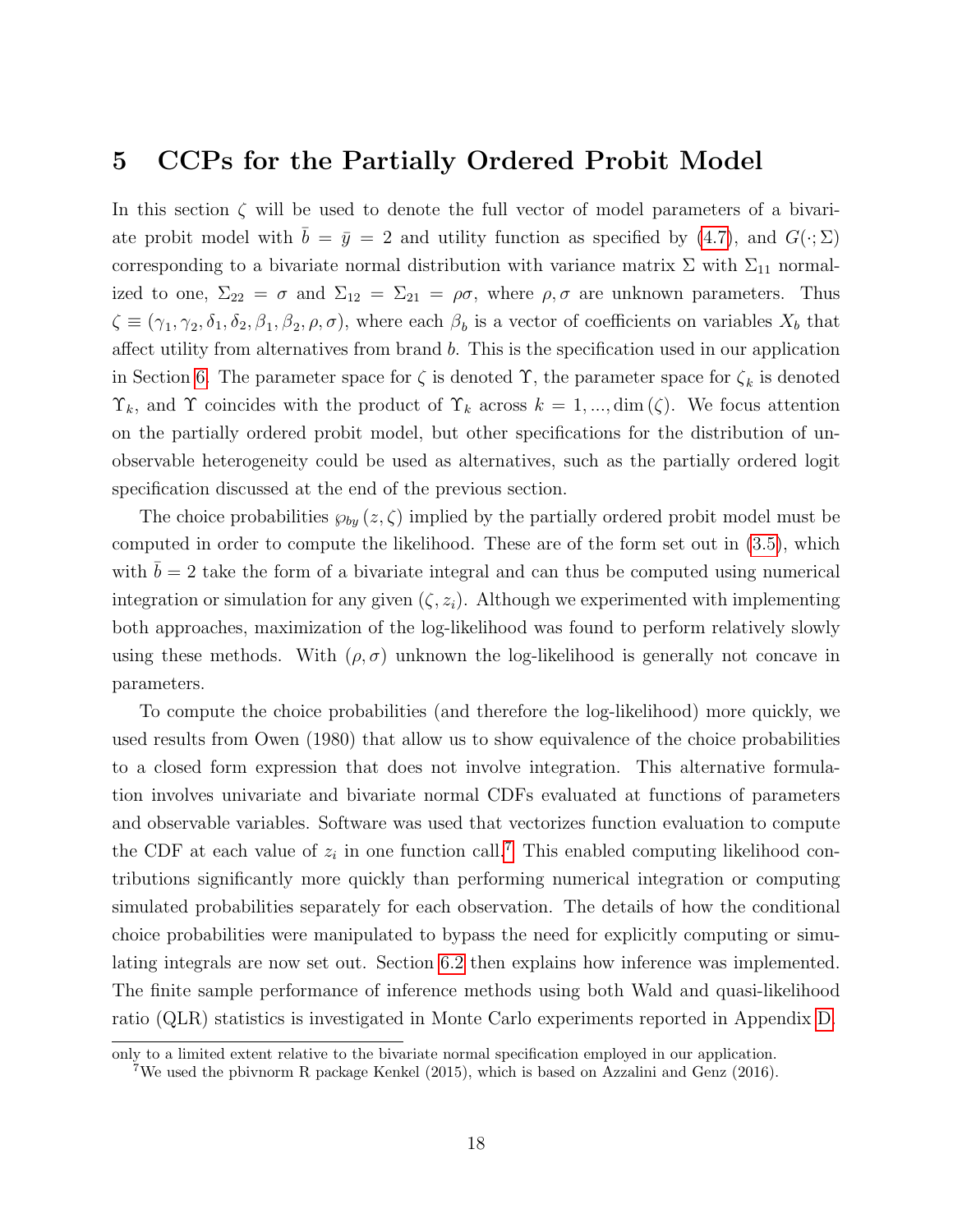# 5 CCPs for the Partially Ordered Probit Model

In this section $\zeta$ will be used to denote the full vector of model parameters of a bivariate probit model with $\bar{b} = \bar{y} = 2$ and utility function as specified by (4.7), and $G(\cdot;\Sigma)$ corresponding to a bivariate normal distribution with variance matrix $\Sigma$ with $\Sigma_{11}$ normalized to one, $\Sigma_{22} = \sigma$ and $\Sigma_{12} = \Sigma_{21} = \rho\sigma$, where $\rho, \sigma$ are unknown parameters. Thus $\zeta \equiv (\gamma_1, \gamma_2, \delta_1, \delta_2, \beta_1, \beta_2, \rho, \sigma)$, where each $\beta_b$ is a vector of coefficients on variables $X_b$ that affect utility from alternatives from brand $b$. This is the specification used in our application in Section 6. The parameter space for $\zeta$ is denoted $\Upsilon$, the parameter space for $\zeta_k$ is denoted $\Upsilon_k$, and $\Upsilon$ coincides with the product of $\Upsilon_k$ across $k = 1, ..., \dim(\zeta)$. We focus attention on the partially ordered probit model, but other specifications for the distribution of unobservable heterogeneity could be used as alternatives, such as the partially ordered logit specification discussed at the end of the previous section.

The choice probabilities $\wp_{by}(z, \zeta)$ implied by the partially ordered probit model must be computed in order to compute the likelihood. These are of the form set out in (3.5), which with $\bar{b} = 2$ take the form of a bivariate integral and can thus be computed using numerical integration or simulation for any given $(\zeta, z_i)$. Although we experimented with implementing both approaches, maximization of the log-likelihood was found to perform relatively slowly using these methods. With $(\rho, \sigma)$ unknown the log-likelihood is generally not concave in parameters.

To compute the choice probabilities (and therefore the log-likelihood) more quickly, we used results from Owen (1980) that allow us to show equivalence of the choice probabilities to a closed form expression that does not involve integration. This alternative formulation involves univariate and bivariate normal CDFs evaluated at functions of parameters and observable variables. Software was used that vectorizes function evaluation to compute the CDF at each value of $z_i$ in one function call.[7] This enabled computing likelihood contributions significantly more quickly than performing numerical integration or computing simulated probabilities separately for each observation. The details of how the conditional choice probabilities were manipulated to bypass the need for explicitly computing or simulating integrals are now set out. Section 6.2 then explains how inference was implemented. The finite sample performance of inference methods using both Wald and quasi-likelihood ratio (QLR) statistics is investigated in Monte Carlo experiments reported in Appendix D.

---

only to a limited extent relative to the bivariate normal specification employed in our application.

[7] We used the pbivnorm R package Kenkel (2015), which is based on Azzalini and Genz (2016).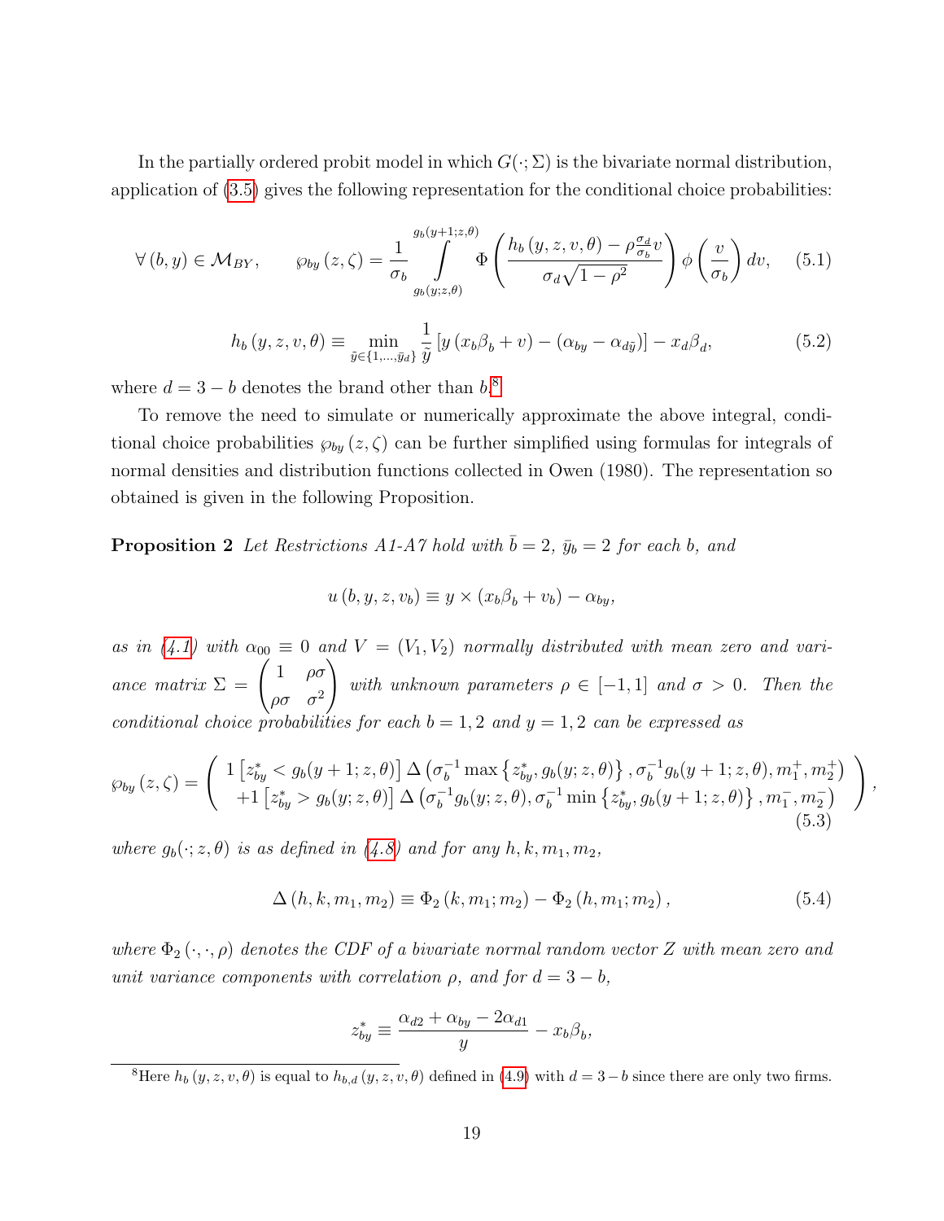In the partially ordered probit model in which $G(\cdot;\Sigma)$ is the bivariate normal distribution, application of (3.5) gives the following representation for the conditional choice probabilities:

$$\forall (b,y) \in \mathcal{M}_{BY}, \qquad \wp_{by}(z,\zeta) = \frac{1}{\sigma_b} \int_{g_b(y;z,\theta)}^{g_b(y+1;z,\theta)} \Phi\left( \frac{h_b(y,z,v,\theta) - \rho \frac{\sigma_d}{\sigma_b} v}{\sigma_d \sqrt{1-\rho^2}} \right) \phi\left(\frac{v}{\sigma_b}\right) dv, \tag{5.1}$$

$$h_b(y,z,v,\theta) \equiv \min_{\bar{y} \in \{1,\ldots,\bar{y}_d\}} \frac{1}{\bar{y}} \left[ y\left(x_b \beta_b + v\right) - \left(\alpha_{by} - \alpha_{d\bar{y}}\right)\right] - x_d \beta_d, \tag{5.2}$$

where $d = 3 - b$ denotes the brand other than $b$.[8]

To remove the need to simulate or numerically approximate the above integral, conditional choice probabilities $\wp_{by}(z,\zeta)$ can be further simplified using formulas for integrals of normal densities and distribution functions collected in Owen (1980). The representation so obtained is given in the following Proposition.

**Proposition 2** *Let Restrictions A1-A7 hold with $\bar{b} = 2$, $\bar{y}_b = 2$ for each $b$, and*

$$u(b,y,z,v_b) \equiv y \times (x_b \beta_b + v_b) - \alpha_{by},$$

*as in (4.1) with $\alpha_{00} \equiv 0$ and $V = (V_1, V_2)$ normally distributed with mean zero and variance matrix $\Sigma = \begin{pmatrix} 1 & \rho\sigma \\ \rho\sigma & \sigma^2 \end{pmatrix}$ with unknown parameters $\rho \in [-1,1]$ and $\sigma > 0$. Then the conditional choice probabilities for each $b = 1,2$ and $y = 1,2$ can be expressed as*

$$\wp_{by}(z,\zeta) = \left( \begin{array}{c} 1\left[z_{by}^* < g_b(y+1;z,\theta)\right] \Delta\left(\sigma_b^{-1} \max\left\{z_{by}^*, g_b(y;z,\theta)\right\}, \sigma_b^{-1} g_b(y+1;z,\theta), m_1^+, m_2^+\right) \\ +1\left[z_{by}^* > g_b(y;z,\theta)\right] \Delta\left(\sigma_b^{-1} g_b(y;z,\theta), \sigma_b^{-1} \min\left\{z_{by}^*, g_b(y+1;z,\theta)\right\}, m_1^-, m_2^-\right) \end{array} \right), \tag{5.3}$$

*where $g_b(\cdot;z,\theta)$ is as defined in (4.8) and for any $h,k,m_1,m_2$,*

$$\Delta(h,k,m_1,m_2) \equiv \Phi_2(k, m_1; m_2) - \Phi_2(h, m_1; m_2), \tag{5.4}$$

*where $\Phi_2(\cdot,\cdot,\rho)$ denotes the CDF of a bivariate normal random vector $Z$ with mean zero and unit variance components with correlation $\rho$, and for $d = 3-b$,*

$$z_{by}^* \equiv \frac{\alpha_{d2} + \alpha_{by} - 2\alpha_{d1}}{y} - x_b \beta_b,$$

[8] Here $h_b(y,z,v,\theta)$ is equal to $h_{b,d}(y,z,v,\theta)$ defined in (4.9) with $d = 3-b$ since there are only two firms.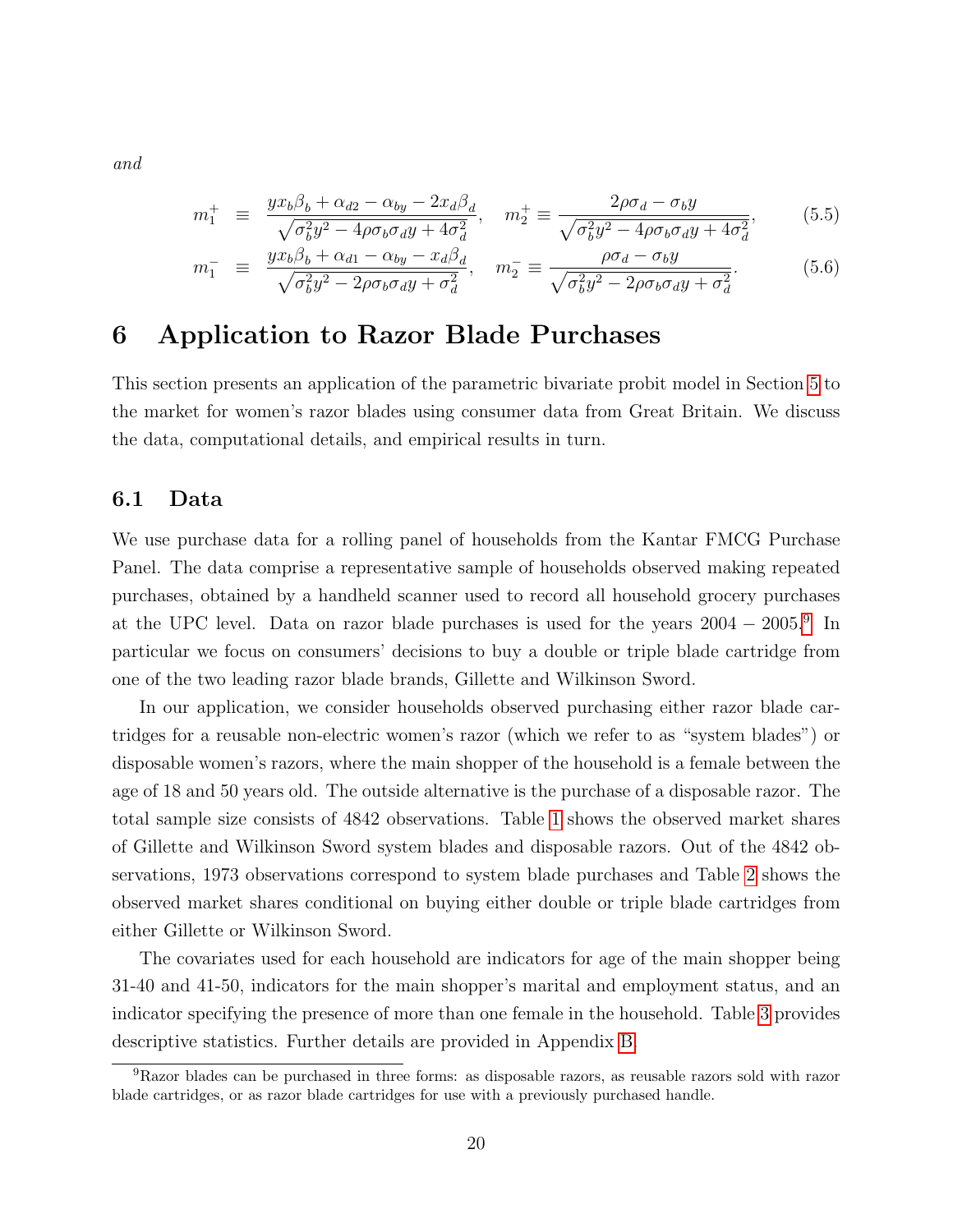*and*

$$m_1^+ \equiv \frac{yx_b\beta_b + \alpha_{d2} - \alpha_{by} - 2x_d\beta_d}{\sqrt{\sigma_b^2 y^2 - 4\rho\sigma_b\sigma_d y + 4\sigma_d^2}}, \quad m_2^+ \equiv \frac{2\rho\sigma_d - \sigma_b y}{\sqrt{\sigma_b^2 y^2 - 4\rho\sigma_b\sigma_d y + 4\sigma_d^2}}, \tag{5.5}$$

$$m_1^- \equiv \frac{yx_b\beta_b + \alpha_{d1} - \alpha_{by} - x_d\beta_d}{\sqrt{\sigma_b^2 y^2 - 2\rho\sigma_b\sigma_d y + \sigma_d^2}}, \quad m_2^- \equiv \frac{\rho\sigma_d - \sigma_b y}{\sqrt{\sigma_b^2 y^2 - 2\rho\sigma_b\sigma_d y + \sigma_d^2}}. \tag{5.6}$$

# 6 Application to Razor Blade Purchases

This section presents an application of the parametric bivariate probit model in Section 5 to the market for women's razor blades using consumer data from Great Britain. We discuss the data, computational details, and empirical results in turn.

## 6.1 Data

We use purchase data for a rolling panel of households from the Kantar FMCG Purchase Panel. The data comprise a representative sample of households observed making repeated purchases, obtained by a handheld scanner used to record all household grocery purchases at the UPC level. Data on razor blade purchases is used for the years 2004 − 2005.[9] In particular we focus on consumers' decisions to buy a double or triple blade cartridge from one of the two leading razor blade brands, Gillette and Wilkinson Sword.

In our application, we consider households observed purchasing either razor blade cartridges for a reusable non-electric women's razor (which we refer to as "system blades") or disposable women's razors, where the main shopper of the household is a female between the age of 18 and 50 years old. The outside alternative is the purchase of a disposable razor. The total sample size consists of 4842 observations. Table 1 shows the observed market shares of Gillette and Wilkinson Sword system blades and disposable razors. Out of the 4842 observations, 1973 observations correspond to system blade purchases and Table 2 shows the observed market shares conditional on buying either double or triple blade cartridges from either Gillette or Wilkinson Sword.

The covariates used for each household are indicators for age of the main shopper being 31-40 and 41-50, indicators for the main shopper's marital and employment status, and an indicator specifying the presence of more than one female in the household. Table 3 provides descriptive statistics. Further details are provided in Appendix B.

[9] Razor blades can be purchased in three forms: as disposable razors, as reusable razors sold with razor blade cartridges, or as razor blade cartridges for use with a previously purchased handle.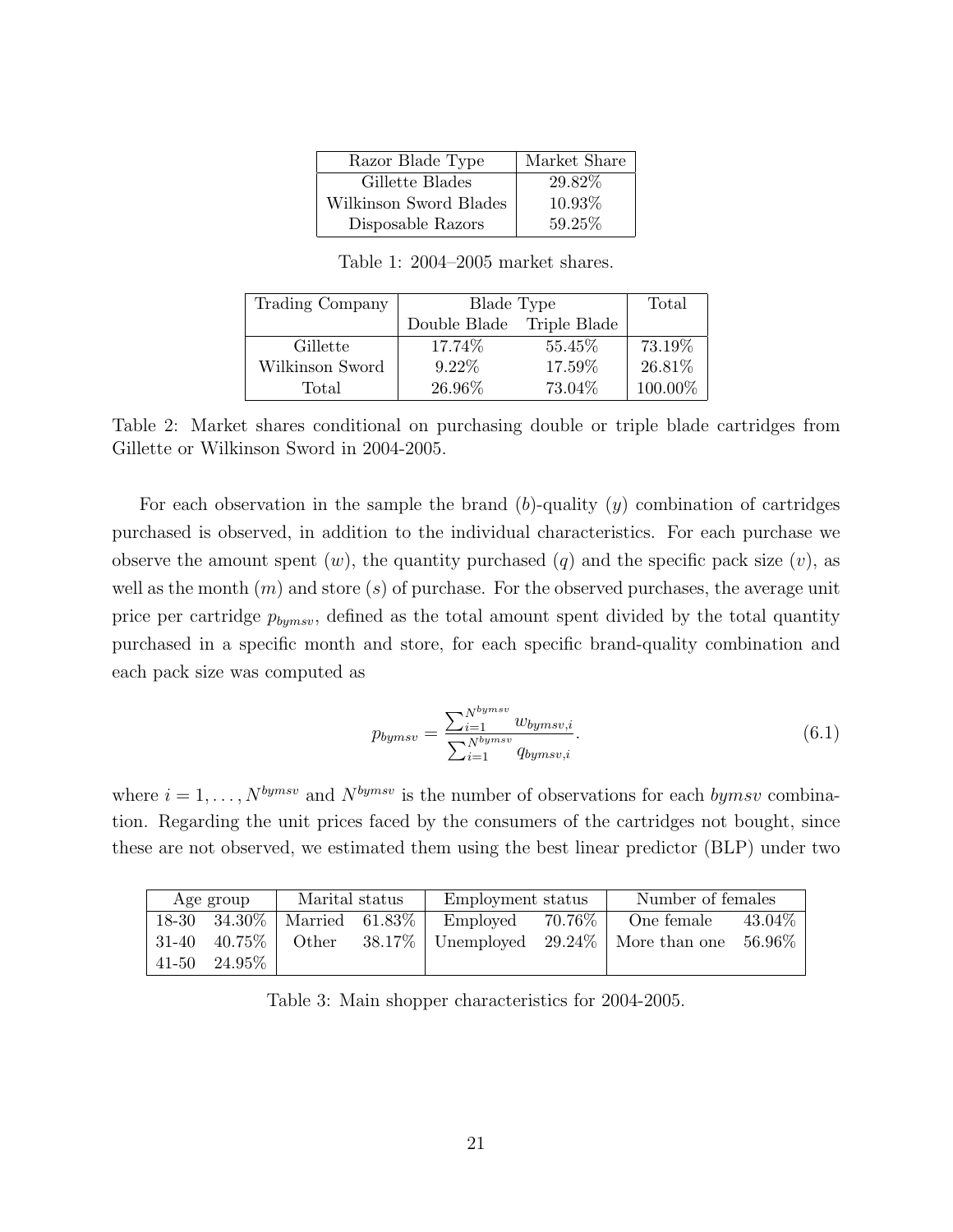| Razor Blade Type | Market Share |
|---|---|
| Gillette Blades | 29.82% |
| Wilkinson Sword Blades | 10.93% |
| Disposable Razors | 59.25% |

Table 1: 2004–2005 market shares.

| Trading Company | Blade Type | | Total |
|---|---|---|---|
| | Double Blade | Triple Blade | |
| Gillette | 17.74% | 55.45% | 73.19% |
| Wilkinson Sword | 9.22% | 17.59% | 26.81% |
| Total | 26.96% | 73.04% | 100.00% |

Table 2: Market shares conditional on purchasing double or triple blade cartridges from Gillette or Wilkinson Sword in 2004-2005.

For each observation in the sample the brand ($b$)-quality ($y$) combination of cartridges purchased is observed, in addition to the individual characteristics. For each purchase we observe the amount spent ($w$), the quantity purchased ($q$) and the specific pack size ($v$), as well as the month ($m$) and store ($s$) of purchase. For the observed purchases, the average unit price per cartridge $p_{bymsv}$, defined as the total amount spent divided by the total quantity purchased in a specific month and store, for each specific brand-quality combination and each pack size was computed as

$$p_{bymsv} = \frac{\sum_{i=1}^{N^{bymsv}} w_{bymsv,i}}{\sum_{i=1}^{N^{bymsv}} q_{bymsv,i}}. \tag{6.1}$$

where $i = 1, \ldots, N^{bymsv}$ and $N^{bymsv}$ is the number of observations for each $bymsv$ combination. Regarding the unit prices faced by the consumers of the cartridges not bought, since these are not observed, we estimated them using the best linear predictor (BLP) under two

| Age group | | Marital status | | Employment status | | Number of females | |
|---|---|---|---|---|---|---|---|
| 18-30 | 34.30% | Married | 61.83% | Employed | 70.76% | One female | 43.04% |
| 31-40 | 40.75% | Other | 38.17% | Unemployed | 29.24% | More than one | 56.96% |
| 41-50 | 24.95% | | | | | | |

Table 3: Main shopper characteristics for 2004-2005.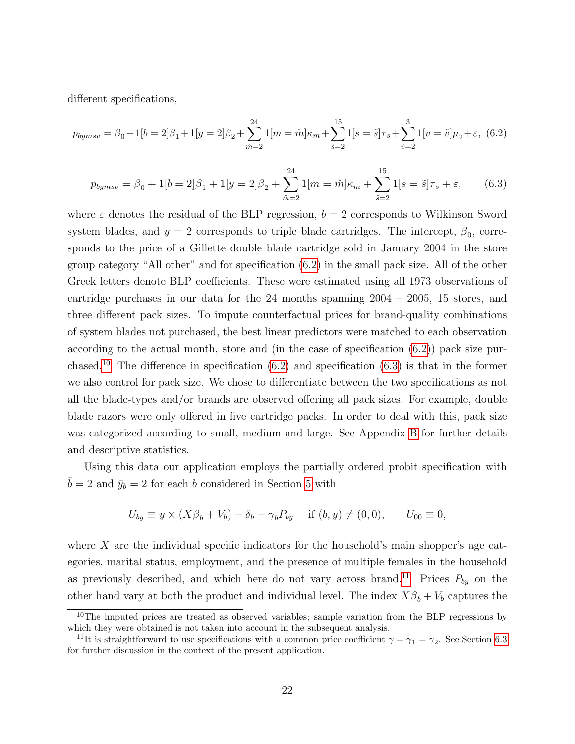different specifications,

$$p_{bymsv} = \beta_0 + 1[b = 2]\beta_1 + 1[y = 2]\beta_2 + \sum_{\tilde{m}=2}^{24} 1[m = \tilde{m}]\kappa_m + \sum_{\tilde{s}=2}^{15} 1[s = \tilde{s}]\tau_s + \sum_{\tilde{v}=2}^{3} 1[v = \tilde{v}]\mu_v + \varepsilon, \quad (6.2)$$

$$p_{bymsv} = \beta_0 + 1[b = 2]\beta_1 + 1[y = 2]\beta_2 + \sum_{\tilde{m}=2}^{24} 1[m = \tilde{m}]\kappa_m + \sum_{\tilde{s}=2}^{15} 1[s = \tilde{s}]\tau_s + \varepsilon, \quad (6.3)$$

where $\varepsilon$ denotes the residual of the BLP regression, $b = 2$ corresponds to Wilkinson Sword system blades, and $y = 2$ corresponds to triple blade cartridges. The intercept, $\beta_0$, corresponds to the price of a Gillette double blade cartridge sold in January 2004 in the store group category "All other" and for specification (6.2) in the small pack size. All of the other Greek letters denote BLP coefficients. These were estimated using all 1973 observations of cartridge purchases in our data for the 24 months spanning $2004 - 2005$, 15 stores, and three different pack sizes. To impute counterfactual prices for brand-quality combinations of system blades not purchased, the best linear predictors were matched to each observation according to the actual month, store and (in the case of specification (6.2)) pack size purchased.[10] The difference in specification (6.2) and specification (6.3) is that in the former we also control for pack size. We chose to differentiate between the two specifications as not all the blade-types and/or brands are observed offering all pack sizes. For example, double blade razors were only offered in five cartridge packs. In order to deal with this, pack size was categorized according to small, medium and large. See Appendix B for further details and descriptive statistics.

Using this data our application employs the partially ordered probit specification with $\bar{b} = 2$ and $\bar{y}_b = 2$ for each $b$ considered in Section 5 with

$$U_{by} \equiv y \times (X\beta_b + V_b) - \delta_b - \gamma_b P_{by} \quad \text{if } (b, y) \neq (0, 0), \qquad U_{00} \equiv 0,$$

where $X$ are the individual specific indicators for the household's main shopper's age categories, marital status, employment, and the presence of multiple females in the household as previously described, and which here do not vary across brand.[11] Prices $P_{by}$ on the other hand vary at both the product and individual level. The index $X\beta_b + V_b$ captures the

[10] The imputed prices are treated as observed variables; sample variation from the BLP regressions by which they were obtained is not taken into account in the subsequent analysis.

[11] It is straightforward to use specifications with a common price coefficient $\gamma = \gamma_1 = \gamma_2$. See Section 6.3 for further discussion in the context of the present application.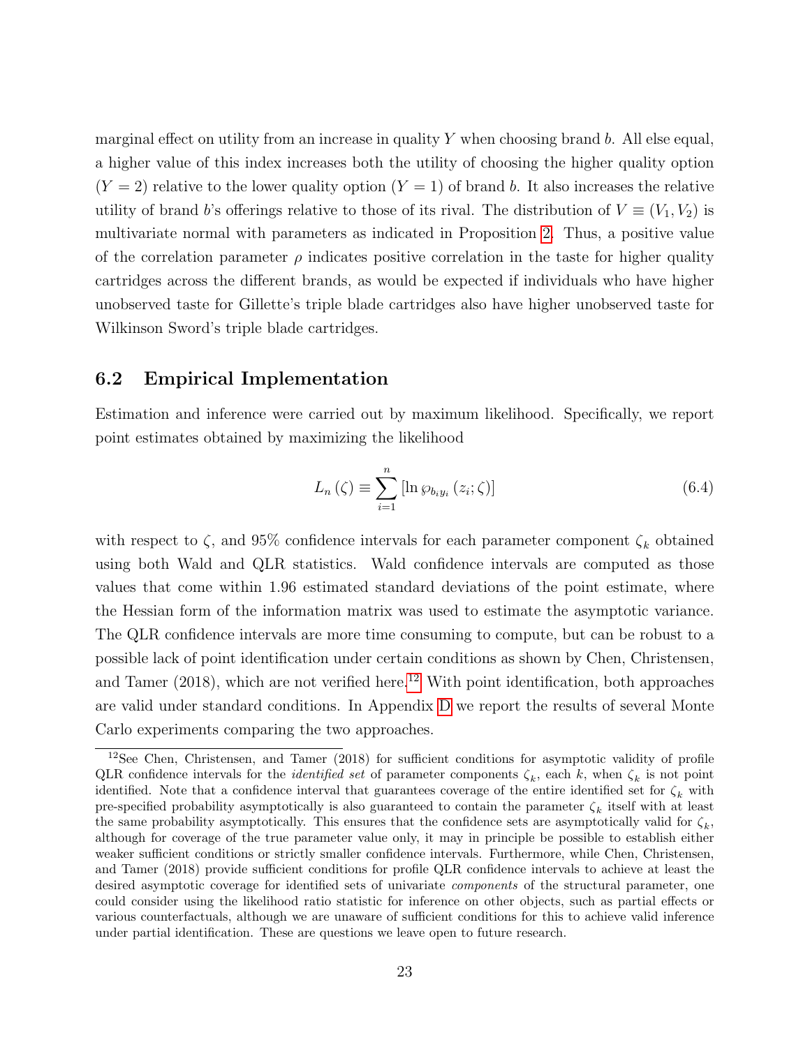marginal effect on utility from an increase in quality $Y$ when choosing brand $b$. All else equal, a higher value of this index increases both the utility of choosing the higher quality option ($Y = 2$) relative to the lower quality option ($Y = 1$) of brand $b$. It also increases the relative utility of brand $b$'s offerings relative to those of its rival. The distribution of $V \equiv (V_1, V_2)$ is multivariate normal with parameters as indicated in Proposition 2. Thus, a positive value of the correlation parameter $\rho$ indicates positive correlation in the taste for higher quality cartridges across the different brands, as would be expected if individuals who have higher unobserved taste for Gillette's triple blade cartridges also have higher unobserved taste for Wilkinson Sword's triple blade cartridges.

## 6.2 Empirical Implementation

Estimation and inference were carried out by maximum likelihood. Specifically, we report point estimates obtained by maximizing the likelihood

$$L_n(\zeta) \equiv \sum_{i=1}^{n} \left[\ln \wp_{b_i y_i}(z_i; \zeta)\right] \tag{6.4}$$

with respect to $\zeta$, and 95% confidence intervals for each parameter component $\zeta_k$ obtained using both Wald and QLR statistics. Wald confidence intervals are computed as those values that come within 1.96 estimated standard deviations of the point estimate, where the Hessian form of the information matrix was used to estimate the asymptotic variance. The QLR confidence intervals are more time consuming to compute, but can be robust to a possible lack of point identification under certain conditions as shown by Chen, Christensen, and Tamer (2018), which are not verified here.[12] With point identification, both approaches are valid under standard conditions. In Appendix D we report the results of several Monte Carlo experiments comparing the two approaches.

[12] See Chen, Christensen, and Tamer (2018) for sufficient conditions for asymptotic validity of profile QLR confidence intervals for the *identified set* of parameter components $\zeta_k$, each $k$, when $\zeta_k$ is not point identified. Note that a confidence interval that guarantees coverage of the entire identified set for $\zeta_k$ with pre-specified probability asymptotically is also guaranteed to contain the parameter $\zeta_k$ itself with at least the same probability asymptotically. This ensures that the confidence sets are asymptotically valid for $\zeta_k$, although for coverage of the true parameter value only, it may in principle be possible to establish either weaker sufficient conditions or strictly smaller confidence intervals. Furthermore, while Chen, Christensen, and Tamer (2018) provide sufficient conditions for profile QLR confidence intervals to achieve at least the desired asymptotic coverage for identified sets of univariate *components* of the structural parameter, one could consider using the likelihood ratio statistic for inference on other objects, such as partial effects or various counterfactuals, although we are unaware of sufficient conditions for this to achieve valid inference under partial identification. These are questions we leave open to future research.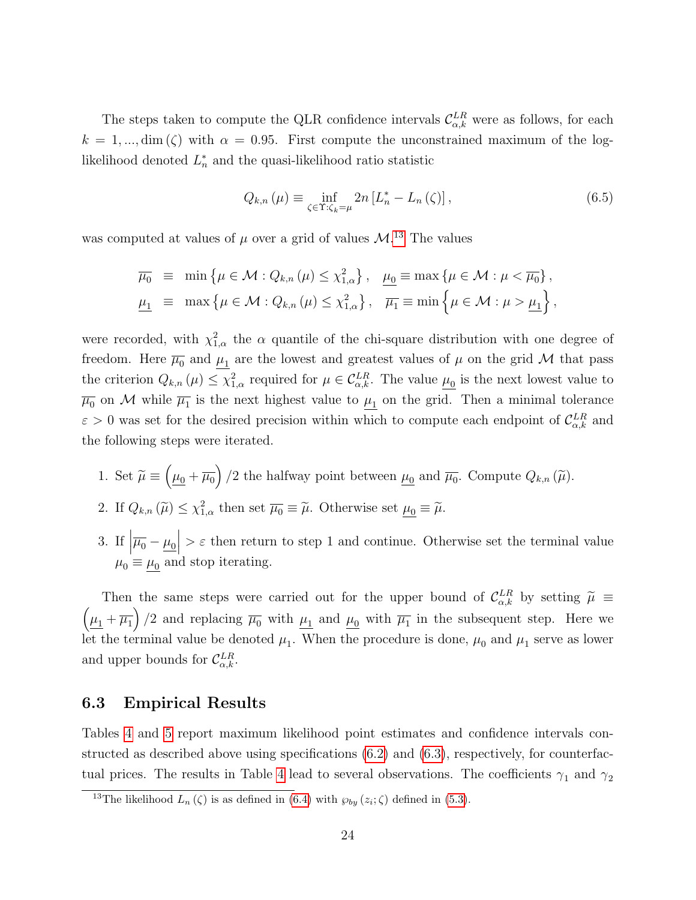The steps taken to compute the QLR confidence intervals $\mathcal{C}_{\alpha,k}^{LR}$ were as follows, for each $k = 1, ..., \dim(\zeta)$ with $\alpha = 0.95$. First compute the unconstrained maximum of the log-likelihood denoted $L_n^*$ and the quasi-likelihood ratio statistic

$$Q_{k,n}(\mu) \equiv \inf_{\zeta \in \Upsilon : \zeta_k = \mu} 2n \left[ L_n^* - L_n(\zeta) \right], \tag{6.5}$$

was computed at values of $\mu$ over a grid of values $\mathcal{M}$.[13] The values

$$\begin{aligned}
\overline{\mu_0} &\equiv \min\left\{\mu \in \mathcal{M} : Q_{k,n}(\mu) \leq \chi^2_{1,\alpha}\right\}, \quad \underline{\mu_0} \equiv \max\left\{\mu \in \mathcal{M} : \mu < \overline{\mu_0}\right\}, \\
\underline{\mu_1} &\equiv \max\left\{\mu \in \mathcal{M} : Q_{k,n}(\mu) \leq \chi^2_{1,\alpha}\right\}, \quad \overline{\mu_1} \equiv \min\left\{\mu \in \mathcal{M} : \mu > \underline{\mu_1}\right\},
\end{aligned}$$

were recorded, with $\chi^2_{1,\alpha}$ the $\alpha$ quantile of the chi-square distribution with one degree of freedom. Here $\overline{\mu_0}$ and $\underline{\mu_1}$ are the lowest and greatest values of $\mu$ on the grid $\mathcal{M}$ that pass the criterion $Q_{k,n}(\mu) \leq \chi^2_{1,\alpha}$ required for $\mu \in \mathcal{C}_{\alpha,k}^{LR}$. The value $\underline{\mu_0}$ is the next lowest value to $\overline{\mu_0}$ on $\mathcal{M}$ while $\overline{\mu_1}$ is the next highest value to $\underline{\mu_1}$ on the grid. Then a minimal tolerance $\varepsilon > 0$ was set for the desired precision within which to compute each endpoint of $\mathcal{C}_{\alpha,k}^{LR}$ and the following steps were iterated.

1. Set $\widetilde{\mu} \equiv \left(\underline{\mu_0} + \overline{\mu_0}\right)/2$ the halfway point between $\underline{\mu_0}$ and $\overline{\mu_0}$. Compute $Q_{k,n}(\widetilde{\mu})$.
2. If $Q_{k,n}(\widetilde{\mu}) \leq \chi^2_{1,\alpha}$ then set $\overline{\mu_0} \equiv \widetilde{\mu}$. Otherwise set $\underline{\mu_0} \equiv \widetilde{\mu}$.
3. If $\left|\overline{\mu_0} - \underline{\mu_0}\right| > \varepsilon$ then return to step 1 and continue. Otherwise set the terminal value $\mu_0 \equiv \underline{\mu_0}$ and stop iterating.

Then the same steps were carried out for the upper bound of $\mathcal{C}_{\alpha,k}^{LR}$ by setting $\widetilde{\mu} \equiv \left(\underline{\mu_1} + \overline{\mu_1}\right)/2$ and replacing $\overline{\mu_0}$ with $\underline{\mu_1}$ and $\underline{\mu_0}$ with $\overline{\mu_1}$ in the subsequent step. Here we let the terminal value be denoted $\mu_1$. When the procedure is done, $\mu_0$ and $\mu_1$ serve as lower and upper bounds for $\mathcal{C}_{\alpha,k}^{LR}$.

## 6.3 Empirical Results

Tables 4 and 5 report maximum likelihood point estimates and confidence intervals constructed as described above using specifications (6.2) and (6.3), respectively, for counterfactual prices. The results in Table 4 lead to several observations. The coefficients $\gamma_1$ and $\gamma_2$

[13] The likelihood $L_n(\zeta)$ is as defined in (6.4) with $\wp_{by}(z_i; \zeta)$ defined in (5.3).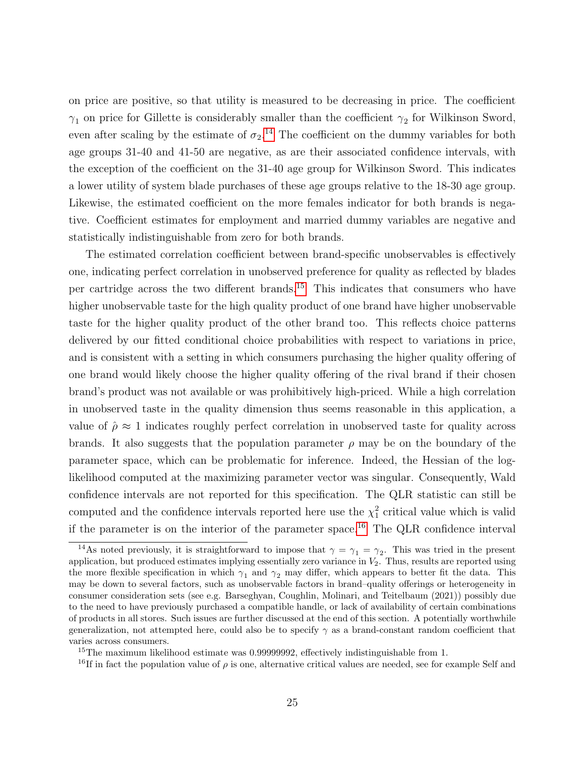on price are positive, so that utility is measured to be decreasing in price. The coefficient $\gamma_1$ on price for Gillette is considerably smaller than the coefficient $\gamma_2$ for Wilkinson Sword, even after scaling by the estimate of $\sigma_2$.[14] The coefficient on the dummy variables for both age groups 31-40 and 41-50 are negative, as are their associated confidence intervals, with the exception of the coefficient on the 31-40 age group for Wilkinson Sword. This indicates a lower utility of system blade purchases of these age groups relative to the 18-30 age group. Likewise, the estimated coefficient on the more females indicator for both brands is negative. Coefficient estimates for employment and married dummy variables are negative and statistically indistinguishable from zero for both brands.

The estimated correlation coefficient between brand-specific unobservables is effectively one, indicating perfect correlation in unobserved preference for quality as reflected by blades per cartridge across the two different brands.[15] This indicates that consumers who have higher unobservable taste for the high quality product of one brand have higher unobservable taste for the higher quality product of the other brand too. This reflects choice patterns delivered by our fitted conditional choice probabilities with respect to variations in price, and is consistent with a setting in which consumers purchasing the higher quality offering of one brand would likely choose the higher quality offering of the rival brand if their chosen brand's product was not available or was prohibitively high-priced. While a high correlation in unobserved taste in the quality dimension thus seems reasonable in this application, a value of $\hat{\rho} \approx 1$ indicates roughly perfect correlation in unobserved taste for quality across brands. It also suggests that the population parameter $\rho$ may be on the boundary of the parameter space, which can be problematic for inference. Indeed, the Hessian of the log-likelihood computed at the maximizing parameter vector was singular. Consequently, Wald confidence intervals are not reported for this specification. The QLR statistic can still be computed and the confidence intervals reported here use the $\chi^2_1$ critical value which is valid if the parameter is on the interior of the parameter space.[16] The QLR confidence interval

[14] As noted previously, it is straightforward to impose that $\gamma = \gamma_1 = \gamma_2$. This was tried in the present application, but produced estimates implying essentially zero variance in $V_2$. Thus, results are reported using the more flexible specification in which $\gamma_1$ and $\gamma_2$ may differ, which appears to better fit the data. This may be down to several factors, such as unobservable factors in brand–quality offerings or heterogeneity in consumer consideration sets (see e.g. Barseghyan, Coughlin, Molinari, and Teitelbaum (2021)) possibly due to the need to have previously purchased a compatible handle, or lack of availability of certain combinations of products in all stores. Such issues are further discussed at the end of this section. A potentially worthwhile generalization, not attempted here, could also be to specify $\gamma$ as a brand-constant random coefficient that varies across consumers.

[15] The maximum likelihood estimate was 0.99999992, effectively indistinguishable from 1.

[16] If in fact the population value of $\rho$ is one, alternative critical values are needed, see for example Self and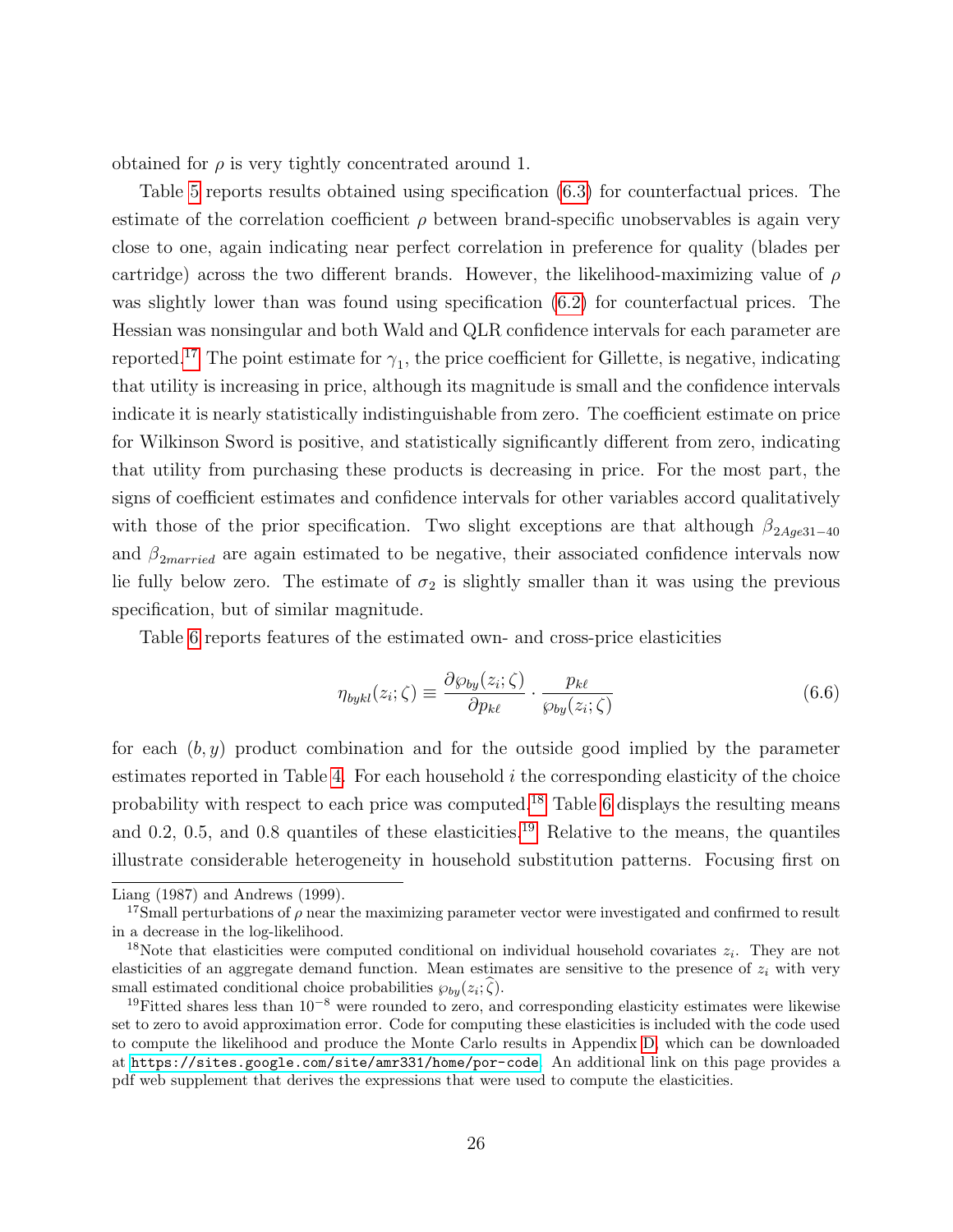obtained for $\rho$ is very tightly concentrated around 1.

Table 5 reports results obtained using specification (6.3) for counterfactual prices. The estimate of the correlation coefficient $\rho$ between brand-specific unobservables is again very close to one, again indicating near perfect correlation in preference for quality (blades per cartridge) across the two different brands. However, the likelihood-maximizing value of $\rho$ was slightly lower than was found using specification (6.2) for counterfactual prices. The Hessian was nonsingular and both Wald and QLR confidence intervals for each parameter are reported.[17] The point estimate for $\gamma_1$, the price coefficient for Gillette, is negative, indicating that utility is increasing in price, although its magnitude is small and the confidence intervals indicate it is nearly statistically indistinguishable from zero. The coefficient estimate on price for Wilkinson Sword is positive, and statistically significantly different from zero, indicating that utility from purchasing these products is decreasing in price. For the most part, the signs of coefficient estimates and confidence intervals for other variables accord qualitatively with those of the prior specification. Two slight exceptions are that although $\beta_{2Age31-40}$ and $\beta_{2married}$ are again estimated to be negative, their associated confidence intervals now lie fully below zero. The estimate of $\sigma_2$ is slightly smaller than it was using the previous specification, but of similar magnitude.

Table 6 reports features of the estimated own- and cross-price elasticities

$$\eta_{bykl}(z_i;\zeta) \equiv \frac{\partial \wp_{by}(z_i;\zeta)}{\partial p_{k\ell}} \cdot \frac{p_{k\ell}}{\wp_{by}(z_i;\zeta)} \tag{6.6}$$

for each $(b, y)$ product combination and for the outside good implied by the parameter estimates reported in Table 4. For each household $i$ the corresponding elasticity of the choice probability with respect to each price was computed.[18] Table 6 displays the resulting means and 0.2, 0.5, and 0.8 quantiles of these elasticities.[19] Relative to the means, the quantiles illustrate considerable heterogeneity in household substitution patterns. Focusing first on

Liang (1987) and Andrews (1999).

[17] Small perturbations of $\rho$ near the maximizing parameter vector were investigated and confirmed to result in a decrease in the log-likelihood.

[18] Note that elasticities were computed conditional on individual household covariates $z_i$. They are not elasticities of an aggregate demand function. Mean estimates are sensitive to the presence of $z_i$ with very small estimated conditional choice probabilities $\wp_{by}(z_i;\widehat{\zeta})$.

[19] Fitted shares less than $10^{-8}$ were rounded to zero, and corresponding elasticity estimates were likewise set to zero to avoid approximation error. Code for computing these elasticities is included with the code used to compute the likelihood and produce the Monte Carlo results in Appendix D, which can be downloaded at https://sites.google.com/site/amr331/home/por-code. An additional link on this page provides a pdf web supplement that derives the expressions that were used to compute the elasticities.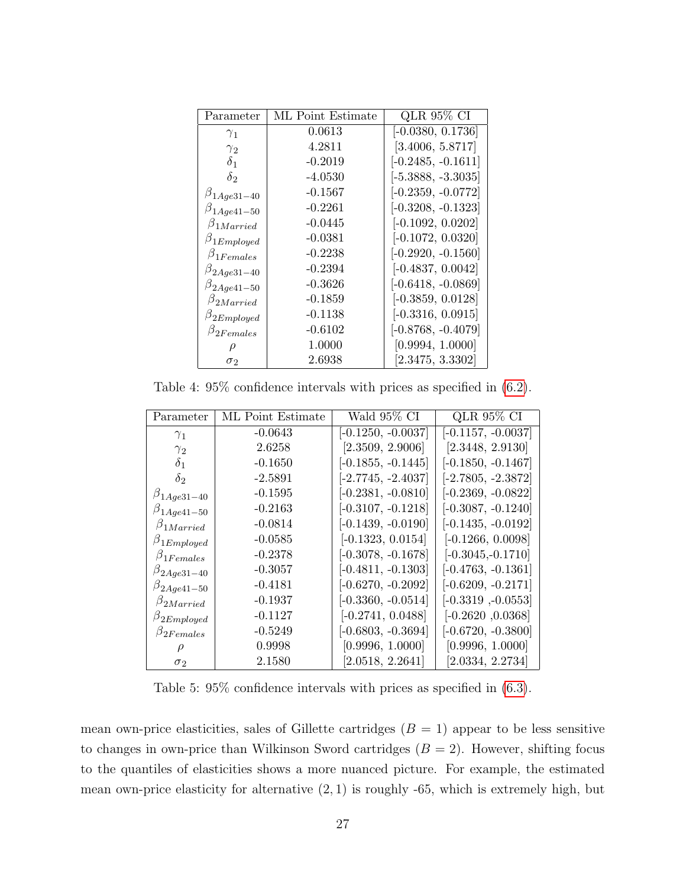| Parameter | ML Point Estimate | QLR 95% CI |
|---|---|---|
| $\gamma_1$ | 0.0613 | [-0.0380, 0.1736] |
| $\gamma_2$ | 4.2811 | [3.4006, 5.8717] |
| $\delta_1$ | -0.2019 | [-0.2485, -0.1611] |
| $\delta_2$ | -4.0530 | [-5.3888, -3.3035] |
| $\beta_{1Age31-40}$ | -0.1567 | [-0.2359, -0.0772] |
| $\beta_{1Age41-50}$ | -0.2261 | [-0.3208, -0.1323] |
| $\beta_{1Married}$ | -0.0445 | [-0.1092, 0.0202] |
| $\beta_{1Employed}$ | -0.0381 | [-0.1072, 0.0320] |
| $\beta_{1Females}$ | -0.2238 | [-0.2920, -0.1560] |
| $\beta_{2Age31-40}$ | -0.2394 | [-0.4837, 0.0042] |
| $\beta_{2Age41-50}$ | -0.3626 | [-0.6418, -0.0869] |
| $\beta_{2Married}$ | -0.1859 | [-0.3859, 0.0128] |
| $\beta_{2Employed}$ | -0.1138 | [-0.3316, 0.0915] |
| $\beta_{2Females}$ | -0.6102 | [-0.8768, -0.4079] |
| $\rho$ | 1.0000 | [0.9994, 1.0000] |
| $\sigma_2$ | 2.6938 | [2.3475, 3.3302] |

Table 4: 95% confidence intervals with prices as specified in (6.2).

| Parameter | ML Point Estimate | Wald 95% CI | QLR 95% CI |
|---|---|---|---|
| $\gamma_1$ | -0.0643 | [-0.1250, -0.0037] | [-0.1157, -0.0037] |
| $\gamma_2$ | 2.6258 | [2.3509, 2.9006] | [2.3448, 2.9130] |
| $\delta_1$ | -0.1650 | [-0.1855, -0.1445] | [-0.1850, -0.1467] |
| $\delta_2$ | -2.5891 | [-2.7745, -2.4037] | [-2.7805, -2.3872] |
| $\beta_{1Age31-40}$ | -0.1595 | [-0.2381, -0.0810] | [-0.2369, -0.0822] |
| $\beta_{1Age41-50}$ | -0.2163 | [-0.3107, -0.1218] | [-0.3087, -0.1240] |
| $\beta_{1Married}$ | -0.0814 | [-0.1439, -0.0190] | [-0.1435, -0.0192] |
| $\beta_{1Employed}$ | -0.0585 | [-0.1323, 0.0154] | [-0.1266, 0.0098] |
| $\beta_{1Females}$ | -0.2378 | [-0.3078, -0.1678] | [-0.3045,-0.1710] |
| $\beta_{2Age31-40}$ | -0.3057 | [-0.4811, -0.1303] | [-0.4763, -0.1361] |
| $\beta_{2Age41-50}$ | -0.4181 | [-0.6270, -0.2092] | [-0.6209, -0.2171] |
| $\beta_{2Married}$ | -0.1937 | [-0.3360, -0.0514] | [-0.3319 ,-0.0553] |
| $\beta_{2Employed}$ | -0.1127 | [-0.2741, 0.0488] | [-0.2620 ,0.0368] |
| $\beta_{2Females}$ | -0.5249 | [-0.6803, -0.3694] | [-0.6720, -0.3800] |
| $\rho$ | 0.9998 | [0.9996, 1.0000] | [0.9996, 1.0000] |
| $\sigma_2$ | 2.1580 | [2.0518, 2.2641] | [2.0334, 2.2734] |

Table 5: 95% confidence intervals with prices as specified in (6.3).

mean own-price elasticities, sales of Gillette cartridges ($B = 1$) appear to be less sensitive to changes in own-price than Wilkinson Sword cartridges ($B = 2$). However, shifting focus to the quantiles of elasticities shows a more nuanced picture. For example, the estimated mean own-price elasticity for alternative $(2, 1)$ is roughly -65, which is extremely high, but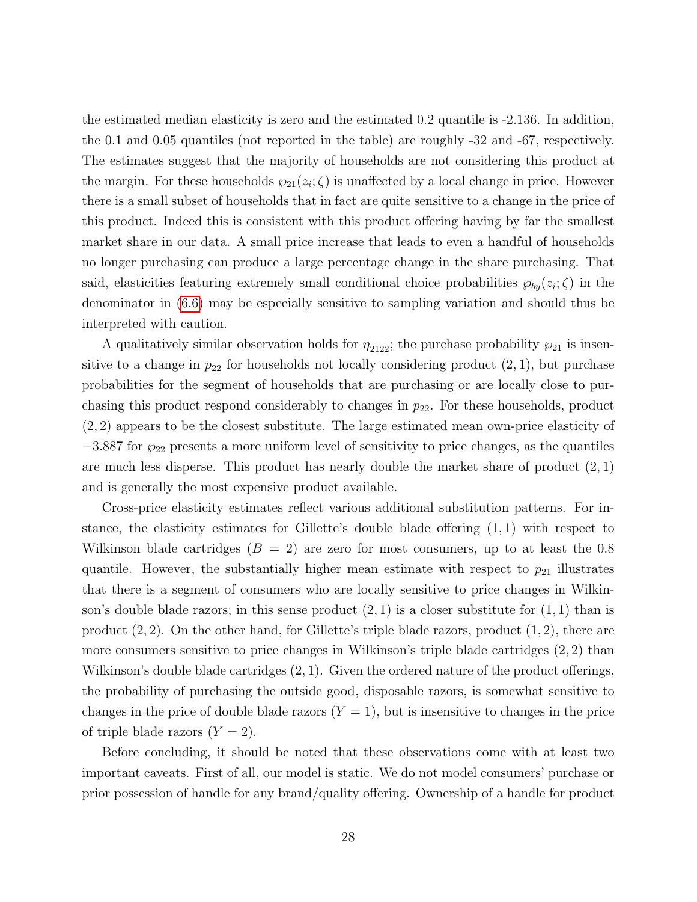the estimated median elasticity is zero and the estimated 0.2 quantile is -2.136. In addition, the 0.1 and 0.05 quantiles (not reported in the table) are roughly -32 and -67, respectively. The estimates suggest that the majority of households are not considering this product at the margin. For these households $\wp_{21}(z_i;\zeta)$ is unaffected by a local change in price. However there is a small subset of households that in fact are quite sensitive to a change in the price of this product. Indeed this is consistent with this product offering having by far the smallest market share in our data. A small price increase that leads to even a handful of households no longer purchasing can produce a large percentage change in the share purchasing. That said, elasticities featuring extremely small conditional choice probabilities $\wp_{by}(z_i;\zeta)$ in the denominator in (6.6) may be especially sensitive to sampling variation and should thus be interpreted with caution.

A qualitatively similar observation holds for $\eta_{2122}$; the purchase probability $\wp_{21}$ is insensitive to a change in $p_{22}$ for households not locally considering product $(2,1)$, but purchase probabilities for the segment of households that are purchasing or are locally close to purchasing this product respond considerably to changes in $p_{22}$. For these households, product $(2,2)$ appears to be the closest substitute. The large estimated mean own-price elasticity of $-3.887$ for $\wp_{22}$ presents a more uniform level of sensitivity to price changes, as the quantiles are much less disperse. This product has nearly double the market share of product $(2,1)$ and is generally the most expensive product available.

Cross-price elasticity estimates reflect various additional substitution patterns. For instance, the elasticity estimates for Gillette's double blade offering $(1,1)$ with respect to Wilkinson blade cartridges $(B = 2)$ are zero for most consumers, up to at least the 0.8 quantile. However, the substantially higher mean estimate with respect to $p_{21}$ illustrates that there is a segment of consumers who are locally sensitive to price changes in Wilkinson's double blade razors; in this sense product $(2,1)$ is a closer substitute for $(1,1)$ than is product $(2,2)$. On the other hand, for Gillette's triple blade razors, product $(1,2)$, there are more consumers sensitive to price changes in Wilkinson's triple blade cartridges $(2,2)$ than Wilkinson's double blade cartridges $(2,1)$. Given the ordered nature of the product offerings, the probability of purchasing the outside good, disposable razors, is somewhat sensitive to changes in the price of double blade razors $(Y = 1)$, but is insensitive to changes in the price of triple blade razors $(Y = 2)$.

Before concluding, it should be noted that these observations come with at least two important caveats. First of all, our model is static. We do not model consumers' purchase or prior possession of handle for any brand/quality offering. Ownership of a handle for product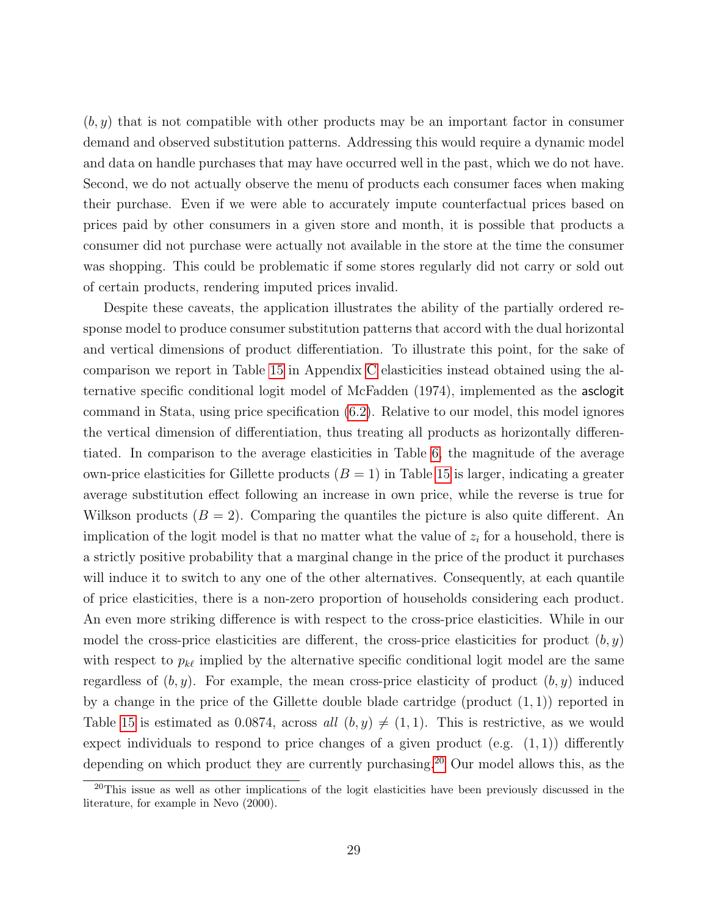$(b, y)$ that is not compatible with other products may be an important factor in consumer demand and observed substitution patterns. Addressing this would require a dynamic model and data on handle purchases that may have occurred well in the past, which we do not have. Second, we do not actually observe the menu of products each consumer faces when making their purchase. Even if we were able to accurately impute counterfactual prices based on prices paid by other consumers in a given store and month, it is possible that products a consumer did not purchase were actually not available in the store at the time the consumer was shopping. This could be problematic if some stores regularly did not carry or sold out of certain products, rendering imputed prices invalid.

Despite these caveats, the application illustrates the ability of the partially ordered response model to produce consumer substitution patterns that accord with the dual horizontal and vertical dimensions of product differentiation. To illustrate this point, for the sake of comparison we report in Table 15 in Appendix C elasticities instead obtained using the alternative specific conditional logit model of McFadden (1974), implemented as the asclogit command in Stata, using price specification (6.2). Relative to our model, this model ignores the vertical dimension of differentiation, thus treating all products as horizontally differentiated. In comparison to the average elasticities in Table 6, the magnitude of the average own-price elasticities for Gillette products ($B = 1$) in Table 15 is larger, indicating a greater average substitution effect following an increase in own price, while the reverse is true for Wilkson products ($B = 2$). Comparing the quantiles the picture is also quite different. An implication of the logit model is that no matter what the value of $z_i$ for a household, there is a strictly positive probability that a marginal change in the price of the product it purchases will induce it to switch to any one of the other alternatives. Consequently, at each quantile of price elasticities, there is a non-zero proportion of households considering each product. An even more striking difference is with respect to the cross-price elasticities. While in our model the cross-price elasticities are different, the cross-price elasticities for product $(b, y)$ with respect to $p_{k\ell}$ implied by the alternative specific conditional logit model are the same regardless of $(b, y)$. For example, the mean cross-price elasticity of product $(b, y)$ induced by a change in the price of the Gillette double blade cartridge (product $(1, 1)$) reported in Table 15 is estimated as 0.0874, across *all* $(b, y) \neq (1, 1)$. This is restrictive, as we would expect individuals to respond to price changes of a given product (e.g. $(1, 1)$) differently depending on which product they are currently purchasing.[20] Our model allows this, as the

[20] This issue as well as other implications of the logit elasticities have been previously discussed in the literature, for example in Nevo (2000).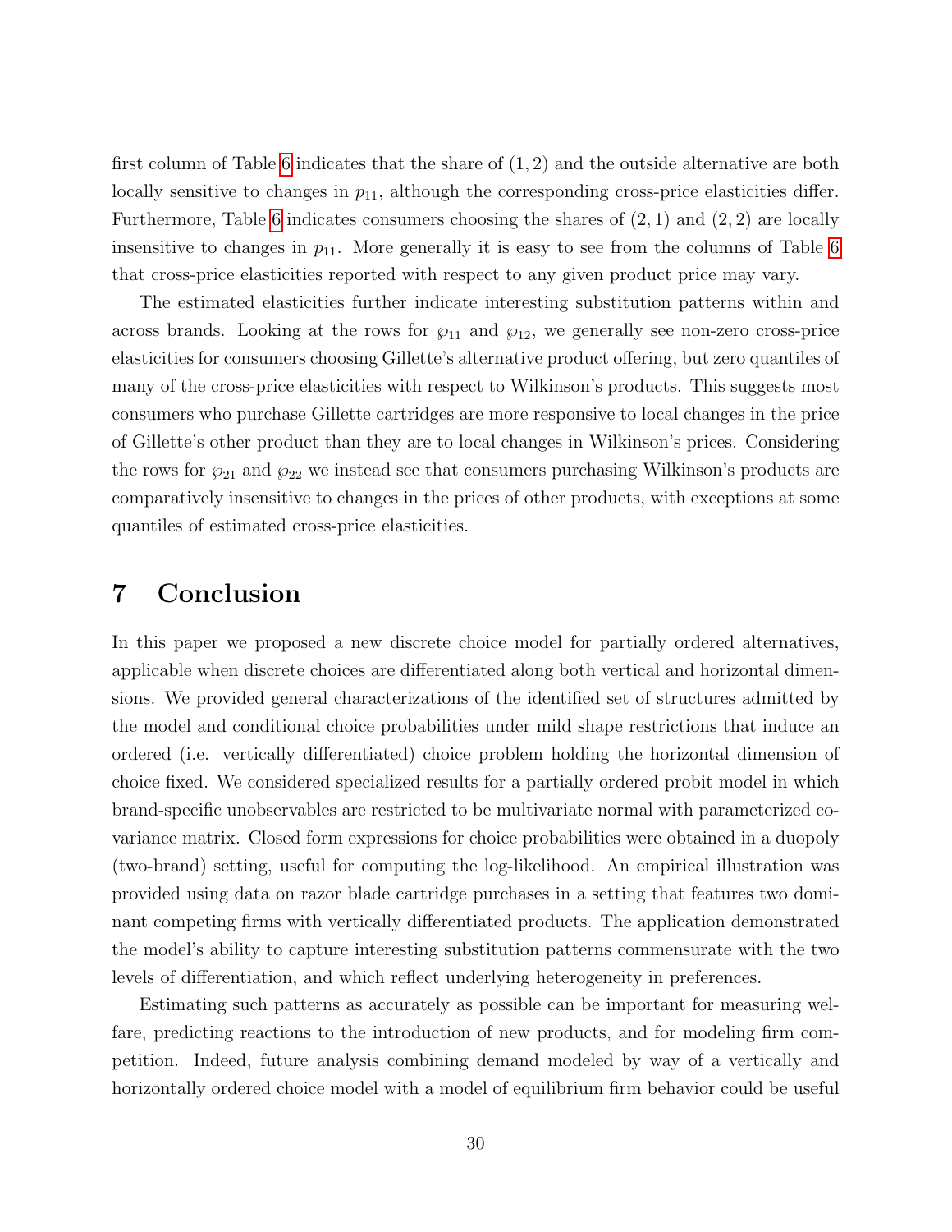first column of Table 6 indicates that the share of $(1, 2)$ and the outside alternative are both locally sensitive to changes in $p_{11}$, although the corresponding cross-price elasticities differ. Furthermore, Table 6 indicates consumers choosing the shares of $(2, 1)$ and $(2, 2)$ are locally insensitive to changes in $p_{11}$. More generally it is easy to see from the columns of Table 6 that cross-price elasticities reported with respect to any given product price may vary.

The estimated elasticities further indicate interesting substitution patterns within and across brands. Looking at the rows for $\wp_{11}$ and $\wp_{12}$, we generally see non-zero cross-price elasticities for consumers choosing Gillette's alternative product offering, but zero quantiles of many of the cross-price elasticities with respect to Wilkinson's products. This suggests most consumers who purchase Gillette cartridges are more responsive to local changes in the price of Gillette's other product than they are to local changes in Wilkinson's prices. Considering the rows for $\wp_{21}$ and $\wp_{22}$ we instead see that consumers purchasing Wilkinson's products are comparatively insensitive to changes in the prices of other products, with exceptions at some quantiles of estimated cross-price elasticities.

# 7 Conclusion

In this paper we proposed a new discrete choice model for partially ordered alternatives, applicable when discrete choices are differentiated along both vertical and horizontal dimensions. We provided general characterizations of the identified set of structures admitted by the model and conditional choice probabilities under mild shape restrictions that induce an ordered (i.e. vertically differentiated) choice problem holding the horizontal dimension of choice fixed. We considered specialized results for a partially ordered probit model in which brand-specific unobservables are restricted to be multivariate normal with parameterized covariance matrix. Closed form expressions for choice probabilities were obtained in a duopoly (two-brand) setting, useful for computing the log-likelihood. An empirical illustration was provided using data on razor blade cartridge purchases in a setting that features two dominant competing firms with vertically differentiated products. The application demonstrated the model's ability to capture interesting substitution patterns commensurate with the two levels of differentiation, and which reflect underlying heterogeneity in preferences.

Estimating such patterns as accurately as possible can be important for measuring welfare, predicting reactions to the introduction of new products, and for modeling firm competition. Indeed, future analysis combining demand modeled by way of a vertically and horizontally ordered choice model with a model of equilibrium firm behavior could be useful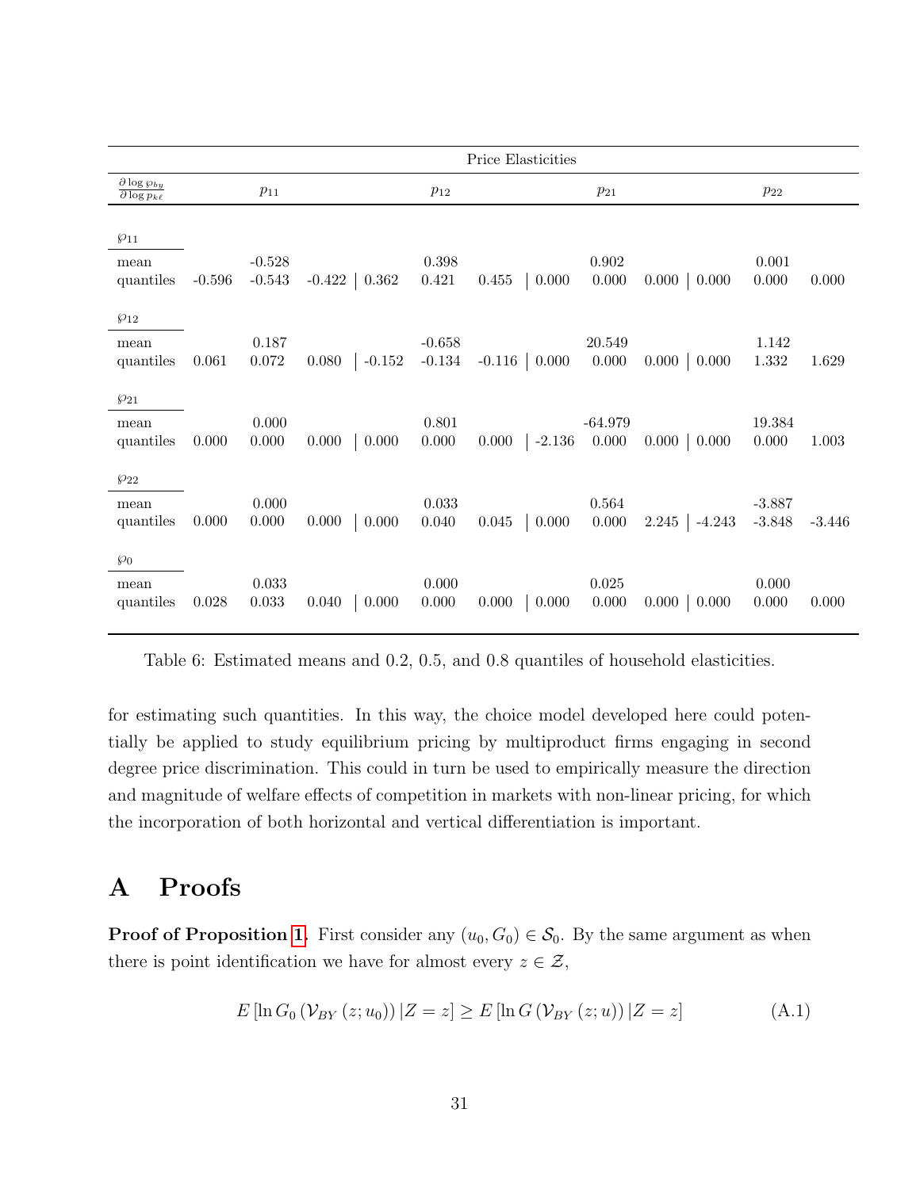| $\frac{\partial \log \wp_{by}}{\partial \log p_{k\ell}}$ | $p_{11}$ | | | $p_{12}$ | | | $p_{21}$ | | | $p_{22}$ | | |
|---|---|---|---|---|---|---|---|---|---|---|---|---|
| | Price Elasticities | | | | | | | | | | | |
| $\wp_{11}$ | | | | | | | | | | | | |
| mean | | -0.528 | | | 0.398 | | | 0.902 | | | 0.001 | |
| quantiles | -0.596 | -0.543 | -0.422 | 0.362 | 0.421 | 0.455 | 0.000 | 0.000 | 0.000 | 0.000 | 0.000 | 0.000 |
| $\wp_{12}$ | | | | | | | | | | | | |
| mean | | 0.187 | | | -0.658 | | | 20.549 | | | 1.142 | |
| quantiles | 0.061 | 0.072 | 0.080 | -0.152 | -0.134 | -0.116 | 0.000 | 0.000 | 0.000 | 0.000 | 1.332 | 1.629 |
| $\wp_{21}$ | | | | | | | | | | | | |
| mean | | 0.000 | | | 0.801 | | | -64.979 | | | 19.384 | |
| quantiles | 0.000 | 0.000 | 0.000 | 0.000 | 0.000 | 0.000 | -2.136 | 0.000 | 0.000 | 0.000 | 0.000 | 1.003 |
| $\wp_{22}$ | | | | | | | | | | | | |
| mean | | 0.000 | | | 0.033 | | | 0.564 | | | -3.887 | |
| quantiles | 0.000 | 0.000 | 0.000 | 0.000 | 0.040 | 0.045 | 0.000 | 0.000 | 2.245 | -4.243 | -3.848 | -3.446 |
| $\wp_{0}$ | | | | | | | | | | | | |
| mean | | 0.033 | | | 0.000 | | | 0.025 | | | 0.000 | |
| quantiles | 0.028 | 0.033 | 0.040 | 0.000 | 0.000 | 0.000 | 0.000 | 0.000 | 0.000 | 0.000 | 0.000 | 0.000 |

Table 6: Estimated means and 0.2, 0.5, and 0.8 quantiles of household elasticities.

for estimating such quantities. In this way, the choice model developed here could potentially be applied to study equilibrium pricing by multiproduct firms engaging in second degree price discrimination. This could in turn be used to empirically measure the direction and magnitude of welfare effects of competition in markets with non-linear pricing, for which the incorporation of both horizontal and vertical differentiation is important.

# A Proofs

**Proof of Proposition 1.** First consider any $(u_0, G_0) \in \mathcal{S}_0$. By the same argument as when there is point identification we have for almost every $z \in \mathcal{Z}$,

$$E\left[\ln G_0\left(\mathcal{V}_{BY}\left(z; u_0\right)\right) | Z = z\right] \geq E\left[\ln G\left(\mathcal{V}_{BY}\left(z; u\right)\right) | Z = z\right] \tag{A.1}$$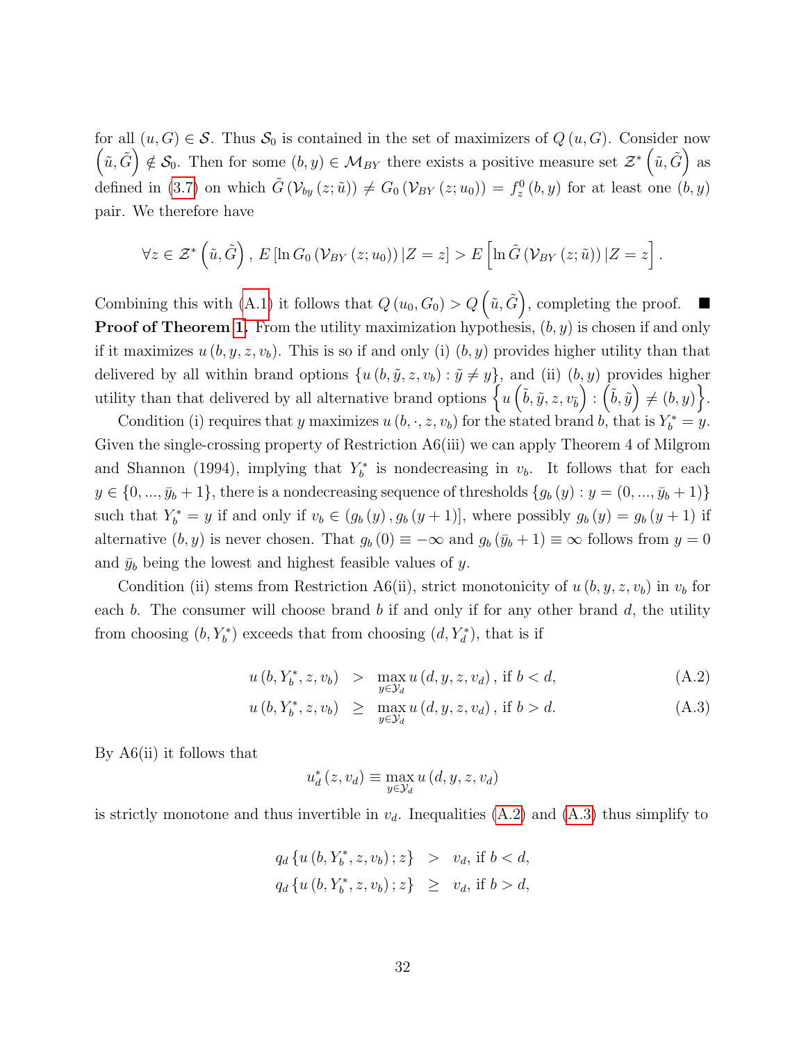for all $(u, G) \in \mathcal{S}$. Thus $\mathcal{S}_0$ is contained in the set of maximizers of $Q(u, G)$. Consider now $\left(\tilde{u}, \tilde{G}\right) \notin \mathcal{S}_0$. Then for some $(b, y) \in \mathcal{M}_{BY}$ there exists a positive measure set $\mathcal{Z}^*\left(\tilde{u}, \tilde{G}\right)$ as defined in (3.7) on which $\tilde{G}\left(\mathcal{V}_{by}(z; \tilde{u})\right) \neq G_0\left(\mathcal{V}_{BY}(z; u_0)\right) = f_z^0(b, y)$ for at least one $(b, y)$ pair. We therefore have

$$\forall z \in \mathcal{Z}^*\left(\tilde{u}, \tilde{G}\right),\ E\left[\ln G_0\left(\mathcal{V}_{BY}(z; u_0)\right) | Z = z\right] > E\left[\ln \tilde{G}\left(\mathcal{V}_{BY}(z; \tilde{u})\right) | Z = z\right].$$

Combining this with (A.1) it follows that $Q(u_0, G_0) > Q\left(\tilde{u}, \tilde{G}\right)$, completing the proof. ■

**Proof of Theorem 1.** From the utility maximization hypothesis, $(b, y)$ is chosen if and only if it maximizes $u(b, y, z, v_b)$. This is so if and only (i) $(b, y)$ provides higher utility than that delivered by all within brand options $\{u(b, \tilde{y}, z, v_b) : \tilde{y} \neq y\}$, and (ii) $(b, y)$ provides higher utility than that delivered by all alternative brand options $\left\{u\left(\tilde{b}, \tilde{y}, z, v_{\tilde{b}}\right) : \left(\tilde{b}, \tilde{y}\right) \neq (b, y)\right\}$.

Condition (i) requires that $y$ maximizes $u(b, \cdot, z, v_b)$ for the stated brand $b$, that is $Y_b^* = y$. Given the single-crossing property of Restriction A6(iii) we can apply Theorem 4 of Milgrom and Shannon (1994), implying that $Y_b^*$ is nondecreasing in $v_b$. It follows that for each $y \in \{0, ..., \bar{y}_b + 1\}$, there is a nondecreasing sequence of thresholds $\{g_b(y) : y = (0, ..., \bar{y}_b + 1)\}$ such that $Y_b^* = y$ if and only if $v_b \in (g_b(y), g_b(y + 1)]$, where possibly $g_b(y) = g_b(y + 1)$ if alternative $(b, y)$ is never chosen. That $g_b(0) \equiv -\infty$ and $g_b(\bar{y}_b + 1) \equiv \infty$ follows from $y = 0$ and $\bar{y}_b$ being the lowest and highest feasible values of $y$.

Condition (ii) stems from Restriction A6(ii), strict monotonicity of $u(b, y, z, v_b)$ in $v_b$ for each $b$. The consumer will choose brand $b$ if and only if for any other brand $d$, the utility from choosing $(b, Y_b^*)$ exceeds that from choosing $(d, Y_d^*)$, that is if

$$u(b, Y_b^*, z, v_b) > \max_{y \in \mathcal{Y}_d} u(d, y, z, v_d), \text{ if } b < d, \tag{A.2}$$

$$u(b, Y_b^*, z, v_b) \geq \max_{y \in \mathcal{Y}_d} u(d, y, z, v_d), \text{ if } b > d. \tag{A.3}$$

By A6(ii) it follows that

$$u_d^*(z, v_d) \equiv \max_{y \in \mathcal{Y}_d} u(d, y, z, v_d)$$

is strictly monotone and thus invertible in $v_d$. Inequalities (A.2) and (A.3) thus simplify to

$$q_d\{u(b, Y_b^*, z, v_b); z\} > v_d, \text{ if } b < d,$$

$$q_d\{u(b, Y_b^*, z, v_b); z\} \geq v_d, \text{ if } b > d,$$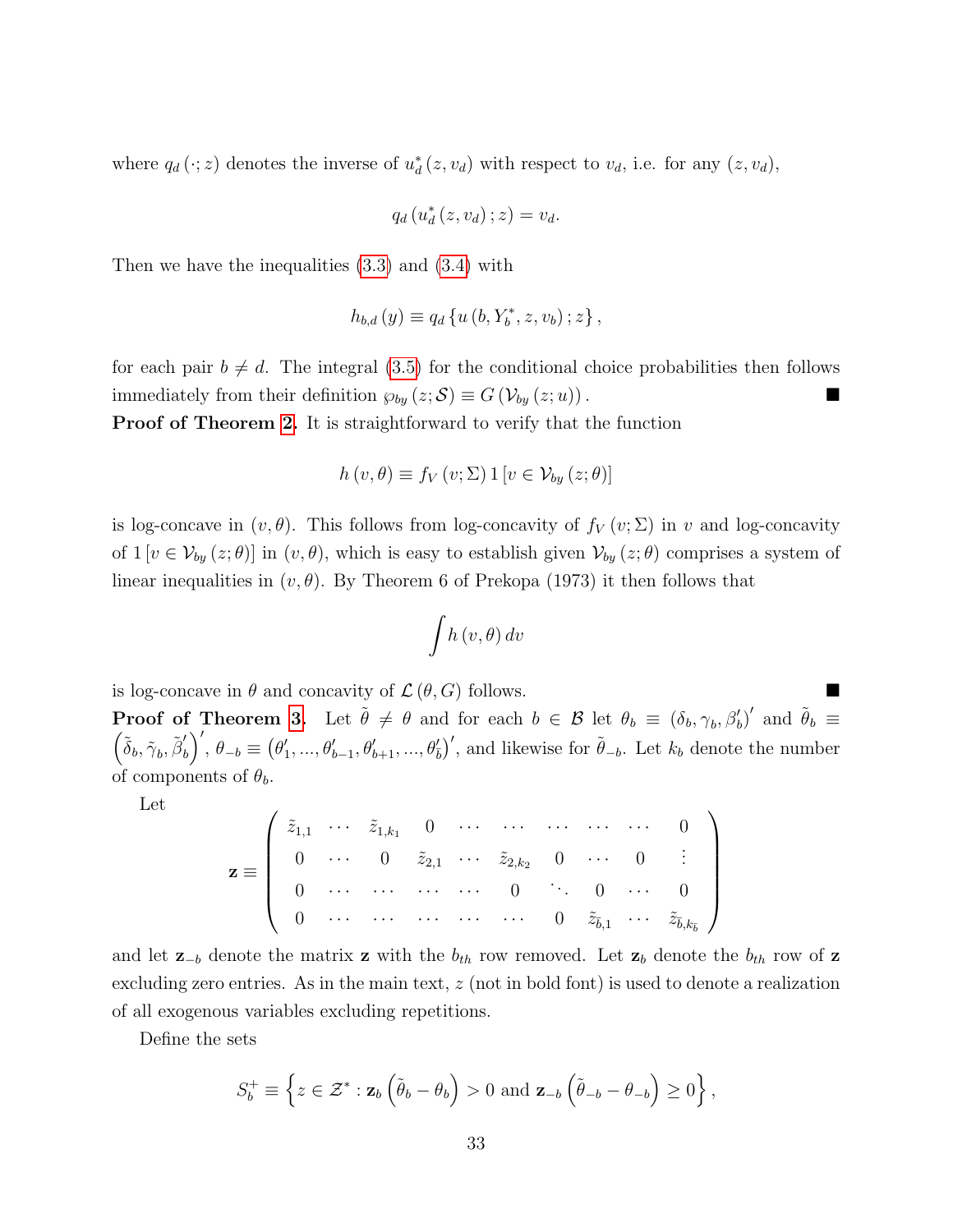where $q_d(\cdot; z)$ denotes the inverse of $u_d^*(z, v_d)$ with respect to $v_d$, i.e. for any $(z, v_d)$,

$$q_d(u_d^*(z, v_d); z) = v_d.$$

Then we have the inequalities (3.3) and (3.4) with

$$h_{b,d}(y) \equiv q_d\{u(b, Y_b^*, z, v_b); z\},$$

for each pair $b \neq d$. The integral (3.5) for the conditional choice probabilities then follows immediately from their definition $\wp_{by}(z; \mathcal{S}) \equiv G(\mathcal{V}_{by}(z; u))$. ■

**Proof of Theorem 2.** It is straightforward to verify that the function

$$h(v, \theta) \equiv f_V(v; \Sigma) 1[v \in \mathcal{V}_{by}(z; \theta)]$$

is log-concave in $(v, \theta)$. This follows from log-concavity of $f_V(v; \Sigma)$ in $v$ and log-concavity of $1[v \in \mathcal{V}_{by}(z; \theta)]$ in $(v, \theta)$, which is easy to establish given $\mathcal{V}_{by}(z; \theta)$ comprises a system of linear inequalities in $(v, \theta)$. By Theorem 6 of Prekopa (1973) it then follows that

$$\int h(v, \theta) dv$$

is log-concave in $\theta$ and concavity of $\mathcal{L}(\theta, G)$ follows. ■

**Proof of Theorem 3.** Let $\tilde{\theta} \neq \theta$ and for each $b \in \mathcal{B}$ let $\theta_b \equiv (\delta_b, \gamma_b, \beta_b')'$ and $\tilde{\theta}_b \equiv \left(\tilde{\delta}_b, \tilde{\gamma}_b, \tilde{\beta}_b'\right)'$, $\theta_{-b} \equiv \left(\theta_1', ..., \theta_{b-1}', \theta_{b+1}', ..., \theta_{\bar{b}}'\right)'$, and likewise for $\tilde{\theta}_{-b}$. Let $k_b$ denote the number of components of $\theta_b$.

Let

$$\mathbf{z} \equiv \begin{pmatrix} \tilde{z}_{1,1} & \cdots & \tilde{z}_{1,k_1} & 0 & \cdots & \cdots & \cdots & \cdots & \cdots & 0 \\ 0 & \cdots & 0 & \tilde{z}_{2,1} & \cdots & \tilde{z}_{2,k_2} & 0 & \cdots & 0 & \vdots \\ 0 & \cdots & \cdots & \cdots & \cdots & 0 & \ddots & 0 & \cdots & 0 \\ 0 & \cdots & \cdots & \cdots & \cdots & \cdots & 0 & \tilde{z}_{\bar{b},1} & \cdots & \tilde{z}_{\bar{b},k_{\bar{b}}} \end{pmatrix}$$

and let $\mathbf{z}_{-b}$ denote the matrix $\mathbf{z}$ with the $b_{th}$ row removed. Let $\mathbf{z}_b$ denote the $b_{th}$ row of $\mathbf{z}$ excluding zero entries. As in the main text, $z$ (not in bold font) is used to denote a realization of all exogenous variables excluding repetitions.

Define the sets

$$S_b^+ \equiv \left\{z \in \mathcal{Z}^* : \mathbf{z}_b\left(\tilde{\theta}_b - \theta_b\right) > 0 \text{ and } \mathbf{z}_{-b}\left(\tilde{\theta}_{-b} - \theta_{-b}\right) \geq 0\right\},$$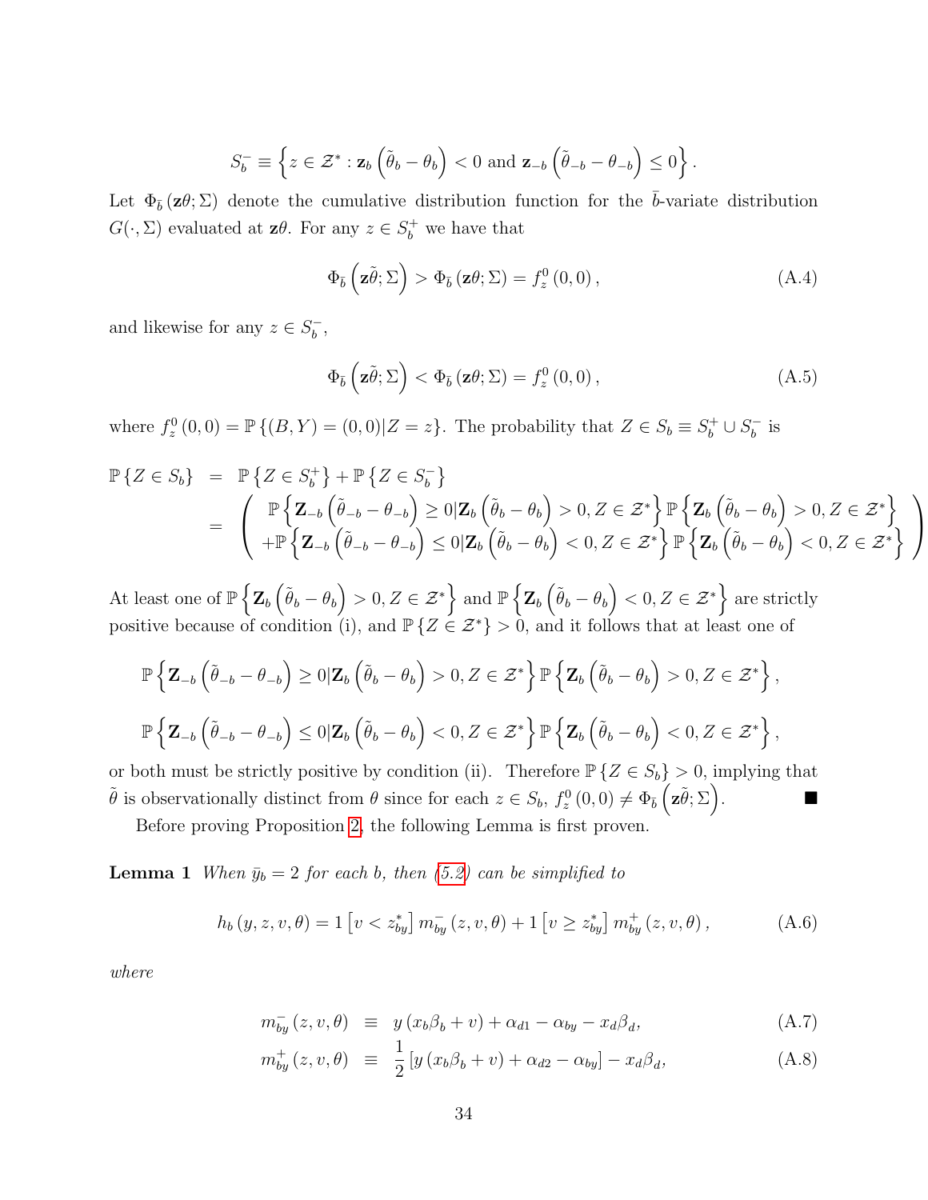$$S_b^- \equiv \left\{ z \in \mathcal{Z}^* : \mathbf{z}_b \left( \tilde{\theta}_b - \theta_b \right) < 0 \text{ and } \mathbf{z}_{-b} \left( \tilde{\theta}_{-b} - \theta_{-b} \right) \leq 0 \right\}.$$

Let $\Phi_{\bar{b}}(\mathbf{z}\theta; \Sigma)$ denote the cumulative distribution function for the $\bar{b}$-variate distribution $G(\cdot, \Sigma)$ evaluated at $\mathbf{z}\theta$. For any $z \in S_b^+$ we have that

$$\Phi_{\bar{b}}\left(\mathbf{z}\tilde{\theta}; \Sigma\right) > \Phi_{\bar{b}}(\mathbf{z}\theta; \Sigma) = f_z^0(0,0), \tag{A.4}$$

and likewise for any $z \in S_b^-$,

$$\Phi_{\bar{b}}\left(\mathbf{z}\tilde{\theta}; \Sigma\right) < \Phi_{\bar{b}}(\mathbf{z}\theta; \Sigma) = f_z^0(0,0), \tag{A.5}$$

where $f_z^0(0,0) = \mathbb{P}\{(B,Y) = (0,0) | Z = z\}$. The probability that $Z \in S_b \equiv S_b^+ \cup S_b^-$ is

$$\begin{aligned}
\mathbb{P}\{Z \in S_b\} &= \mathbb{P}\left\{Z \in S_b^+\right\} + \mathbb{P}\left\{Z \in S_b^-\right\} \\
&= \left( \begin{array}{l} \mathbb{P}\left\{\mathbf{Z}_{-b}\left(\tilde{\theta}_{-b} - \theta_{-b}\right) \geq 0 | \mathbf{Z}_b\left(\tilde{\theta}_b - \theta_b\right) > 0, Z \in \mathcal{Z}^*\right\} \mathbb{P}\left\{\mathbf{Z}_b\left(\tilde{\theta}_b - \theta_b\right) > 0, Z \in \mathcal{Z}^*\right\} \\ +\mathbb{P}\left\{\mathbf{Z}_{-b}\left(\tilde{\theta}_{-b} - \theta_{-b}\right) \leq 0 | \mathbf{Z}_b\left(\tilde{\theta}_b - \theta_b\right) < 0, Z \in \mathcal{Z}^*\right\} \mathbb{P}\left\{\mathbf{Z}_b\left(\tilde{\theta}_b - \theta_b\right) < 0, Z \in \mathcal{Z}^*\right\} \end{array} \right)
\end{aligned}$$

At least one of $\mathbb{P}\left\{\mathbf{Z}_b\left(\tilde{\theta}_b - \theta_b\right) > 0, Z \in \mathcal{Z}^*\right\}$ and $\mathbb{P}\left\{\mathbf{Z}_b\left(\tilde{\theta}_b - \theta_b\right) < 0, Z \in \mathcal{Z}^*\right\}$ are strictly positive because of condition (i), and $\mathbb{P}\{Z \in \mathcal{Z}^*\} > 0$, and it follows that at least one of

$$\mathbb{P}\left\{\mathbf{Z}_{-b}\left(\tilde{\theta}_{-b} - \theta_{-b}\right) \geq 0 | \mathbf{Z}_b\left(\tilde{\theta}_b - \theta_b\right) > 0, Z \in \mathcal{Z}^*\right\} \mathbb{P}\left\{\mathbf{Z}_b\left(\tilde{\theta}_b - \theta_b\right) > 0, Z \in \mathcal{Z}^*\right\},$$

$$\mathbb{P}\left\{\mathbf{Z}_{-b}\left(\tilde{\theta}_{-b} - \theta_{-b}\right) \leq 0 | \mathbf{Z}_b\left(\tilde{\theta}_b - \theta_b\right) < 0, Z \in \mathcal{Z}^*\right\} \mathbb{P}\left\{\mathbf{Z}_b\left(\tilde{\theta}_b - \theta_b\right) < 0, Z \in \mathcal{Z}^*\right\},$$

or both must be strictly positive by condition (ii). Therefore $\mathbb{P}\{Z \in S_b\} > 0$, implying that $\tilde{\theta}$ is observationally distinct from $\theta$ since for each $z \in S_b$, $f_z^0(0,0) \neq \Phi_{\bar{b}}\left(\mathbf{z}\tilde{\theta}; \Sigma\right)$. ■

Before proving Proposition 2, the following Lemma is first proven.

**Lemma 1** *When $\bar{y}_b = 2$ for each $b$, then (5.2) can be simplified to*

$$h_b(y, z, v, \theta) = 1\left[v < z_{by}^*\right] m_{by}^-(z, v, \theta) + 1\left[v \geq z_{by}^*\right] m_{by}^+(z, v, \theta), \tag{A.6}$$

*where*

$$m_{by}^-(z, v, \theta) \equiv y(x_b\beta_b + v) + \alpha_{d1} - \alpha_{by} - x_d\beta_d, \tag{A.7}$$

$$m_{by}^+(z, v, \theta) \equiv \frac{1}{2}\left[y(x_b\beta_b + v) + \alpha_{d2} - \alpha_{by}\right] - x_d\beta_d, \tag{A.8}$$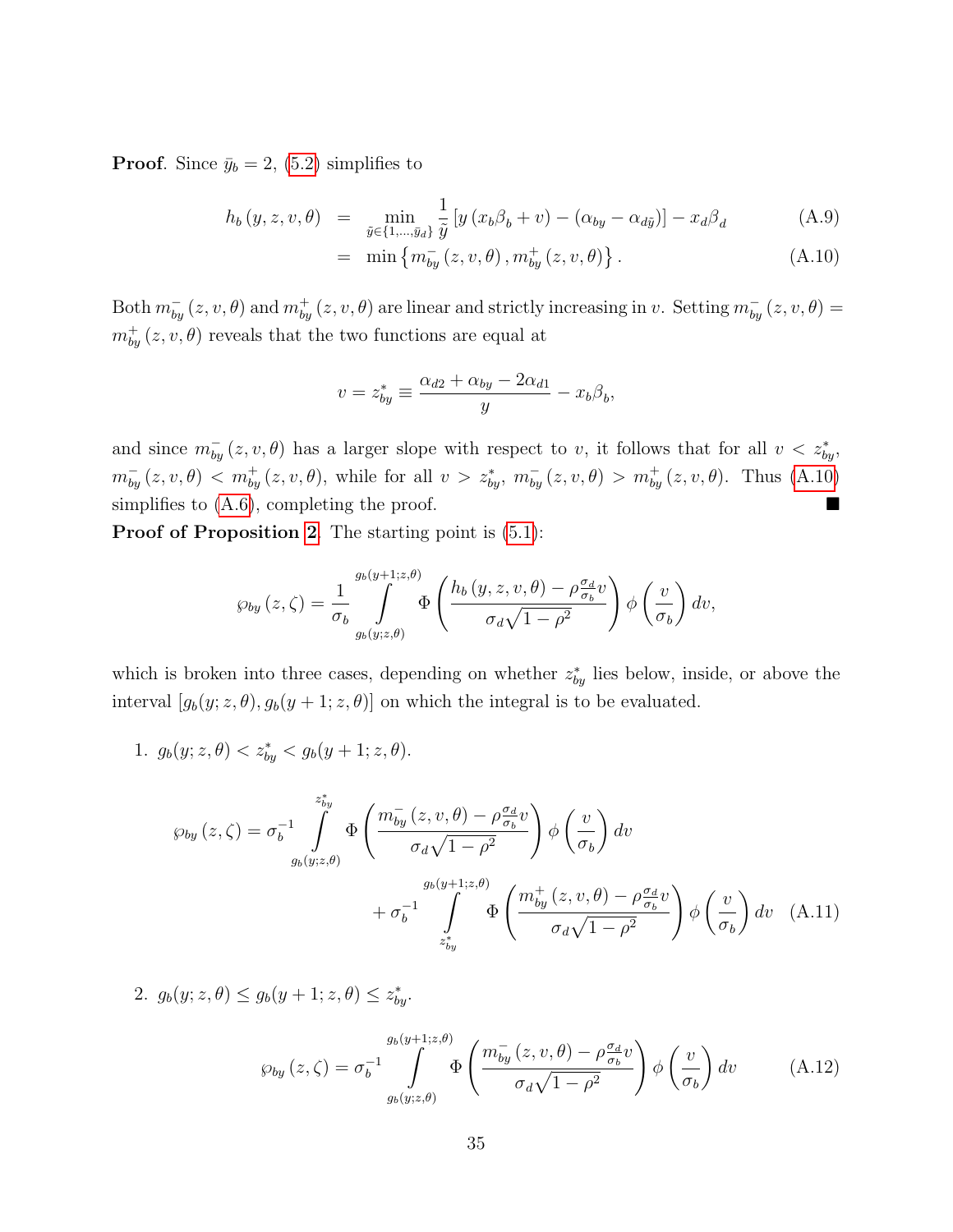**Proof**. Since $\bar{y}_b = 2$, (5.2) simplifies to

$$
\begin{aligned}
h_b(y, z, v, \theta) &= \min_{\tilde{y} \in \{1,\ldots,\bar{y}_d\}} \frac{1}{\tilde{y}} \left[ y \left( x_b \beta_b + v \right) - \left( \alpha_{by} - \alpha_{d\tilde{y}} \right) \right] - x_d \beta_d && \text{(A.9)} \\
&= \min \left\{ m_{by}^{-}(z, v, \theta), m_{by}^{+}(z, v, \theta) \right\}. && \text{(A.10)}
\end{aligned}
$$

Both $m_{by}^{-}(z, v, \theta)$ and $m_{by}^{+}(z, v, \theta)$ are linear and strictly increasing in $v$. Setting $m_{by}^{-}(z, v, \theta) = m_{by}^{+}(z, v, \theta)$ reveals that the two functions are equal at

$$
v = z_{by}^{*} \equiv \frac{\alpha_{d2} + \alpha_{by} - 2\alpha_{d1}}{y} - x_b \beta_b,
$$

and since $m_{by}^{-}(z, v, \theta)$ has a larger slope with respect to $v$, it follows that for all $v < z_{by}^{*}$, $m_{by}^{-}(z, v, \theta) < m_{by}^{+}(z, v, \theta)$, while for all $v > z_{by}^{*}$, $m_{by}^{-}(z, v, \theta) > m_{by}^{+}(z, v, \theta)$. Thus (A.10) simplifies to (A.6), completing the proof. ■

**Proof of Proposition 2**. The starting point is (5.1):

$$
\wp_{by}(z, \zeta) = \frac{1}{\sigma_b} \int_{g_b(y;z,\theta)}^{g_b(y+1;z,\theta)} \Phi \left( \frac{h_b(y, z, v, \theta) - \rho \frac{\sigma_d}{\sigma_b} v}{\sigma_d \sqrt{1-\rho^2}} \right) \phi \left( \frac{v}{\sigma_b} \right) dv,
$$

which is broken into three cases, depending on whether $z_{by}^{*}$ lies below, inside, or above the interval $[g_b(y; z, \theta), g_b(y+1; z, \theta)]$ on which the integral is to be evaluated.

1. $g_b(y; z, \theta) < z_{by}^{*} < g_b(y+1; z, \theta)$.

$$
\begin{aligned}
\wp_{by}(z, \zeta) = \sigma_b^{-1} &\int_{g_b(y;z,\theta)}^{z_{by}^{*}} \Phi \left( \frac{m_{by}^{-}(z, v, \theta) - \rho \frac{\sigma_d}{\sigma_b} v}{\sigma_d \sqrt{1-\rho^2}} \right) \phi \left( \frac{v}{\sigma_b} \right) dv \\
&+ \sigma_b^{-1} \int_{z_{by}^{*}}^{g_b(y+1;z,\theta)} \Phi \left( \frac{m_{by}^{+}(z, v, \theta) - \rho \frac{\sigma_d}{\sigma_b} v}{\sigma_d \sqrt{1-\rho^2}} \right) \phi \left( \frac{v}{\sigma_b} \right) dv \quad \text{(A.11)}
\end{aligned}
$$

2. $g_b(y; z, \theta) \leq g_b(y+1; z, \theta) \leq z_{by}^{*}$.

$$
\wp_{by}(z, \zeta) = \sigma_b^{-1} \int_{g_b(y;z,\theta)}^{g_b(y+1;z,\theta)} \Phi \left( \frac{m_{by}^{-}(z, v, \theta) - \rho \frac{\sigma_d}{\sigma_b} v}{\sigma_d \sqrt{1-\rho^2}} \right) \phi \left( \frac{v}{\sigma_b} \right) dv \qquad \text{(A.12)}
$$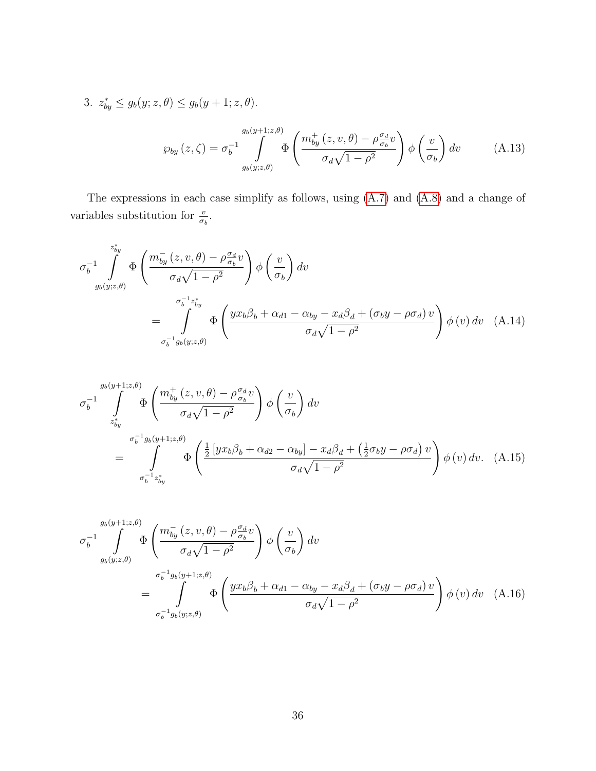3. $z_{by}^* \leq g_b(y;z,\theta) \leq g_b(y+1;z,\theta)$.

$$\wp_{by}(z,\zeta) = \sigma_b^{-1} \int_{g_b(y;z,\theta)}^{g_b(y+1;z,\theta)} \Phi\left(\frac{m_{by}^+(z,v,\theta) - \rho \frac{\sigma_d}{\sigma_b} v}{\sigma_d \sqrt{1-\rho^2}}\right) \phi\left(\frac{v}{\sigma_b}\right) dv \tag{A.13}$$

The expressions in each case simplify as follows, using (A.7) and (A.8) and a change of variables substitution for $\frac{v}{\sigma_b}$.

$$\sigma_b^{-1} \int_{g_b(y;z,\theta)}^{z_{by}^*} \Phi\left(\frac{m_{by}^-(z,v,\theta) - \rho \frac{\sigma_d}{\sigma_b} v}{\sigma_d \sqrt{1-\rho^2}}\right) \phi\left(\frac{v}{\sigma_b}\right) dv$$
$$= \int_{\sigma_b^{-1} g_b(y;z,\theta)}^{\sigma_b^{-1} z_{by}^*} \Phi\left(\frac{y x_b \beta_b + \alpha_{d1} - \alpha_{by} - x_d \beta_d + (\sigma_b y - \rho \sigma_d) v}{\sigma_d \sqrt{1-\rho^2}}\right) \phi(v)\, dv \tag{A.14}$$

$$\sigma_b^{-1} \int_{z_{by}^*}^{g_b(y+1;z,\theta)} \Phi\left(\frac{m_{by}^+(z,v,\theta) - \rho \frac{\sigma_d}{\sigma_b} v}{\sigma_d \sqrt{1-\rho^2}}\right) \phi\left(\frac{v}{\sigma_b}\right) dv$$
$$= \int_{\sigma_b^{-1} z_{by}^*}^{\sigma_b^{-1} g_b(y+1;z,\theta)} \Phi\left(\frac{\frac{1}{2}\left[y x_b \beta_b + \alpha_{d2} - \alpha_{by}\right] - x_d \beta_d + \left(\frac{1}{2}\sigma_b y - \rho \sigma_d\right) v}{\sigma_d \sqrt{1-\rho^2}}\right) \phi(v)\, dv. \tag{A.15}$$

$$\sigma_b^{-1} \int_{g_b(y;z,\theta)}^{g_b(y+1;z,\theta)} \Phi\left(\frac{m_{by}^-(z,v,\theta) - \rho \frac{\sigma_d}{\sigma_b} v}{\sigma_d \sqrt{1-\rho^2}}\right) \phi\left(\frac{v}{\sigma_b}\right) dv$$
$$= \int_{\sigma_b^{-1} g_b(y;z,\theta)}^{\sigma_b^{-1} g_b(y+1;z,\theta)} \Phi\left(\frac{y x_b \beta_b + \alpha_{d1} - \alpha_{by} - x_d \beta_d + (\sigma_b y - \rho \sigma_d) v}{\sigma_d \sqrt{1-\rho^2}}\right) \phi(v)\, dv \tag{A.16}$$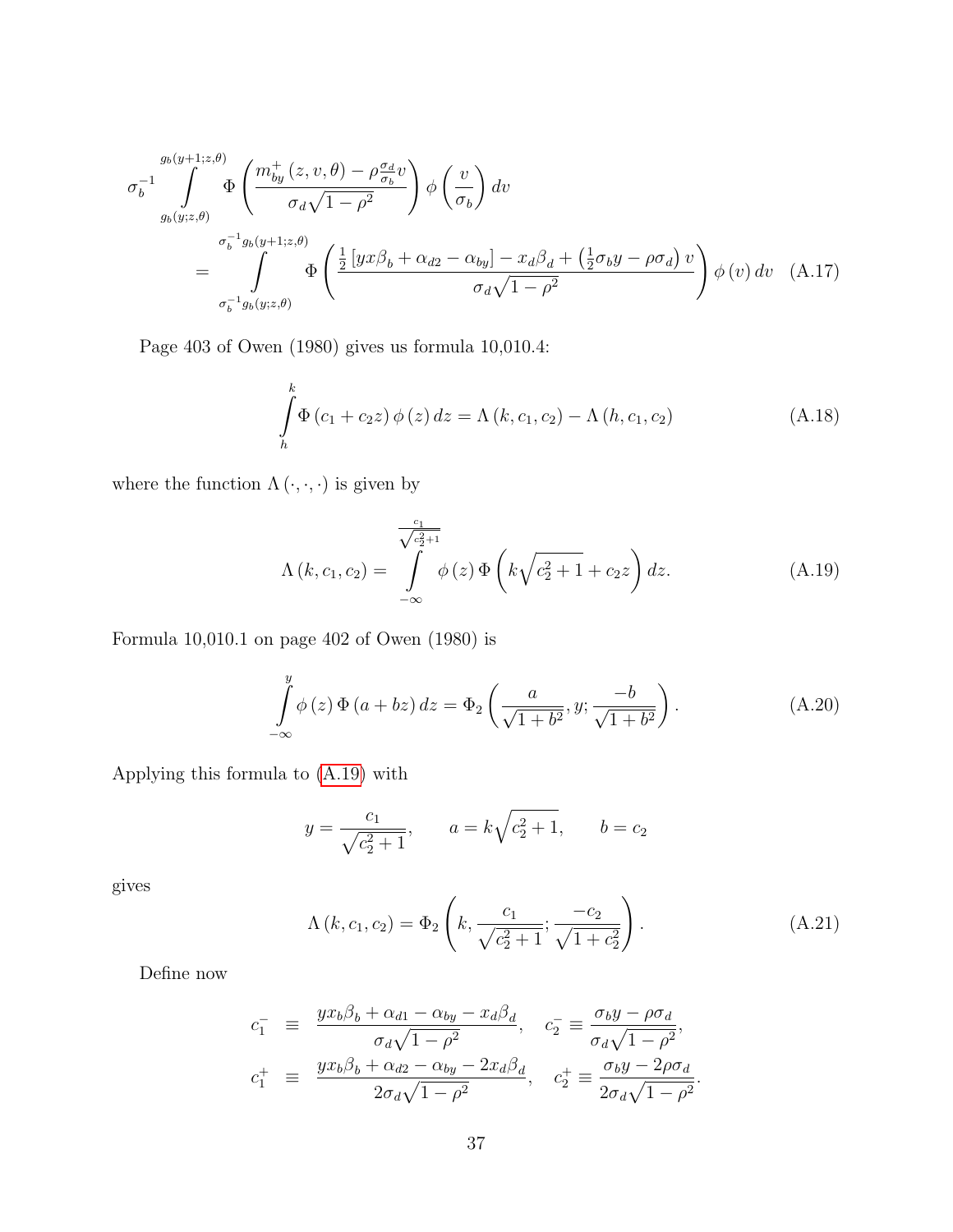$$
\sigma_b^{-1} \int_{g_b(y;z,\theta)}^{g_b(y+1;z,\theta)} \Phi\left(\frac{m_{by}^{+}(z,v,\theta) - \rho\frac{\sigma_d}{\sigma_b}v}{\sigma_d\sqrt{1-\rho^2}}\right)\phi\left(\frac{v}{\sigma_b}\right)dv
$$

$$
= \int_{\sigma_b^{-1}g_b(y;z,\theta)}^{\sigma_b^{-1}g_b(y+1;z,\theta)} \Phi\left(\frac{\frac{1}{2}\left[yx\beta_b + \alpha_{d2} - \alpha_{by}\right] - x_d\beta_d + \left(\frac{1}{2}\sigma_b y - \rho\sigma_d\right)v}{\sigma_d\sqrt{1-\rho^2}}\right)\phi(v)\,dv \quad \text{(A.17)}
$$

Page 403 of Owen (1980) gives us formula 10,010.4:

$$
\int_h^k \Phi(c_1 + c_2 z)\,\phi(z)\,dz = \Lambda(k, c_1, c_2) - \Lambda(h, c_1, c_2) \quad \text{(A.18)}
$$

where the function $\Lambda(\cdot,\cdot,\cdot)$ is given by

$$
\Lambda(k, c_1, c_2) = \int_{-\infty}^{\frac{c_1}{\sqrt{c_2^2+1}}} \phi(z)\,\Phi\left(k\sqrt{c_2^2+1} + c_2 z\right)dz. \quad \text{(A.19)}
$$

Formula 10,010.1 on page 402 of Owen (1980) is

$$
\int_{-\infty}^{y} \phi(z)\,\Phi(a + bz)\,dz = \Phi_2\left(\frac{a}{\sqrt{1+b^2}}, y; \frac{-b}{\sqrt{1+b^2}}\right). \quad \text{(A.20)}
$$

Applying this formula to (A.19) with

$$
y = \frac{c_1}{\sqrt{c_2^2+1}}, \qquad a = k\sqrt{c_2^2+1}, \qquad b = c_2
$$

gives

$$
\Lambda(k, c_1, c_2) = \Phi_2\left(k, \frac{c_1}{\sqrt{c_2^2+1}}; \frac{-c_2}{\sqrt{1+c_2^2}}\right). \quad \text{(A.21)}
$$

Define now

$$
\begin{aligned}
c_1^{-} &\equiv \frac{yx_b\beta_b + \alpha_{d1} - \alpha_{by} - x_d\beta_d}{\sigma_d\sqrt{1-\rho^2}}, \quad c_2^{-} \equiv \frac{\sigma_b y - \rho\sigma_d}{\sigma_d\sqrt{1-\rho^2}}, \\
c_1^{+} &\equiv \frac{yx_b\beta_b + \alpha_{d2} - \alpha_{by} - 2x_d\beta_d}{2\sigma_d\sqrt{1-\rho^2}}, \quad c_2^{+} \equiv \frac{\sigma_b y - 2\rho\sigma_d}{2\sigma_d\sqrt{1-\rho^2}}.
\end{aligned}
$$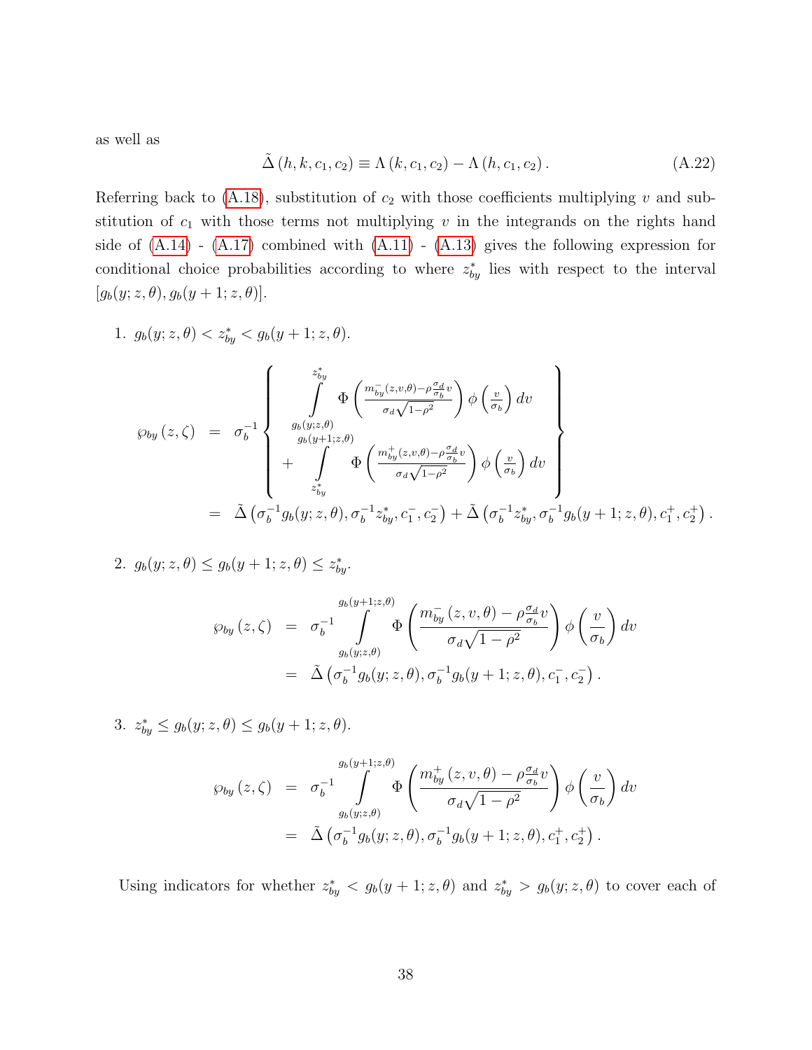as well as

$$\tilde{\Delta}(h,k,c_1,c_2) \equiv \Lambda(k,c_1,c_2) - \Lambda(h,c_1,c_2). \tag{A.22}$$

Referring back to (A.18), substitution of $c_2$ with those coefficients multiplying $v$ and substitution of $c_1$ with those terms not multiplying $v$ in the integrands on the rights hand side of (A.14) - (A.17) combined with (A.11) - (A.13) gives the following expression for conditional choice probabilities according to where $z^*_{by}$ lies with respect to the interval $[g_b(y;z,\theta), g_b(y+1;z,\theta)]$.

1. $g_b(y;z,\theta) < z^*_{by} < g_b(y+1;z,\theta)$.

$$\begin{aligned}
\wp_{by}(z,\zeta) &= \sigma_b^{-1}\left\{\begin{array}{c}
\displaystyle\int_{g_b(y;z,\theta)}^{z^*_{by}} \Phi\left(\frac{m^-_{by}(z,v,\theta)-\rho\frac{\sigma_d}{\sigma_b}v}{\sigma_d\sqrt{1-\rho^2}}\right)\phi\left(\frac{v}{\sigma_b}\right)dv \\
+\displaystyle\int_{z^*_{by}}^{g_b(y+1;z,\theta)} \Phi\left(\frac{m^+_{by}(z,v,\theta)-\rho\frac{\sigma_d}{\sigma_b}v}{\sigma_d\sqrt{1-\rho^2}}\right)\phi\left(\frac{v}{\sigma_b}\right)dv
\end{array}\right\} \\
&= \tilde{\Delta}\left(\sigma_b^{-1}g_b(y;z,\theta), \sigma_b^{-1}z^*_{by}, c_1^-, c_2^-\right) + \tilde{\Delta}\left(\sigma_b^{-1}z^*_{by}, \sigma_b^{-1}g_b(y+1;z,\theta), c_1^+, c_2^+\right).
\end{aligned}$$

2. $g_b(y;z,\theta) \le g_b(y+1;z,\theta) \le z^*_{by}$.

$$\begin{aligned}
\wp_{by}(z,\zeta) &= \sigma_b^{-1}\int_{g_b(y;z,\theta)}^{g_b(y+1;z,\theta)} \Phi\left(\frac{m^-_{by}(z,v,\theta)-\rho\frac{\sigma_d}{\sigma_b}v}{\sigma_d\sqrt{1-\rho^2}}\right)\phi\left(\frac{v}{\sigma_b}\right)dv \\
&= \tilde{\Delta}\left(\sigma_b^{-1}g_b(y;z,\theta), \sigma_b^{-1}g_b(y+1;z,\theta), c_1^-, c_2^-\right).
\end{aligned}$$

3. $z^*_{by} \le g_b(y;z,\theta) \le g_b(y+1;z,\theta)$.

$$\begin{aligned}
\wp_{by}(z,\zeta) &= \sigma_b^{-1}\int_{g_b(y;z,\theta)}^{g_b(y+1;z,\theta)} \Phi\left(\frac{m^+_{by}(z,v,\theta)-\rho\frac{\sigma_d}{\sigma_b}v}{\sigma_d\sqrt{1-\rho^2}}\right)\phi\left(\frac{v}{\sigma_b}\right)dv \\
&= \tilde{\Delta}\left(\sigma_b^{-1}g_b(y;z,\theta), \sigma_b^{-1}g_b(y+1;z,\theta), c_1^+, c_2^+\right).
\end{aligned}$$

Using indicators for whether $z^*_{by} < g_b(y+1;z,\theta)$ and $z^*_{by} > g_b(y;z,\theta)$ to cover each of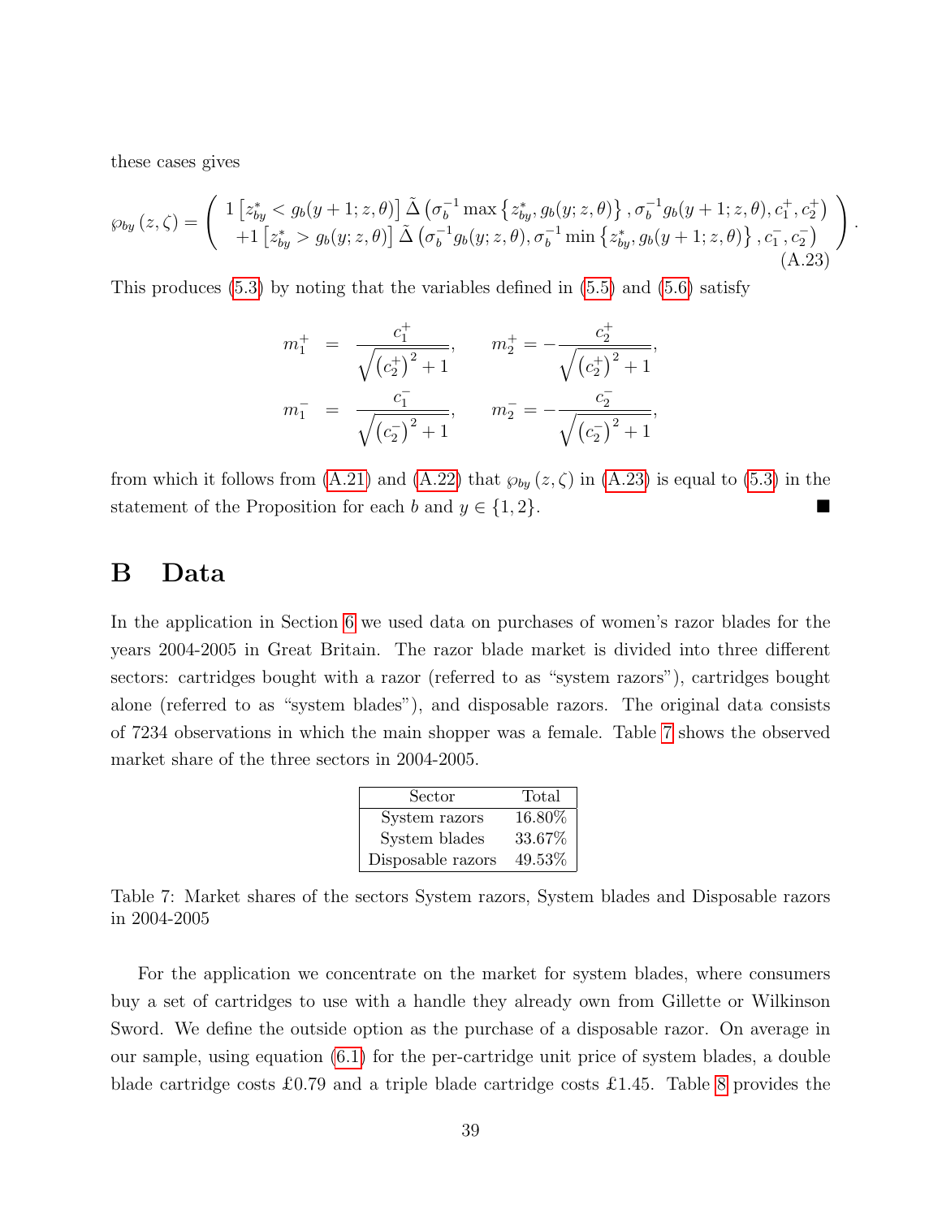these cases gives

$$\wp_{by}(z,\zeta) = \left( \begin{array}{c} 1\left[z^*_{by} < g_b(y+1;z,\theta)\right] \tilde{\Delta}\left(\sigma_b^{-1}\max\left\{z^*_{by}, g_b(y;z,\theta)\right\}, \sigma_b^{-1} g_b(y+1;z,\theta), c_1^+, c_2^+\right) \\ +1\left[z^*_{by} > g_b(y;z,\theta)\right] \tilde{\Delta}\left(\sigma_b^{-1} g_b(y;z,\theta), \sigma_b^{-1}\min\left\{z^*_{by}, g_b(y+1;z,\theta)\right\}, c_1^-, c_2^-\right) \end{array} \right). \tag{A.23}$$

This produces (5.3) by noting that the variables defined in (5.5) and (5.6) satisfy

$$\begin{aligned} m_1^+ &= \frac{c_1^+}{\sqrt{\left(c_2^+\right)^2+1}}, \qquad m_2^+ = -\frac{c_2^+}{\sqrt{\left(c_2^+\right)^2+1}}, \\ m_1^- &= \frac{c_1^-}{\sqrt{\left(c_2^-\right)^2+1}}, \qquad m_2^- = -\frac{c_2^-}{\sqrt{\left(c_2^-\right)^2+1}}, \end{aligned}$$

from which it follows from (A.21) and (A.22) that $\wp_{by}(z,\zeta)$ in (A.23) is equal to (5.3) in the statement of the Proposition for each $b$ and $y \in \{1, 2\}$. ■

# B Data

In the application in Section 6 we used data on purchases of women's razor blades for the years 2004-2005 in Great Britain. The razor blade market is divided into three different sectors: cartridges bought with a razor (referred to as "system razors"), cartridges bought alone (referred to as "system blades"), and disposable razors. The original data consists of 7234 observations in which the main shopper was a female. Table 7 shows the observed market share of the three sectors in 2004-2005.

| Sector | Total |
|---|---|
| System razors | 16.80% |
| System blades | 33.67% |
| Disposable razors | 49.53% |

Table 7: Market shares of the sectors System razors, System blades and Disposable razors in 2004-2005

For the application we concentrate on the market for system blades, where consumers buy a set of cartridges to use with a handle they already own from Gillette or Wilkinson Sword. We define the outside option as the purchase of a disposable razor. On average in our sample, using equation (6.1) for the per-cartridge unit price of system blades, a double blade cartridge costs £0.79 and a triple blade cartridge costs £1.45. Table 8 provides the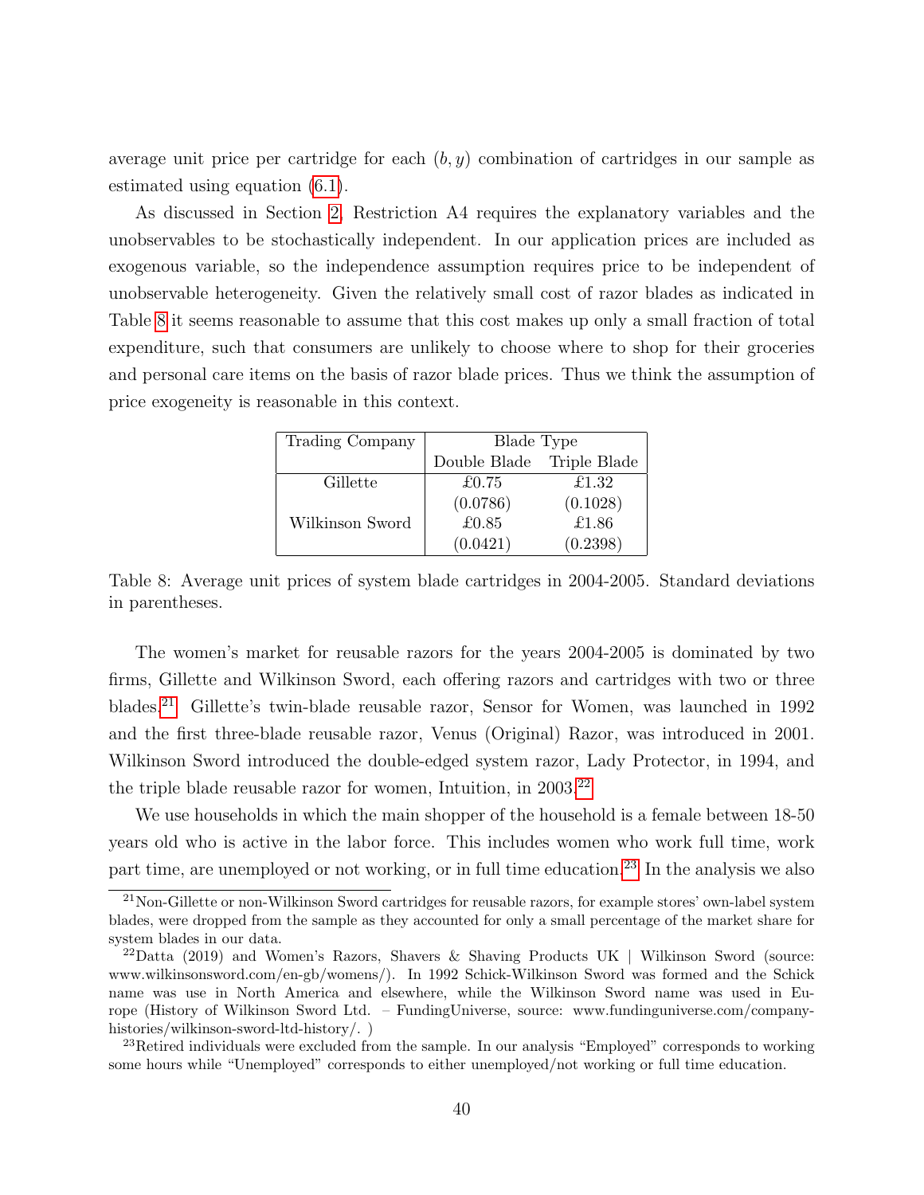average unit price per cartridge for each $(b, y)$ combination of cartridges in our sample as estimated using equation (6.1).

As discussed in Section 2, Restriction A4 requires the explanatory variables and the unobservables to be stochastically independent. In our application prices are included as exogenous variable, so the independence assumption requires price to be independent of unobservable heterogeneity. Given the relatively small cost of razor blades as indicated in Table 8 it seems reasonable to assume that this cost makes up only a small fraction of total expenditure, such that consumers are unlikely to choose where to shop for their groceries and personal care items on the basis of razor blade prices. Thus we think the assumption of price exogeneity is reasonable in this context.

| Trading Company | Blade Type | |
|---|---|---|
| | Double Blade | Triple Blade |
| Gillette | £0.75 | £1.32 |
| | (0.0786) | (0.1028) |
| Wilkinson Sword | £0.85 | £1.86 |
| | (0.0421) | (0.2398) |

Table 8: Average unit prices of system blade cartridges in 2004-2005. Standard deviations in parentheses.

The women's market for reusable razors for the years 2004-2005 is dominated by two firms, Gillette and Wilkinson Sword, each offering razors and cartridges with two or three blades.[21] Gillette's twin-blade reusable razor, Sensor for Women, was launched in 1992 and the first three-blade reusable razor, Venus (Original) Razor, was introduced in 2001. Wilkinson Sword introduced the double-edged system razor, Lady Protector, in 1994, and the triple blade reusable razor for women, Intuition, in 2003.[22]

We use households in which the main shopper of the household is a female between 18-50 years old who is active in the labor force. This includes women who work full time, work part time, are unemployed or not working, or in full time education.[23] In the analysis we also

[21] Non-Gillette or non-Wilkinson Sword cartridges for reusable razors, for example stores' own-label system blades, were dropped from the sample as they accounted for only a small percentage of the market share for system blades in our data.

[22] Datta (2019) and Women's Razors, Shavers & Shaving Products UK | Wilkinson Sword (source: www.wilkinsonsword.com/en-gb/womens/). In 1992 Schick-Wilkinson Sword was formed and the Schick name was use in North America and elsewhere, while the Wilkinson Sword name was used in Europe (History of Wilkinson Sword Ltd. – FundingUniverse, source: www.fundinguniverse.com/company-histories/wilkinson-sword-ltd-history/. )

[23] Retired individuals were excluded from the sample. In our analysis "Employed" corresponds to working some hours while "Unemployed" corresponds to either unemployed/not working or full time education.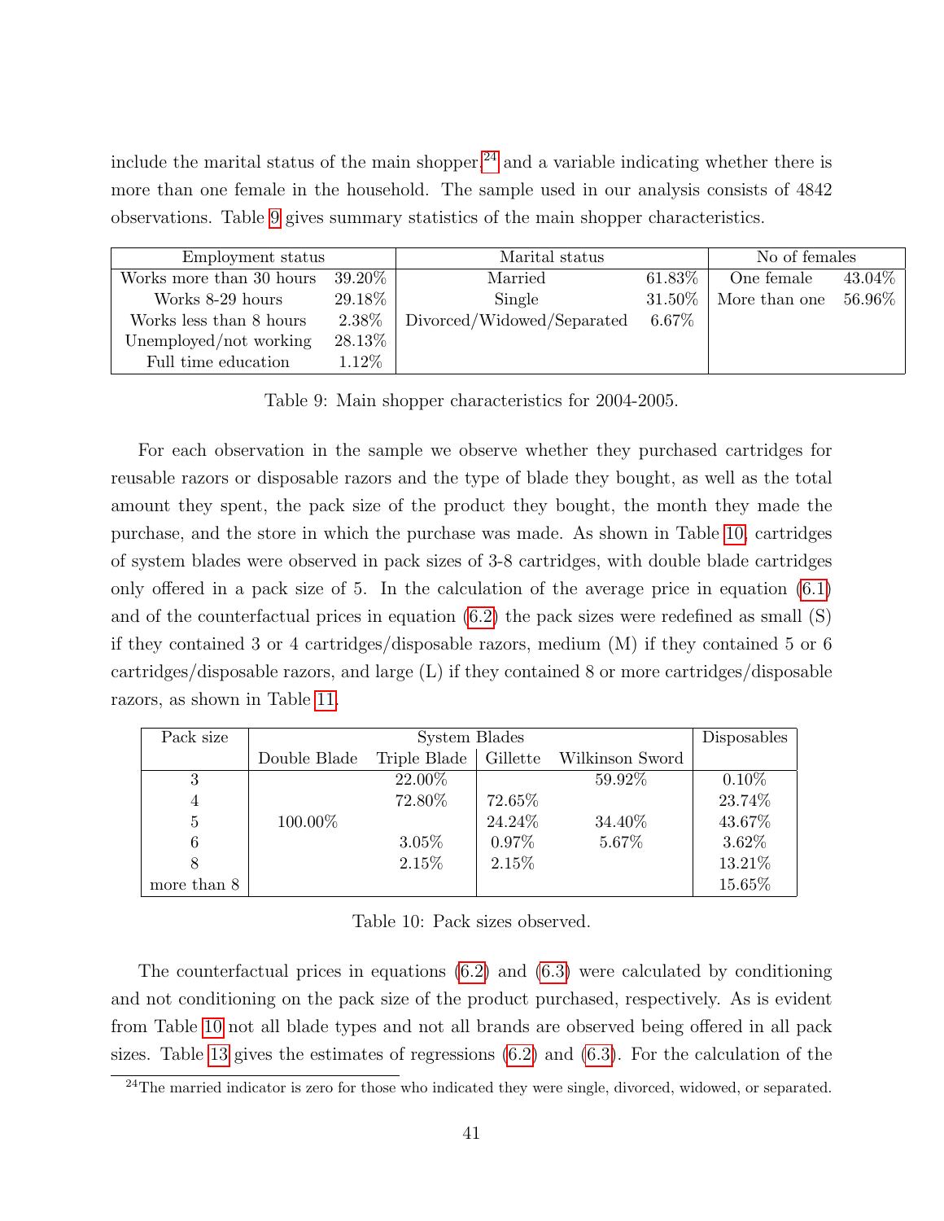include the marital status of the main shopper,[24] and a variable indicating whether there is more than one female in the household. The sample used in our analysis consists of 4842 observations. Table 9 gives summary statistics of the main shopper characteristics.

| Employment status | | Marital status | | No of females | |
|---|---|---|---|---|---|
| Works more than 30 hours | 39.20% | Married | 61.83% | One female | 43.04% |
| Works 8-29 hours | 29.18% | Single | 31.50% | More than one | 56.96% |
| Works less than 8 hours | 2.38% | Divorced/Widowed/Separated | 6.67% | | |
| Unemployed/not working | 28.13% | | | | |
| Full time education | 1.12% | | | | |

Table 9: Main shopper characteristics for 2004-2005.

For each observation in the sample we observe whether they purchased cartridges for reusable razors or disposable razors and the type of blade they bought, as well as the total amount they spent, the pack size of the product they bought, the month they made the purchase, and the store in which the purchase was made. As shown in Table 10, cartridges of system blades were observed in pack sizes of 3-8 cartridges, with double blade cartridges only offered in a pack size of 5. In the calculation of the average price in equation (6.1) and of the counterfactual prices in equation (6.2) the pack sizes were redefined as small (S) if they contained 3 or 4 cartridges/disposable razors, medium (M) if they contained 5 or 6 cartridges/disposable razors, and large (L) if they contained 8 or more cartridges/disposable razors, as shown in Table 11.

| Pack size | System Blades | | | | Disposables |
|---|---|---|---|---|---|
| | Double Blade | Triple Blade | Gillette | Wilkinson Sword | |
| 3 | | 22.00% | | 59.92% | 0.10% |
| 4 | | 72.80% | 72.65% | | 23.74% |
| 5 | 100.00% | | 24.24% | 34.40% | 43.67% |
| 6 | | 3.05% | 0.97% | 5.67% | 3.62% |
| 8 | | 2.15% | 2.15% | | 13.21% |
| more than 8 | | | | | 15.65% |

Table 10: Pack sizes observed.

The counterfactual prices in equations (6.2) and (6.3) were calculated by conditioning and not conditioning on the pack size of the product purchased, respectively. As is evident from Table 10 not all blade types and not all brands are observed being offered in all pack sizes. Table 13 gives the estimates of regressions (6.2) and (6.3). For the calculation of the

[24] The married indicator is zero for those who indicated they were single, divorced, widowed, or separated.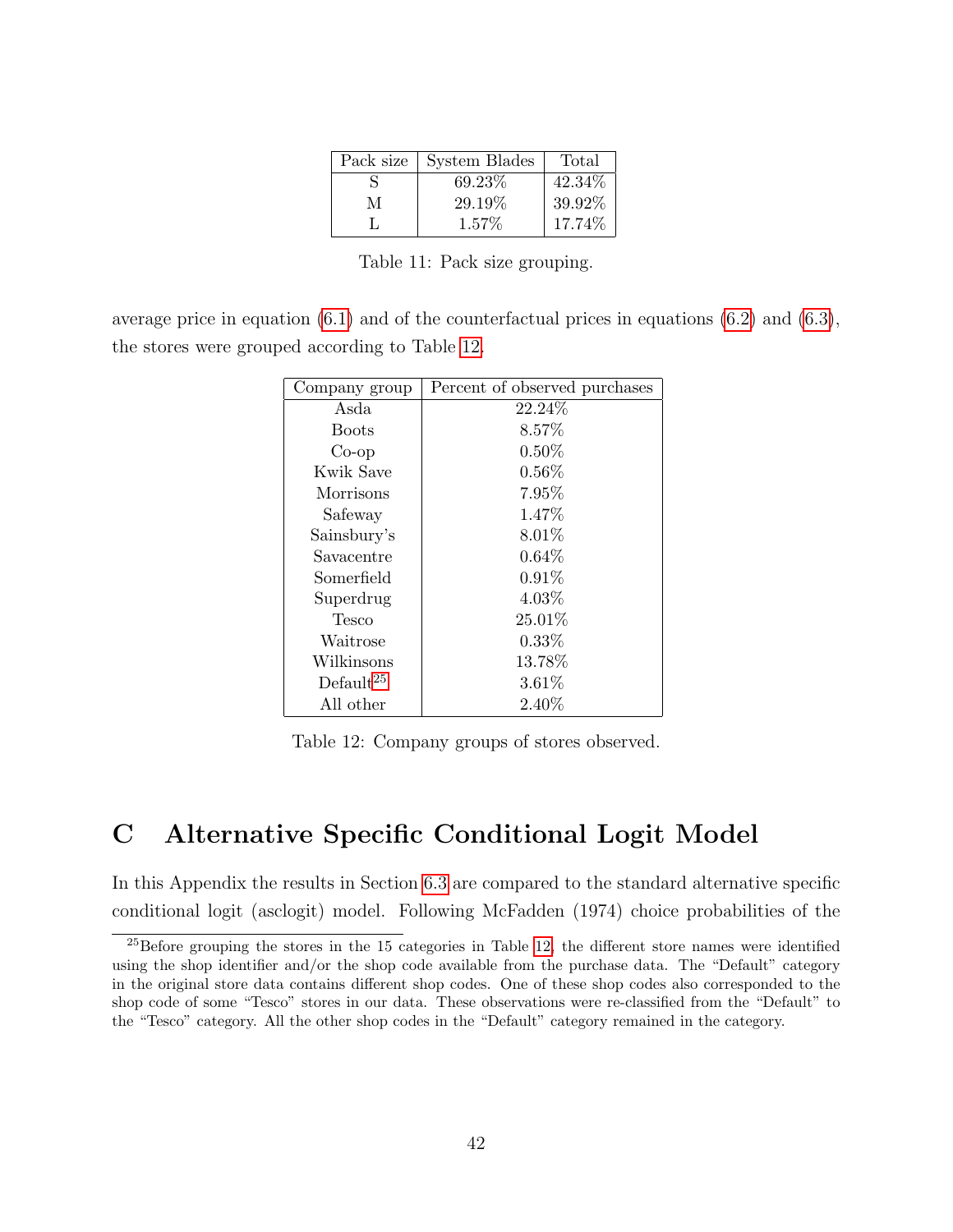| Pack size | System Blades | Total |
|---|---|---|
| S | 69.23% | 42.34% |
| M | 29.19% | 39.92% |
| L | 1.57% | 17.74% |

Table 11: Pack size grouping.

average price in equation (6.1) and of the counterfactual prices in equations (6.2) and (6.3), the stores were grouped according to Table 12.

| Company group | Percent of observed purchases |
|---|---|
| Asda | 22.24% |
| Boots | 8.57% |
| Co-op | 0.50% |
| Kwik Save | 0.56% |
| Morrisons | 7.95% |
| Safeway | 1.47% |
| Sainsbury's | 8.01% |
| Savacentre | 0.64% |
| Somerfield | 0.91% |
| Superdrug | 4.03% |
| Tesco | 25.01% |
| Waitrose | 0.33% |
| Wilkinsons | 13.78% |
| Default[25] | 3.61% |
| All other | 2.40% |

Table 12: Company groups of stores observed.

# C Alternative Specific Conditional Logit Model

In this Appendix the results in Section 6.3 are compared to the standard alternative specific conditional logit (asclogit) model. Following McFadden (1974) choice probabilities of the

[25] Before grouping the stores in the 15 categories in Table 12, the different store names were identified using the shop identifier and/or the shop code available from the purchase data. The "Default" category in the original store data contains different shop codes. One of these shop codes also corresponded to the shop code of some "Tesco" stores in our data. These observations were re-classified from the "Default" to the "Tesco" category. All the other shop codes in the "Default" category remained in the category.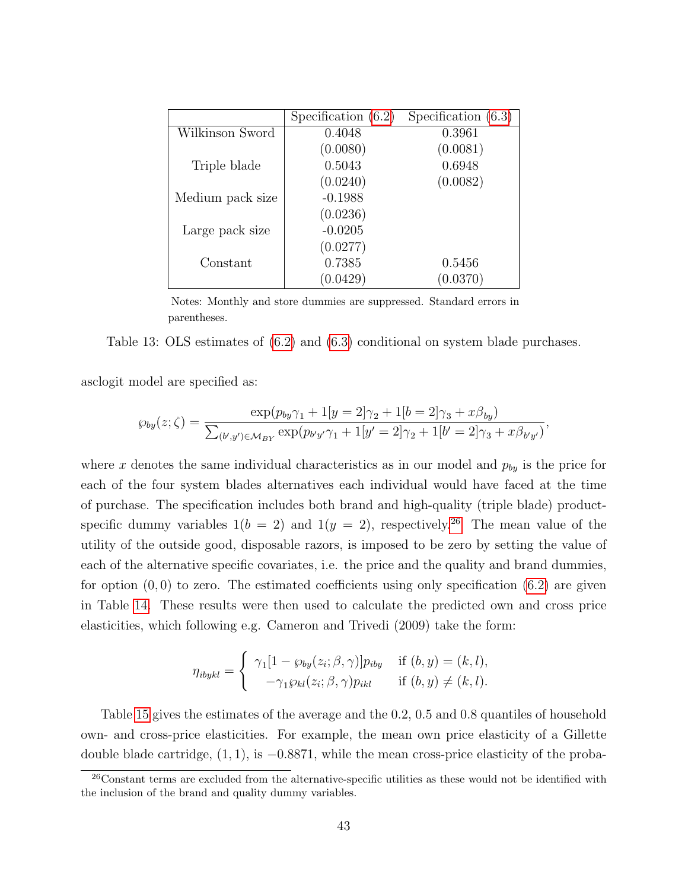| | Specification (6.2) | Specification (6.3) |
|---|---|---|
| Wilkinson Sword | 0.4048 | 0.3961 |
| | (0.0080) | (0.0081) |
| Triple blade | 0.5043 | 0.6948 |
| | (0.0240) | (0.0082) |
| Medium pack size | -0.1988 | |
| | (0.0236) | |
| Large pack size | -0.0205 | |
| | (0.0277) | |
| Constant | 0.7385 | 0.5456 |
| | (0.0429) | (0.0370) |

Notes: Monthly and store dummies are suppressed. Standard errors in parentheses.

Table 13: OLS estimates of (6.2) and (6.3) conditional on system blade purchases.

asclogit model are specified as:

$$\wp_{by}(z;\zeta) = \frac{\exp(p_{by}\gamma_1 + 1[y=2]\gamma_2 + 1[b=2]\gamma_3 + x\beta_{by})}{\sum_{(b',y')\in\mathcal{M}_{BY}} \exp(p_{b'y'}\gamma_1 + 1[y'=2]\gamma_2 + 1[b'=2]\gamma_3 + x\beta_{b'y'})},$$

where $x$ denotes the same individual characteristics as in our model and $p_{by}$ is the price for each of the four system blades alternatives each individual would have faced at the time of purchase. The specification includes both brand and high-quality (triple blade) product-specific dummy variables $1(b=2)$ and $1(y=2)$, respectively.[26] The mean value of the utility of the outside good, disposable razors, is imposed to be zero by setting the value of each of the alternative specific covariates, i.e. the price and the quality and brand dummies, for option $(0,0)$ to zero. The estimated coefficients using only specification (6.2) are given in Table 14. These results were then used to calculate the predicted own and cross price elasticities, which following e.g. Cameron and Trivedi (2009) take the form:

$$\eta_{ibykl} = \begin{cases} \gamma_1[1-\wp_{by}(z_i;\beta,\gamma)]p_{iby} & \text{if } (b,y)=(k,l), \\ -\gamma_1\wp_{kl}(z_i;\beta,\gamma)p_{ikl} & \text{if } (b,y)\neq(k,l). \end{cases}$$

Table 15 gives the estimates of the average and the 0.2, 0.5 and 0.8 quantiles of household own- and cross-price elasticities. For example, the mean own price elasticity of a Gillette double blade cartridge, $(1,1)$, is $-0.8871$, while the mean cross-price elasticity of the proba-

[26] Constant terms are excluded from the alternative-specific utilities as these would not be identified with the inclusion of the brand and quality dummy variables.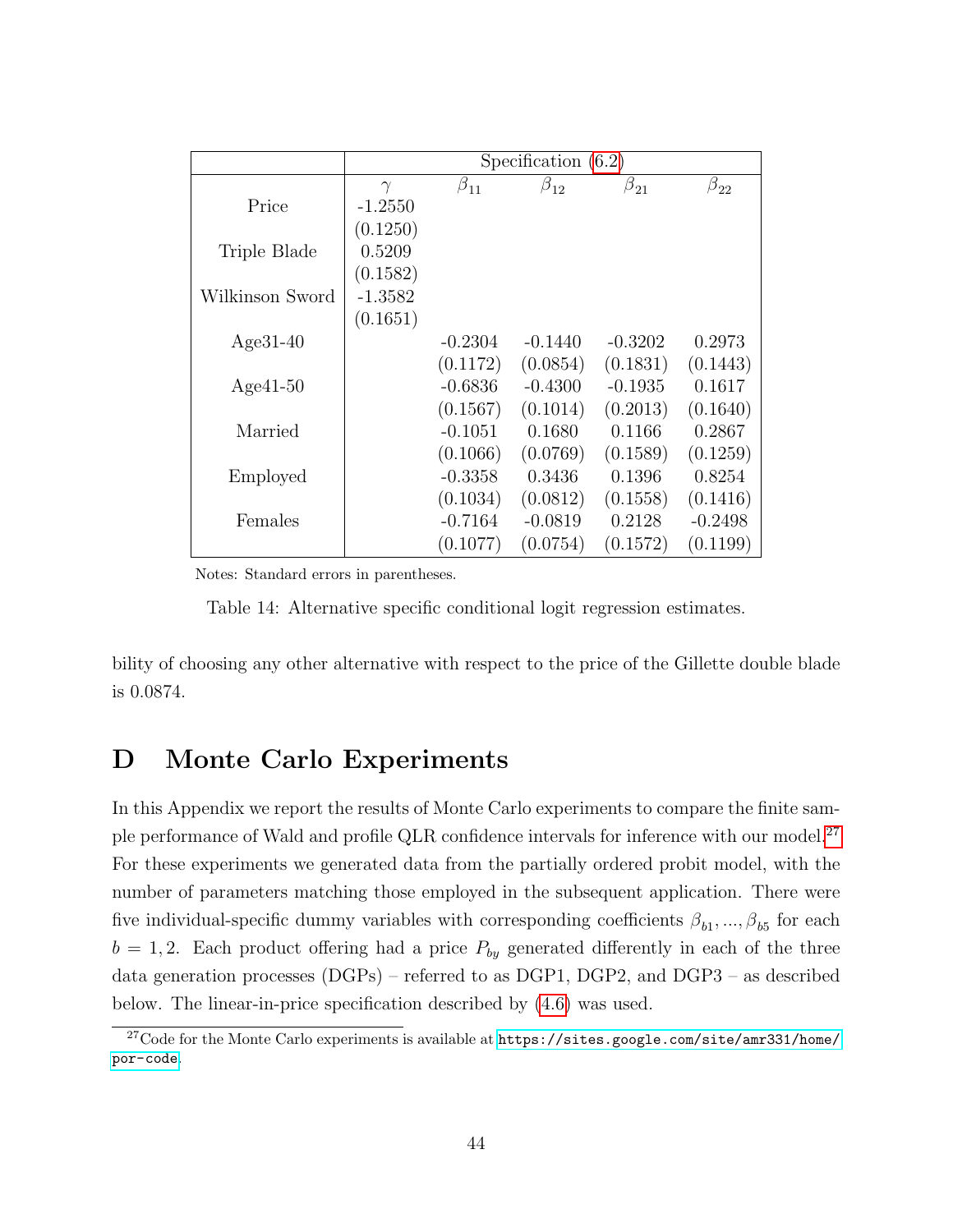| | Specification (6.2) | | | | |
|---|---|---|---|---|---|
| | $\gamma$ | $\beta_{11}$ | $\beta_{12}$ | $\beta_{21}$ | $\beta_{22}$ |
| Price | -1.2550 | | | | |
| | (0.1250) | | | | |
| Triple Blade | 0.5209 | | | | |
| | (0.1582) | | | | |
| Wilkinson Sword | -1.3582 | | | | |
| | (0.1651) | | | | |
| Age31-40 | | -0.2304 | -0.1440 | -0.3202 | 0.2973 |
| | | (0.1172) | (0.0854) | (0.1831) | (0.1443) |
| Age41-50 | | -0.6836 | -0.4300 | -0.1935 | 0.1617 |
| | | (0.1567) | (0.1014) | (0.2013) | (0.1640) |
| Married | | -0.1051 | 0.1680 | 0.1166 | 0.2867 |
| | | (0.1066) | (0.0769) | (0.1589) | (0.1259) |
| Employed | | -0.3358 | 0.3436 | 0.1396 | 0.8254 |
| | | (0.1034) | (0.0812) | (0.1558) | (0.1416) |
| Females | | -0.7164 | -0.0819 | 0.2128 | -0.2498 |
| | | (0.1077) | (0.0754) | (0.1572) | (0.1199) |

Notes: Standard errors in parentheses.

Table 14: Alternative specific conditional logit regression estimates.

bility of choosing any other alternative with respect to the price of the Gillette double blade is 0.0874.

# D Monte Carlo Experiments

In this Appendix we report the results of Monte Carlo experiments to compare the finite sample performance of Wald and profile QLR confidence intervals for inference with our model.[27] For these experiments we generated data from the partially ordered probit model, with the number of parameters matching those employed in the subsequent application. There were five individual-specific dummy variables with corresponding coefficients $\beta_{b1}, ..., \beta_{b5}$ for each $b = 1, 2$. Each product offering had a price $P_{by}$ generated differently in each of the three data generation processes (DGPs) – referred to as DGP1, DGP2, and DGP3 – as described below. The linear-in-price specification described by (4.6) was used.

[27] Code for the Monte Carlo experiments is available at https://sites.google.com/site/amr331/home/por-code.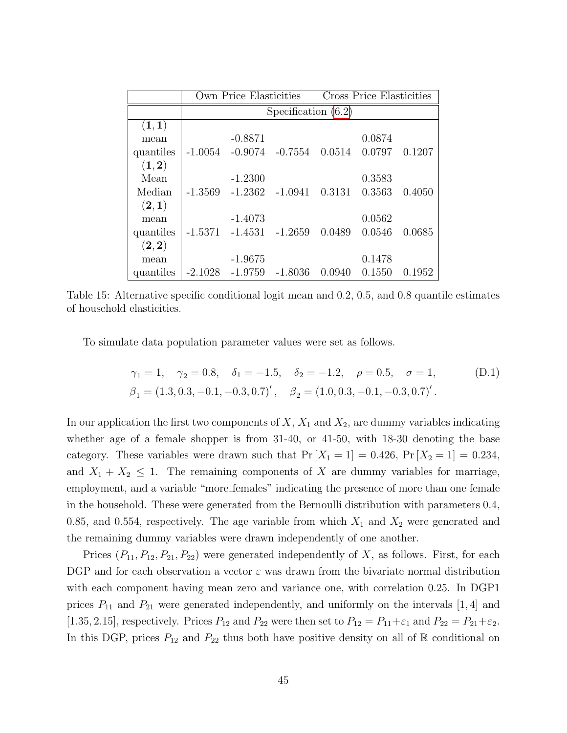| | Own Price Elasticities | | | Cross Price Elasticities | | |
|---|---|---|---|---|---|---|
| | Specification (6.2) | | | | | |
| **(1, 1)** | | | | | | |
| mean | | -0.8871 | | | 0.0874 | |
| quantiles | -1.0054 | -0.9074 | -0.7554 | 0.0514 | 0.0797 | 0.1207 |
| **(1, 2)** | | | | | | |
| Mean | | -1.2300 | | | 0.3583 | |
| Median | -1.3569 | -1.2362 | -1.0941 | 0.3131 | 0.3563 | 0.4050 |
| **(2, 1)** | | | | | | |
| mean | | -1.4073 | | | 0.0562 | |
| quantiles | -1.5371 | -1.4531 | -1.2659 | 0.0489 | 0.0546 | 0.0685 |
| **(2, 2)** | | | | | | |
| mean | | -1.9675 | | | 0.1478 | |
| quantiles | -2.1028 | -1.9759 | -1.8036 | 0.0940 | 0.1550 | 0.1952 |

Table 15: Alternative specific conditional logit mean and 0.2, 0.5, and 0.8 quantile estimates of household elasticities.

To simulate data population parameter values were set as follows.

$$
\begin{aligned}
&\gamma_1 = 1, \quad \gamma_2 = 0.8, \quad \delta_1 = -1.5, \quad \delta_2 = -1.2, \quad \rho = 0.5, \quad \sigma = 1, \\
&\beta_1 = (1.3, 0.3, -0.1, -0.3, 0.7)', \quad \beta_2 = (1.0, 0.3, -0.1, -0.3, 0.7)'.
\end{aligned} \tag{D.1}
$$

In our application the first two components of $X$, $X_1$ and $X_2$, are dummy variables indicating whether age of a female shopper is from 31-40, or 41-50, with 18-30 denoting the base category. These variables were drawn such that $\Pr[X_1 = 1] = 0.426$, $\Pr[X_2 = 1] = 0.234$, and $X_1 + X_2 \leq 1$. The remaining components of $X$ are dummy variables for marriage, employment, and a variable "more_females" indicating the presence of more than one female in the household. These were generated from the Bernoulli distribution with parameters 0.4, 0.85, and 0.554, respectively. The age variable from which $X_1$ and $X_2$ were generated and the remaining dummy variables were drawn independently of one another.

Prices $(P_{11}, P_{12}, P_{21}, P_{22})$ were generated independently of $X$, as follows. First, for each DGP and for each observation a vector $\varepsilon$ was drawn from the bivariate normal distribution with each component having mean zero and variance one, with correlation 0.25. In DGP1 prices $P_{11}$ and $P_{21}$ were generated independently, and uniformly on the intervals $[1, 4]$ and $[1.35, 2.15]$, respectively. Prices $P_{12}$ and $P_{22}$ were then set to $P_{12} = P_{11} + \varepsilon_1$ and $P_{22} = P_{21} + \varepsilon_2$. In this DGP, prices $P_{12}$ and $P_{22}$ thus both have positive density on all of $\mathbb{R}$ conditional on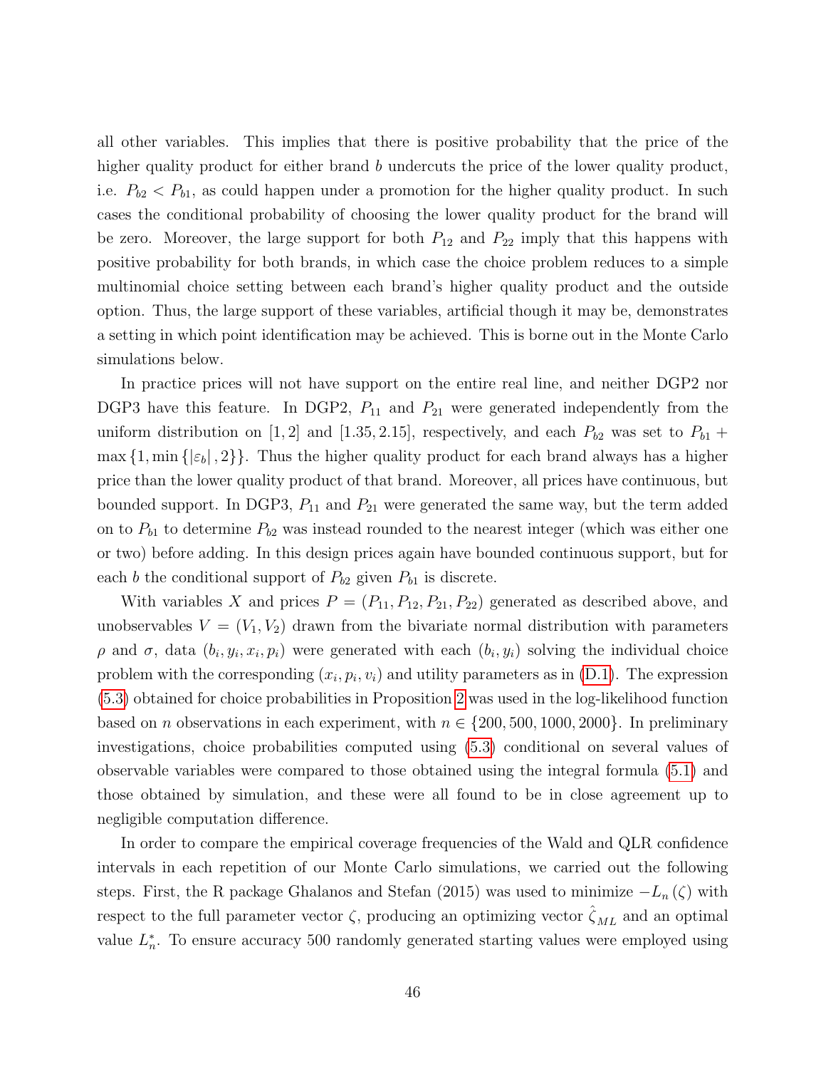all other variables. This implies that there is positive probability that the price of the higher quality product for either brand $b$ undercuts the price of the lower quality product, i.e. $P_{b2} < P_{b1}$, as could happen under a promotion for the higher quality product. In such cases the conditional probability of choosing the lower quality product for the brand will be zero. Moreover, the large support for both $P_{12}$ and $P_{22}$ imply that this happens with positive probability for both brands, in which case the choice problem reduces to a simple multinomial choice setting between each brand's higher quality product and the outside option. Thus, the large support of these variables, artificial though it may be, demonstrates a setting in which point identification may be achieved. This is borne out in the Monte Carlo simulations below.

In practice prices will not have support on the entire real line, and neither DGP2 nor DGP3 have this feature. In DGP2, $P_{11}$ and $P_{21}$ were generated independently from the uniform distribution on $[1, 2]$ and $[1.35, 2.15]$, respectively, and each $P_{b2}$ was set to $P_{b1} + \max\{1, \min\{|\varepsilon_b|, 2\}\}$. Thus the higher quality product for each brand always has a higher price than the lower quality product of that brand. Moreover, all prices have continuous, but bounded support. In DGP3, $P_{11}$ and $P_{21}$ were generated the same way, but the term added on to $P_{b1}$ to determine $P_{b2}$ was instead rounded to the nearest integer (which was either one or two) before adding. In this design prices again have bounded continuous support, but for each $b$ the conditional support of $P_{b2}$ given $P_{b1}$ is discrete.

With variables $X$ and prices $P = (P_{11}, P_{12}, P_{21}, P_{22})$ generated as described above, and unobservables $V = (V_1, V_2)$ drawn from the bivariate normal distribution with parameters $\rho$ and $\sigma$, data $(b_i, y_i, x_i, p_i)$ were generated with each $(b_i, y_i)$ solving the individual choice problem with the corresponding $(x_i, p_i, v_i)$ and utility parameters as in (D.1). The expression (5.3) obtained for choice probabilities in Proposition 2 was used in the log-likelihood function based on $n$ observations in each experiment, with $n \in \{200, 500, 1000, 2000\}$. In preliminary investigations, choice probabilities computed using (5.3) conditional on several values of observable variables were compared to those obtained using the integral formula (5.1) and those obtained by simulation, and these were all found to be in close agreement up to negligible computation difference.

In order to compare the empirical coverage frequencies of the Wald and QLR confidence intervals in each repetition of our Monte Carlo simulations, we carried out the following steps. First, the R package Ghalanos and Stefan (2015) was used to minimize $-L_n(\zeta)$ with respect to the full parameter vector $\zeta$, producing an optimizing vector $\hat{\zeta}_{ML}$ and an optimal value $L_n^*$. To ensure accuracy 500 randomly generated starting values were employed using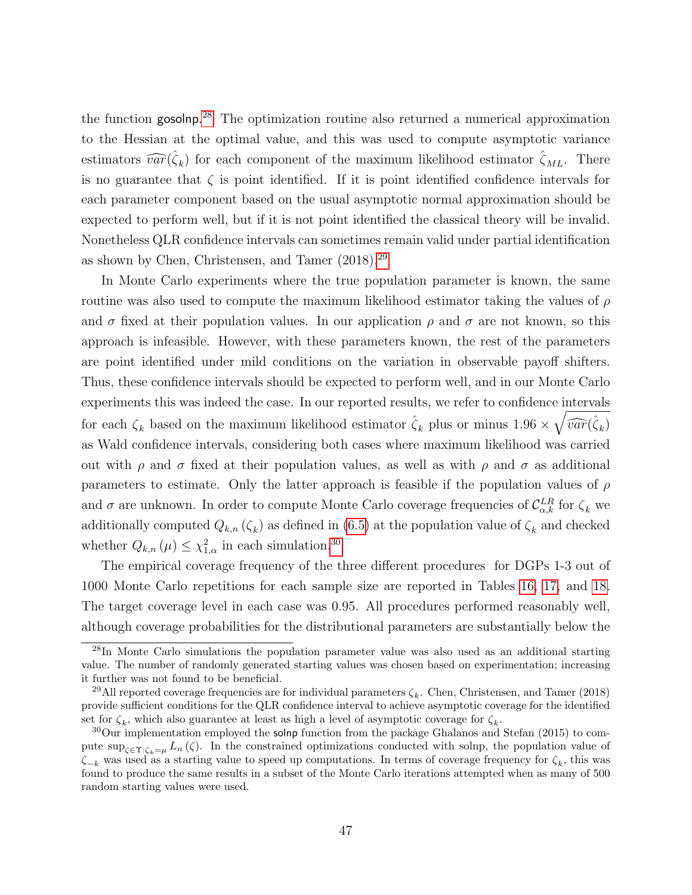the function gosolnp.[28] The optimization routine also returned a numerical approximation to the Hessian at the optimal value, and this was used to compute asymptotic variance estimators $\widehat{var}(\hat{\zeta}_k)$ for each component of the maximum likelihood estimator $\hat{\zeta}_{ML}$. There is no guarantee that $\zeta$ is point identified. If it is point identified confidence intervals for each parameter component based on the usual asymptotic normal approximation should be expected to perform well, but if it is not point identified the classical theory will be invalid. Nonetheless QLR confidence intervals can sometimes remain valid under partial identification as shown by Chen, Christensen, and Tamer (2018).[29]

In Monte Carlo experiments where the true population parameter is known, the same routine was also used to compute the maximum likelihood estimator taking the values of $\rho$ and $\sigma$ fixed at their population values. In our application $\rho$ and $\sigma$ are not known, so this approach is infeasible. However, with these parameters known, the rest of the parameters are point identified under mild conditions on the variation in observable payoff shifters. Thus, these confidence intervals should be expected to perform well, and in our Monte Carlo experiments this was indeed the case. In our reported results, we refer to confidence intervals for each $\zeta_k$ based on the maximum likelihood estimator $\hat{\zeta}_k$ plus or minus $1.96 \times \sqrt{\widehat{var}(\hat{\zeta}_k)}$ as Wald confidence intervals, considering both cases where maximum likelihood was carried out with $\rho$ and $\sigma$ fixed at their population values, as well as with $\rho$ and $\sigma$ as additional parameters to estimate. Only the latter approach is feasible if the population values of $\rho$ and $\sigma$ are unknown. In order to compute Monte Carlo coverage frequencies of $\mathcal{C}^{LR}_{\alpha,k}$ for $\zeta_k$ we additionally computed $Q_{k,n}(\zeta_k)$ as defined in (6.5) at the population value of $\zeta_k$ and checked whether $Q_{k,n}(\mu) \leq \chi^2_{1,\alpha}$ in each simulation.[30]

The empirical coverage frequency of the three different procedures for DGPs 1-3 out of 1000 Monte Carlo repetitions for each sample size are reported in Tables 16, 17, and 18. The target coverage level in each case was 0.95. All procedures performed reasonably well, although coverage probabilities for the distributional parameters are substantially below the

---

[28] In Monte Carlo simulations the population parameter value was also used as an additional starting value. The number of randomly generated starting values was chosen based on experimentation; increasing it further was not found to be beneficial.

[29] All reported coverage frequencies are for individual parameters $\zeta_k$. Chen, Christensen, and Tamer (2018) provide sufficient conditions for the QLR confidence interval to achieve asymptotic coverage for the identified set for $\zeta_k$, which also guarantee at least as high a level of asymptotic coverage for $\zeta_k$.

[30] Our implementation employed the solnp function from the package Ghalanos and Stefan (2015) to compute $\sup_{\zeta \in \Upsilon : \zeta_k = \mu} L_n(\zeta)$. In the constrained optimizations conducted with solnp, the population value of $\zeta_{-k}$ was used as a starting value to speed up computations. In terms of coverage frequency for $\zeta_k$, this was found to produce the same results in a subset of the Monte Carlo iterations attempted when as many of 500 random starting values were used.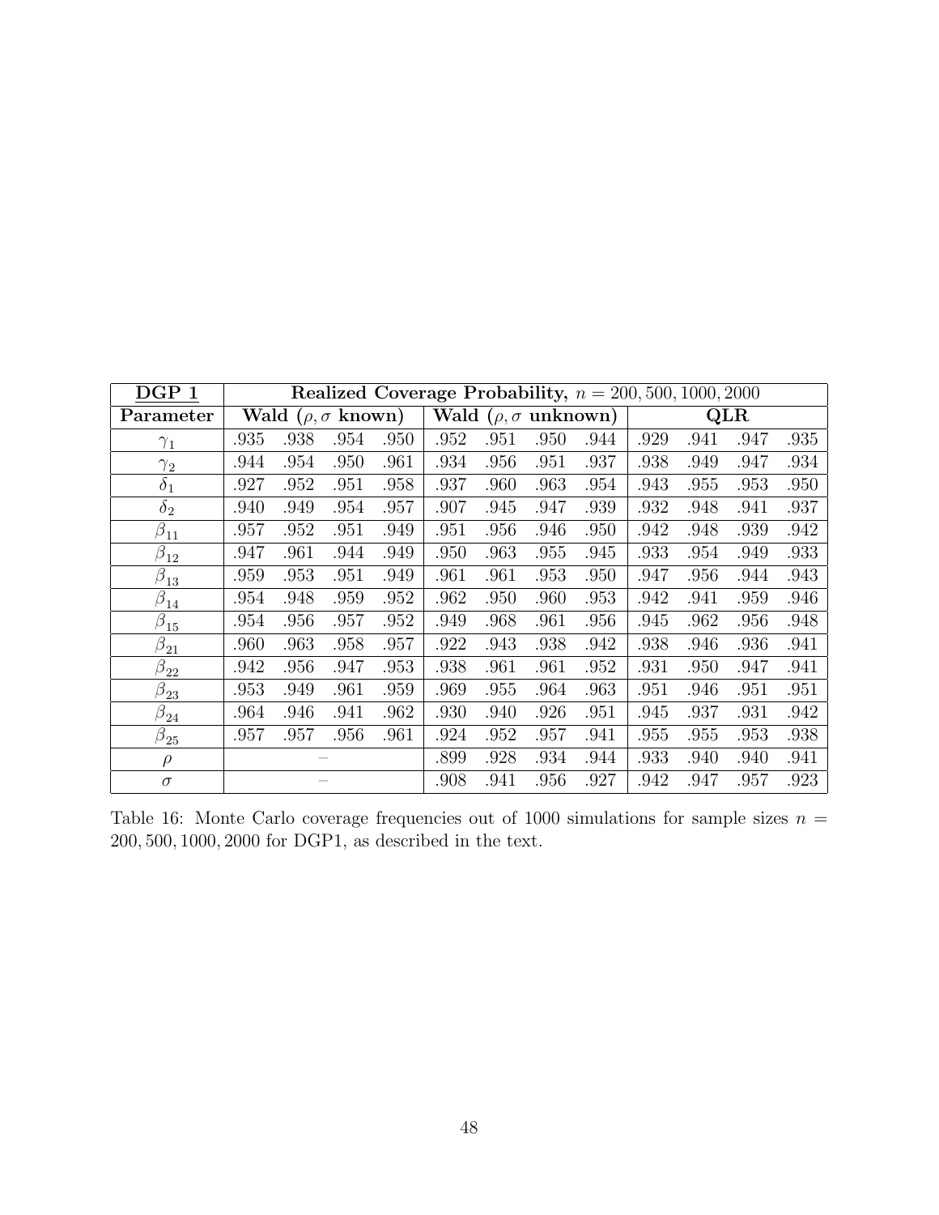| DGP 1 | Realized Coverage Probability, $n = 200, 500, 1000, 2000$ | | | | | | | | | | | |
|---|---|---|---|---|---|---|---|---|---|---|---|---|
| **Parameter** | **Wald ($\rho, \sigma$ known)** | | | | **Wald ($\rho, \sigma$ unknown)** | | | | **QLR** | | | |
| $\gamma_1$ | .935 | .938 | .954 | .950 | .952 | .951 | .950 | .944 | .929 | .941 | .947 | .935 |
| $\gamma_2$ | .944 | .954 | .950 | .961 | .934 | .956 | .951 | .937 | .938 | .949 | .947 | .934 |
| $\delta_1$ | .927 | .952 | .951 | .958 | .937 | .960 | .963 | .954 | .943 | .955 | .953 | .950 |
| $\delta_2$ | .940 | .949 | .954 | .957 | .907 | .945 | .947 | .939 | .932 | .948 | .941 | .937 |
| $\beta_{11}$ | .957 | .952 | .951 | .949 | .951 | .956 | .946 | .950 | .942 | .948 | .939 | .942 |
| $\beta_{12}$ | .947 | .961 | .944 | .949 | .950 | .963 | .955 | .945 | .933 | .954 | .949 | .933 |
| $\beta_{13}$ | .959 | .953 | .951 | .949 | .961 | .961 | .953 | .950 | .947 | .956 | .944 | .943 |
| $\beta_{14}$ | .954 | .948 | .959 | .952 | .962 | .950 | .960 | .953 | .942 | .941 | .959 | .946 |
| $\beta_{15}$ | .954 | .956 | .957 | .952 | .949 | .968 | .961 | .956 | .945 | .962 | .956 | .948 |
| $\beta_{21}$ | .960 | .963 | .958 | .957 | .922 | .943 | .938 | .942 | .938 | .946 | .936 | .941 |
| $\beta_{22}$ | .942 | .956 | .947 | .953 | .938 | .961 | .961 | .952 | .931 | .950 | .947 | .941 |
| $\beta_{23}$ | .953 | .949 | .961 | .959 | .969 | .955 | .964 | .963 | .951 | .946 | .951 | .951 |
| $\beta_{24}$ | .964 | .946 | .941 | .962 | .930 | .940 | .926 | .951 | .945 | .937 | .931 | .942 |
| $\beta_{25}$ | .957 | .957 | .956 | .961 | .924 | .952 | .957 | .941 | .955 | .955 | .953 | .938 |
| $\rho$ | – | | | | .899 | .928 | .934 | .944 | .933 | .940 | .940 | .941 |
| $\sigma$ | – | | | | .908 | .941 | .956 | .927 | .942 | .947 | .957 | .923 |

Table 16: Monte Carlo coverage frequencies out of 1000 simulations for sample sizes $n = 200, 500, 1000, 2000$ for DGP1, as described in the text.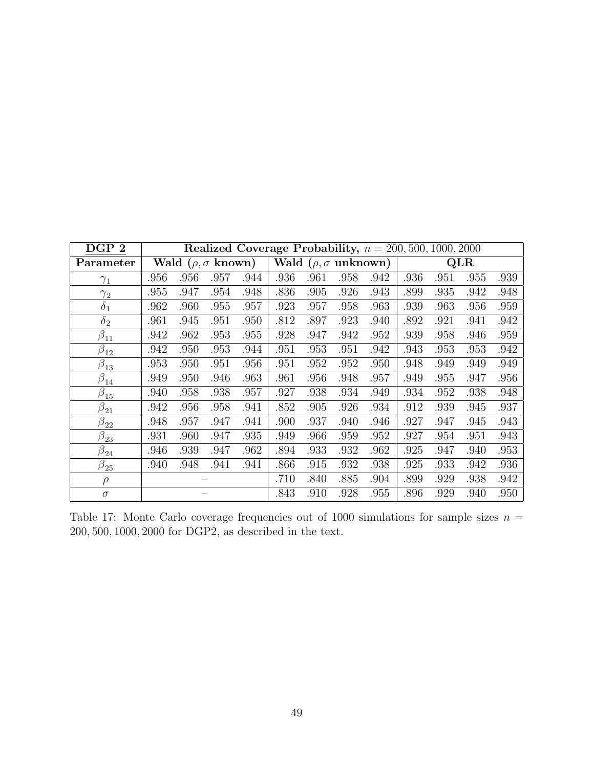| **DGP 2** | **Realized Coverage Probability,** $n = 200, 500, 1000, 2000$ | | | | | | | | | | | |
|---|---|---|---|---|---|---|---|---|---|---|---|---|
| **Parameter** | **Wald** ($\rho, \sigma$ **known**) | | | | **Wald** ($\rho, \sigma$ **unknown**) | | | | **QLR** | | | |
| $\gamma_1$ | .956 | .956 | .957 | .944 | .936 | .961 | .958 | .942 | .936 | .951 | .955 | .939 |
| $\gamma_2$ | .955 | .947 | .954 | .948 | .836 | .905 | .926 | .943 | .899 | .935 | .942 | .948 |
| $\delta_1$ | .962 | .960 | .955 | .957 | .923 | .957 | .958 | .963 | .939 | .963 | .956 | .959 |
| $\delta_2$ | .961 | .945 | .951 | .950 | .812 | .897 | .923 | .940 | .892 | .921 | .941 | .942 |
| $\beta_{11}$ | .942 | .962 | .953 | .955 | .928 | .947 | .942 | .952 | .939 | .958 | .946 | .959 |
| $\beta_{12}$ | .942 | .950 | .953 | .944 | .951 | .953 | .951 | .942 | .943 | .953 | .953 | .942 |
| $\beta_{13}$ | .953 | .950 | .951 | .956 | .951 | .952 | .952 | .950 | .948 | .949 | .949 | .949 |
| $\beta_{14}$ | .949 | .950 | .946 | .963 | .961 | .956 | .948 | .957 | .949 | .955 | .947 | .956 |
| $\beta_{15}$ | .940 | .958 | .938 | .957 | .927 | .938 | .934 | .949 | .934 | .952 | .938 | .948 |
| $\beta_{21}$ | .942 | .956 | .958 | .941 | .852 | .905 | .926 | .934 | .912 | .939 | .945 | .937 |
| $\beta_{22}$ | .948 | .957 | .947 | .941 | .900 | .937 | .940 | .946 | .927 | .947 | .945 | .943 |
| $\beta_{23}$ | .931 | .960 | .947 | .935 | .949 | .966 | .959 | .952 | .927 | .954 | .951 | .943 |
| $\beta_{24}$ | .946 | .939 | .947 | .962 | .894 | .933 | .932 | .962 | .925 | .947 | .940 | .953 |
| $\beta_{25}$ | .940 | .948 | .941 | .941 | .866 | .915 | .932 | .938 | .925 | .933 | .942 | .936 |
| $\rho$ | – | | | | .710 | .840 | .885 | .904 | .899 | .929 | .938 | .942 |
| $\sigma$ | – | | | | .843 | .910 | .928 | .955 | .896 | .929 | .940 | .950 |

Table 17: Monte Carlo coverage frequencies out of 1000 simulations for sample sizes $n = 200, 500, 1000, 2000$ for DGP2, as described in the text.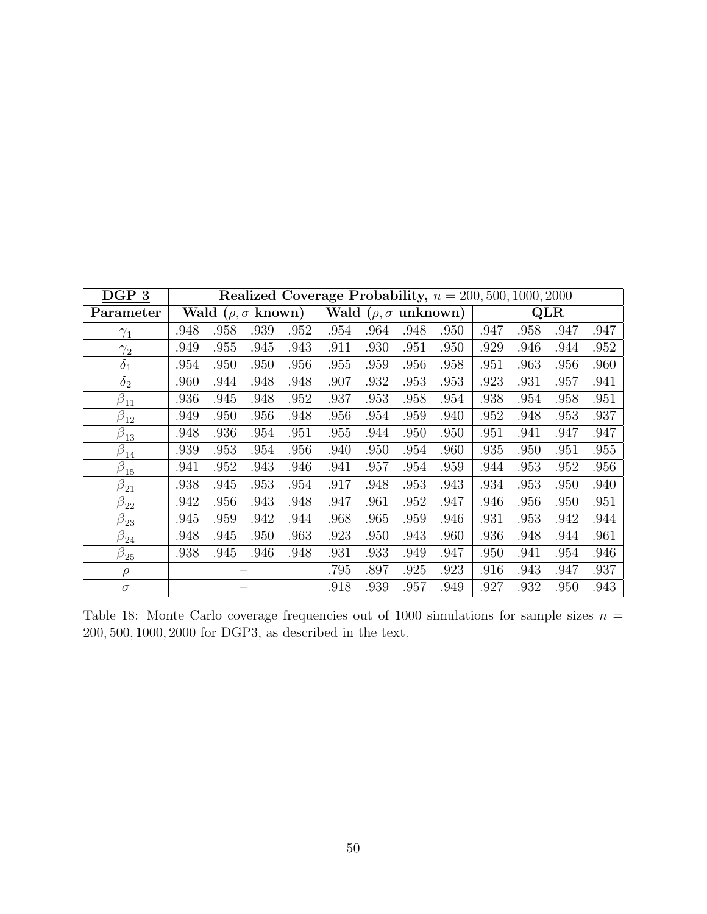| **DGP 3** | **Realized Coverage Probability, $n = 200, 500, 1000, 2000$** | | | | | | | | | | | |
|---|---|---|---|---|---|---|---|---|---|---|---|---|
| **Parameter** | **Wald ($\rho, \sigma$ known)** | | | | **Wald ($\rho, \sigma$ unknown)** | | | | **QLR** | | | |
| $\gamma_1$ | .948 | .958 | .939 | .952 | .954 | .964 | .948 | .950 | .947 | .958 | .947 | .947 |
| $\gamma_2$ | .949 | .955 | .945 | .943 | .911 | .930 | .951 | .950 | .929 | .946 | .944 | .952 |
| $\delta_1$ | .954 | .950 | .950 | .956 | .955 | .959 | .956 | .958 | .951 | .963 | .956 | .960 |
| $\delta_2$ | .960 | .944 | .948 | .948 | .907 | .932 | .953 | .953 | .923 | .931 | .957 | .941 |
| $\beta_{11}$ | .936 | .945 | .948 | .952 | .937 | .953 | .958 | .954 | .938 | .954 | .958 | .951 |
| $\beta_{12}$ | .949 | .950 | .956 | .948 | .956 | .954 | .959 | .940 | .952 | .948 | .953 | .937 |
| $\beta_{13}$ | .948 | .936 | .954 | .951 | .955 | .944 | .950 | .950 | .951 | .941 | .947 | .947 |
| $\beta_{14}$ | .939 | .953 | .954 | .956 | .940 | .950 | .954 | .960 | .935 | .950 | .951 | .955 |
| $\beta_{15}$ | .941 | .952 | .943 | .946 | .941 | .957 | .954 | .959 | .944 | .953 | .952 | .956 |
| $\beta_{21}$ | .938 | .945 | .953 | .954 | .917 | .948 | .953 | .943 | .934 | .953 | .950 | .940 |
| $\beta_{22}$ | .942 | .956 | .943 | .948 | .947 | .961 | .952 | .947 | .946 | .956 | .950 | .951 |
| $\beta_{23}$ | .945 | .959 | .942 | .944 | .968 | .965 | .959 | .946 | .931 | .953 | .942 | .944 |
| $\beta_{24}$ | .948 | .945 | .950 | .963 | .923 | .950 | .943 | .960 | .936 | .948 | .944 | .961 |
| $\beta_{25}$ | .938 | .945 | .946 | .948 | .931 | .933 | .949 | .947 | .950 | .941 | .954 | .946 |
| $\rho$ | – | | | | .795 | .897 | .925 | .923 | .916 | .943 | .947 | .937 |
| $\sigma$ | – | | | | .918 | .939 | .957 | .949 | .927 | .932 | .950 | .943 |

Table 18: Monte Carlo coverage frequencies out of 1000 simulations for sample sizes $n = 200, 500, 1000, 2000$ for DGP3, as described in the text.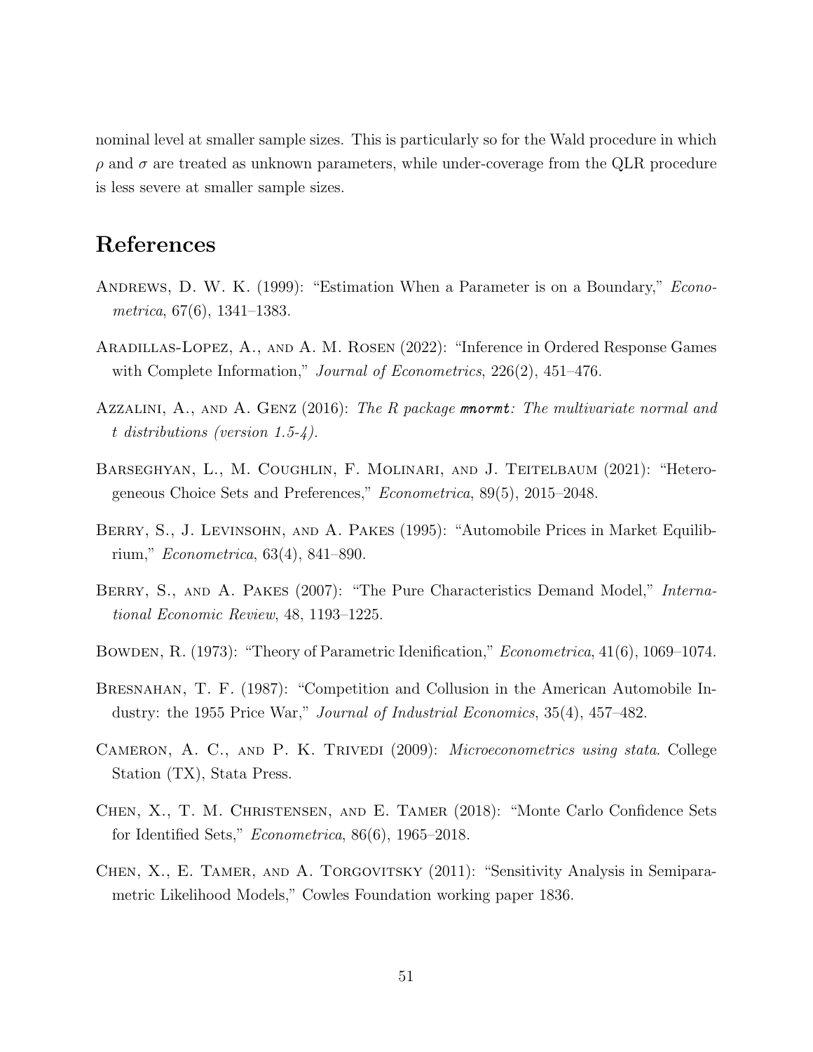nominal level at smaller sample sizes. This is particularly so for the Wald procedure in which $\rho$ and $\sigma$ are treated as unknown parameters, while under-coverage from the QLR procedure is less severe at smaller sample sizes.

## References

Andrews, D. W. K. (1999): "Estimation When a Parameter is on a Boundary," *Econometrica*, 67(6), 1341–1383.

Aradillas-Lopez, A., and A. M. Rosen (2022): "Inference in Ordered Response Games with Complete Information," *Journal of Econometrics*, 226(2), 451–476.

Azzalini, A., and A. Genz (2016): *The R package **mnormt**: The multivariate normal and t distributions (version 1.5-4)*.

Barseghyan, L., M. Coughlin, F. Molinari, and J. Teitelbaum (2021): "Heterogeneous Choice Sets and Preferences," *Econometrica*, 89(5), 2015–2048.

Berry, S., J. Levinsohn, and A. Pakes (1995): "Automobile Prices in Market Equilibrium," *Econometrica*, 63(4), 841–890.

Berry, S., and A. Pakes (2007): "The Pure Characteristics Demand Model," *International Economic Review*, 48, 1193–1225.

Bowden, R. (1973): "Theory of Parametric Idenification," *Econometrica*, 41(6), 1069–1074.

Bresnahan, T. F. (1987): "Competition and Collusion in the American Automobile Industry: the 1955 Price War," *Journal of Industrial Economics*, 35(4), 457–482.

Cameron, A. C., and P. K. Trivedi (2009): *Microeconometrics using stata*. College Station (TX), Stata Press.

Chen, X., T. M. Christensen, and E. Tamer (2018): "Monte Carlo Confidence Sets for Identified Sets," *Econometrica*, 86(6), 1965–2018.

Chen, X., E. Tamer, and A. Torgovitsky (2011): "Sensitivity Analysis in Semiparametric Likelihood Models," Cowles Foundation working paper 1836.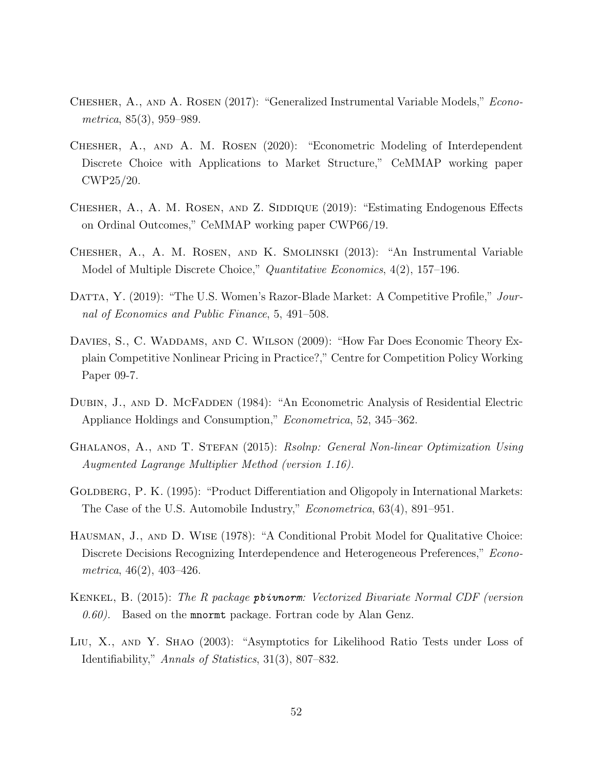Chesher, A., and A. Rosen (2017): "Generalized Instrumental Variable Models," *Econometrica*, 85(3), 959–989.

Chesher, A., and A. M. Rosen (2020): "Econometric Modeling of Interdependent Discrete Choice with Applications to Market Structure," CeMMAP working paper CWP25/20.

Chesher, A., A. M. Rosen, and Z. Siddique (2019): "Estimating Endogenous Effects on Ordinal Outcomes," CeMMAP working paper CWP66/19.

Chesher, A., A. M. Rosen, and K. Smolinski (2013): "An Instrumental Variable Model of Multiple Discrete Choice," *Quantitative Economics*, 4(2), 157–196.

Datta, Y. (2019): "The U.S. Women's Razor-Blade Market: A Competitive Profile," *Journal of Economics and Public Finance*, 5, 491–508.

Davies, S., C. Waddams, and C. Wilson (2009): "How Far Does Economic Theory Explain Competitive Nonlinear Pricing in Practice?," Centre for Competition Policy Working Paper 09-7.

Dubin, J., and D. McFadden (1984): "An Econometric Analysis of Residential Electric Appliance Holdings and Consumption," *Econometrica*, 52, 345–362.

Ghalanos, A., and T. Stefan (2015): *Rsolnp: General Non-linear Optimization Using Augmented Lagrange Multiplier Method (version 1.16).*

Goldberg, P. K. (1995): "Product Differentiation and Oligopoly in International Markets: The Case of the U.S. Automobile Industry," *Econometrica*, 63(4), 891–951.

Hausman, J., and D. Wise (1978): "A Conditional Probit Model for Qualitative Choice: Discrete Decisions Recognizing Interdependence and Heterogeneous Preferences," *Econometrica*, 46(2), 403–426.

Kenkel, B. (2015): *The R package **pbivnorm**: Vectorized Bivariate Normal CDF (version 0.60).* Based on the `mnormt` package. Fortran code by Alan Genz.

Liu, X., and Y. Shao (2003): "Asymptotics for Likelihood Ratio Tests under Loss of Identifiability," *Annals of Statistics*, 31(3), 807–832.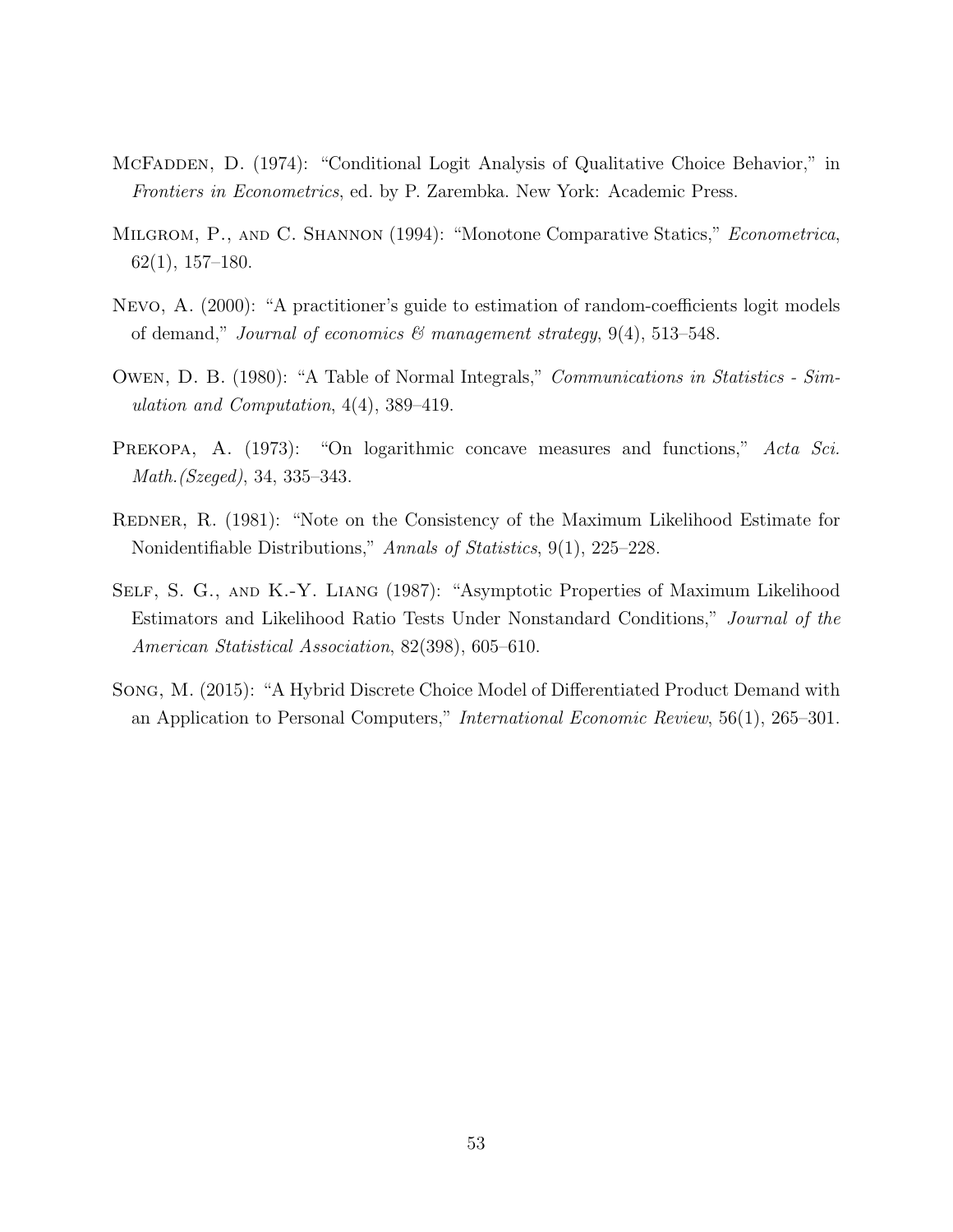McFadden, D. (1974): "Conditional Logit Analysis of Qualitative Choice Behavior," in *Frontiers in Econometrics*, ed. by P. Zarembka. New York: Academic Press.

Milgrom, P., and C. Shannon (1994): "Monotone Comparative Statics," *Econometrica*, 62(1), 157–180.

Nevo, A. (2000): "A practitioner's guide to estimation of random-coefficients logit models of demand," *Journal of economics & management strategy*, 9(4), 513–548.

Owen, D. B. (1980): "A Table of Normal Integrals," *Communications in Statistics - Simulation and Computation*, 4(4), 389–419.

Prekopa, A. (1973): "On logarithmic concave measures and functions," *Acta Sci. Math.(Szeged)*, 34, 335–343.

Redner, R. (1981): "Note on the Consistency of the Maximum Likelihood Estimate for Nonidentifiable Distributions," *Annals of Statistics*, 9(1), 225–228.

Self, S. G., and K.-Y. Liang (1987): "Asymptotic Properties of Maximum Likelihood Estimators and Likelihood Ratio Tests Under Nonstandard Conditions," *Journal of the American Statistical Association*, 82(398), 605–610.

Song, M. (2015): "A Hybrid Discrete Choice Model of Differentiated Product Demand with an Application to Personal Computers," *International Economic Review*, 56(1), 265–301.